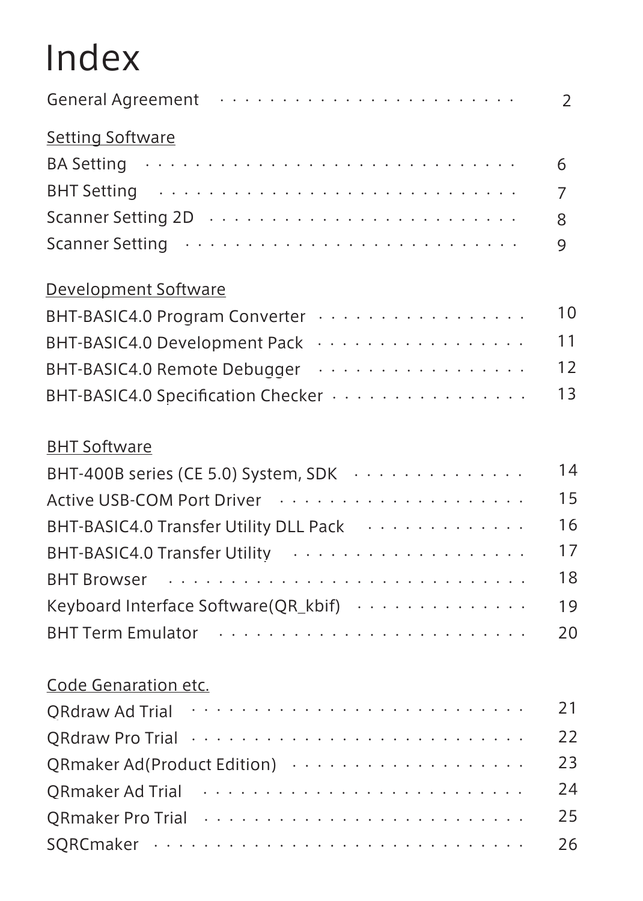# Index

General Agreement · · · · · · · · · · · · · · · · · · · · · · · 2

Setting Software

BA Setting · · · · · · · · · · · · · · · · · · · · · · · · · · 6

BHT Setting · · · · · · · · · · · · · · · · · · · · · · · · · 7

Scanner Setting 2D · · · · · · · · · · · · · · · · · · · · · · 8

Scanner Setting · · · · · · · · · · · · · · · · · · · · · · · 9

Development Software

BHT-BASIC4.0 Program Converter · · · · · · · · · · · · · · · · · 10

BHT-BASIC4.0 Development Pack · · · · · · · · · · · · · · · · · 11

BHT-BASIC4.0 Remote Debugger · · · · · · · · · · · · · · · · · 12

BHT-BASIC4.0 Specification Checker · · · · · · · · · · · · · · · · 13

BHT Software

BHT-400B series (CE 5.0) System, SDK · · · · · · · · · · · · · · 14

Active USB-COM Port Driver · · · · · · · · · · · · · · · · · · · 15

BHT-BASIC4.0 Transfer Utility DLL Pack · · · · · · · · · · · · · 16

BHT-BASIC4.0 Transfer Utility · · · · · · · · · · · · · · · · · · 17

BHT Browser · · · · · · · · · · · · · · · · · · · · · · · · · 18

Keyboard Interface Software(QR_kbif) · · · · · · · · · · · · · · 19

BHT Term Emulator · · · · · · · · · · · · · · · · · · · · · · · 20

Code Genaration etc.

QRdraw Ad Trial · · · · · · · · · · · · · · · · · · · · · · · · 21

QRdraw Pro Trial · · · · · · · · · · · · · · · · · · · · · · · · 22

QRmaker Ad(Product Edition) · · · · · · · · · · · · · · · · · · 23

QRmaker Ad Trial · · · · · · · · · · · · · · · · · · · · · · · · 24

QRmaker Pro Trial · · · · · · · · · · · · · · · · · · · · · · · 25

SQRCmaker · · · · · · · · · · · · · · · · · · · · · · · · · · · 26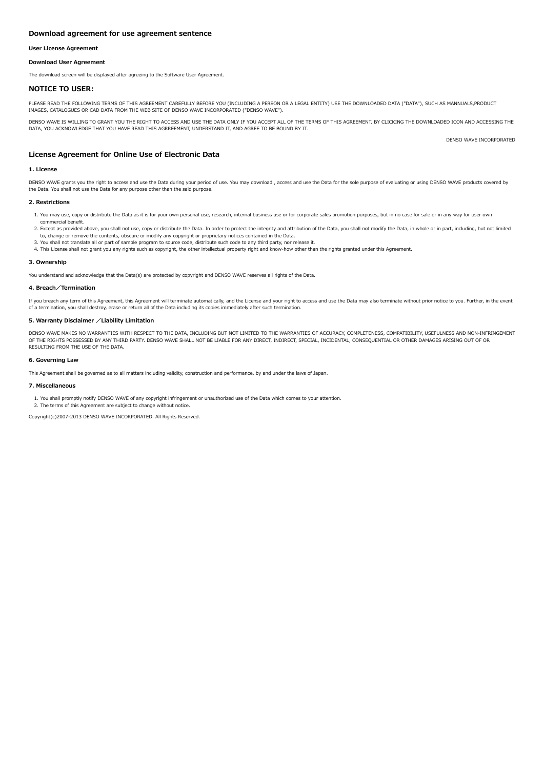## Download agreement for use agreement sentence

#### User License Agreement

#### Download User Agreement

The download screen will be displayed after agreeing to the Software User Agreement.

### NOTICE TO USER:

PLEASE READ THE FOLLOWING TERMS OF THIS AGREEMENT CAREFULLY BEFORE YOU (INCLUDING A PERSON OR A LEGAL ENTITY) USE THE DOWNLOADED DATA ("DATA"), SUCH AS MANNUALS,PRODUCT IMAGES, CATALOGUES OR CAD DATA FROM THE WEB SITE OF DENSO WAVE INCORPORATED ("DENSO WAVE").

DENSO WAVE IS WILLING TO GRANT YOU THE RIGHT TO ACCESS AND USE THE DATA ONLY IF YOU ACCEPT ALL OF THE TERMS OF THIS AGREEMENT. BY CLICKING THE DOWNLOADED ICON AND ACCESSING THE DATA, YOU ACKNOWLEDGE THAT YOU HAVE READ THIS AGRREEMENT, UNDERSTAND IT, AND AGREE TO BE BOUND BY IT.

DENSO WAVE INCORPORATED

## License Agreement for Online Use of Electronic Data

#### 1. License

DENSO WAVE grants you the right to access and use the Data during your period of use. You may download , access and use the Data for the sole purpose of evaluating or using DENSO WAVE products covered by the Data. You shall not use the Data for any purpose other than the said purpose.

#### 2. Restrictions

1. You may use, copy or distribute the Data as it is for your own personal use, research, internal business use or for corporate sales promotion purposes, but in no case for sale or in any way for user own commercial benefit.
2. Except as provided above, you shall not use, copy or distribute the Data. In order to protect the integrity and attribution of the Data, you shall not modify the Data, in whole or in part, including, but not limited to, change or remove the contents, obscure or modify any copyright or proprietary notices contained in the Data.
3. You shall not translate all or part of sample program to source code, distribute such code to any third party, nor release it.
4. This License shall not grant you any rights such as copyright, the other intellectual property right and know-how other than the rights granted under this Agreement.

#### 3. Ownership

You understand and acknowledge that the Data(s) are protected by copyright and DENSO WAVE reserves all rights of the Data.

#### 4. Breach／Termination

If you breach any term of this Agreement, this Agreement will terminate automatically, and the License and your right to access and use the Data may also terminate without prior notice to you. Further, in the event of a termination, you shall destroy, erase or return all of the Data including its copies immediately after such termination.

#### 5. Warranty Disclaimer ／Liability Limitation

DENSO WAVE MAKES NO WARRANTIES WITH RESPECT TO THE DATA, INCLUDING BUT NOT LIMITED TO THE WARRANTIES OF ACCURACY, COMPLETENESS, COMPATIBILITY, USEFULNESS AND NON-INFRINGEMENT OF THE RIGHTS POSSESSED BY ANY THIRD PARTY. DENSO WAVE SHALL NOT BE LIABLE FOR ANY DIRECT, INDIRECT, SPECIAL, INCIDENTAL, CONSEQUENTIAL OR OTHER DAMAGES ARISING OUT OF OR RESULTING FROM THE USE OF THE DATA.

#### 6. Governing Law

This Agreement shall be governed as to all matters including validity, construction and performance, by and under the laws of Japan.

#### 7. Miscellaneous

1. You shall promptly notify DENSO WAVE of any copyright infringement or unauthorized use of the Data which comes to your attention.
2. The terms of this Agreement are subject to change without notice.

Copyright(c)2007-2013 DENSO WAVE INCORPORATED. All Rights Reserved.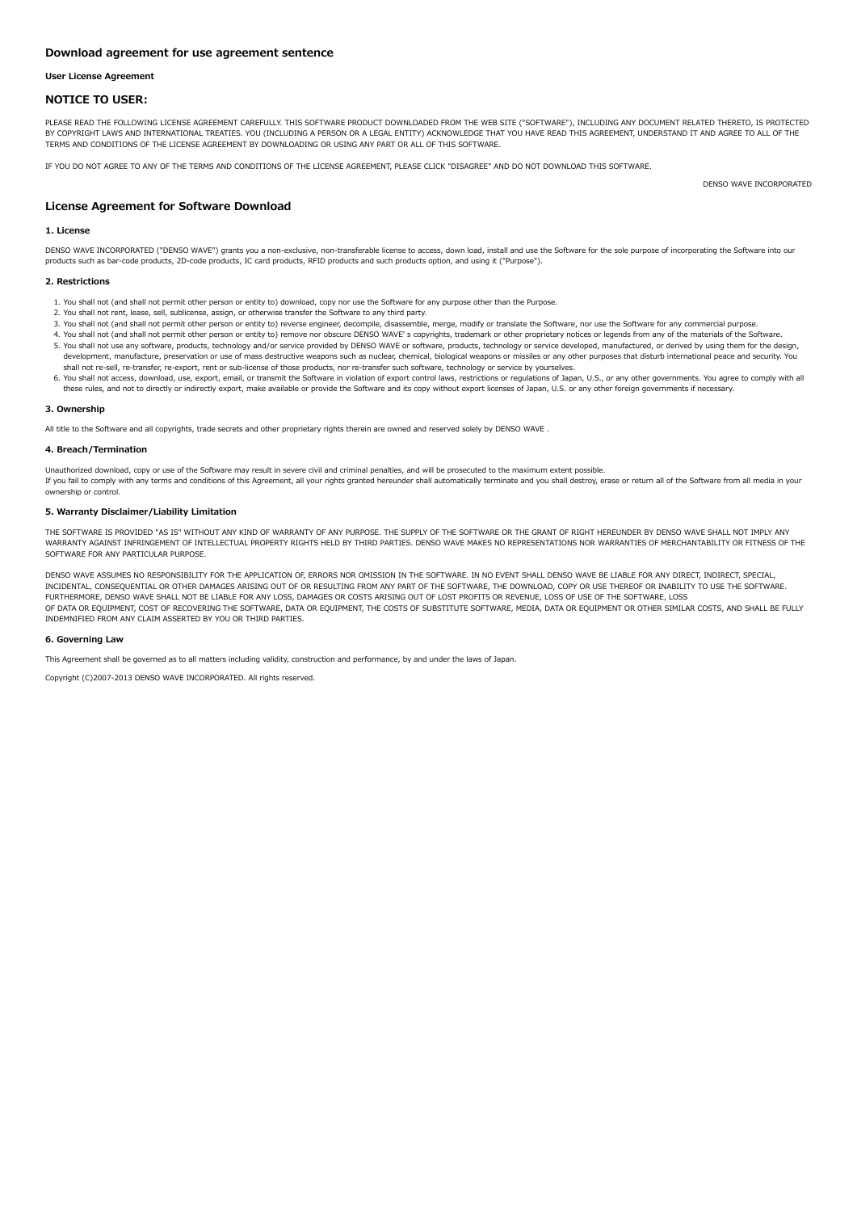## Download agreement for use agreement sentence

**User License Agreement**

### NOTICE TO USER:

PLEASE READ THE FOLLOWING LICENSE AGREEMENT CAREFULLY. THIS SOFTWARE PRODUCT DOWNLOADED FROM THE WEB SITE ("SOFTWARE"), INCLUDING ANY DOCUMENT RELATED THERETO, IS PROTECTED BY COPYRIGHT LAWS AND INTERNATIONAL TREATIES. YOU (INCLUDING A PERSON OR A LEGAL ENTITY) ACKNOWLEDGE THAT YOU HAVE READ THIS AGREEMENT, UNDERSTAND IT AND AGREE TO ALL OF THE TERMS AND CONDITIONS OF THE LICENSE AGREEMENT BY DOWNLOADING OR USING ANY PART OR ALL OF THIS SOFTWARE.

IF YOU DO NOT AGREE TO ANY OF THE TERMS AND CONDITIONS OF THE LICENSE AGREEMENT, PLEASE CLICK "DISAGREE" AND DO NOT DOWNLOAD THIS SOFTWARE.

DENSO WAVE INCORPORATED

## License Agreement for Software Download

#### 1. License

DENSO WAVE INCORPORATED ("DENSO WAVE") grants you a non-exclusive, non-transferable license to access, down load, install and use the Software for the sole purpose of incorporating the Software into our products such as bar-code products, 2D-code products, IC card products, RFID products and such products option, and using it ("Purpose").

#### 2. Restrictions

1. You shall not (and shall not permit other person or entity to) download, copy nor use the Software for any purpose other than the Purpose.
2. You shall not rent, lease, sell, sublicense, assign, or otherwise transfer the Software to any third party.
3. You shall not (and shall not permit other person or entity to) reverse engineer, decompile, disassemble, merge, modify or translate the Software, nor use the Software for any commercial purpose.
4. You shall not (and shall not permit other person or entity to) remove nor obscure DENSO WAVE' s copyrights, trademark or other proprietary notices or legends from any of the materials of the Software.
5. You shall not use any software, products, technology and/or service provided by DENSO WAVE or software, products, technology or service developed, manufactured, or derived by using them for the design, development, manufacture, preservation or use of mass destructive weapons such as nuclear, chemical, biological weapons or missiles or any other purposes that disturb international peace and security. You shall not re-sell, re-transfer, re-export, rent or sub-license of those products, nor re-transfer such software, technology or service by yourselves.
6. You shall not access, download, use, export, email, or transmit the Software in violation of export control laws, restrictions or regulations of Japan, U.S., or any other governments. You agree to comply with all these rules, and not to directly or indirectly export, make available or provide the Software and its copy without export licenses of Japan, U.S. or any other foreign governments if necessary.

#### 3. Ownership

All title to the Software and all copyrights, trade secrets and other proprietary rights therein are owned and reserved solely by DENSO WAVE .

#### 4. Breach/Termination

Unauthorized download, copy or use of the Software may result in severe civil and criminal penalties, and will be prosecuted to the maximum extent possible.
If you fail to comply with any terms and conditions of this Agreement, all your rights granted hereunder shall automatically terminate and you shall destroy, erase or return all of the Software from all media in your ownership or control.

#### 5. Warranty Disclaimer/Liability Limitation

THE SOFTWARE IS PROVIDED "AS IS" WITHOUT ANY KIND OF WARRANTY OF ANY PURPOSE. THE SUPPLY OF THE SOFTWARE OR THE GRANT OF RIGHT HEREUNDER BY DENSO WAVE SHALL NOT IMPLY ANY WARRANTY AGAINST INFRINGEMENT OF INTELLECTUAL PROPERTY RIGHTS HELD BY THIRD PARTIES. DENSO WAVE MAKES NO REPRESENTATIONS NOR WARRANTIES OF MERCHANTABILITY OR FITNESS OF THE SOFTWARE FOR ANY PARTICULAR PURPOSE.

DENSO WAVE ASSUMES NO RESPONSIBILITY FOR THE APPLICATION OF, ERRORS NOR OMISSION IN THE SOFTWARE. IN NO EVENT SHALL DENSO WAVE BE LIABLE FOR ANY DIRECT, INDIRECT, SPECIAL, INCIDENTAL, CONSEQUENTIAL OR OTHER DAMAGES ARISING OUT OF OR RESULTING FROM ANY PART OF THE SOFTWARE, THE DOWNLOAD, COPY OR USE THEREOF OR INABILITY TO USE THE SOFTWARE. FURTHERMORE, DENSO WAVE SHALL NOT BE LIABLE FOR ANY LOSS, DAMAGES OR COSTS ARISING OUT OF LOST PROFITS OR REVENUE, LOSS OF USE OF THE SOFTWARE, LOSS OF DATA OR EQUIPMENT, COST OF RECOVERING THE SOFTWARE, DATA OR EQUIPMENT, THE COSTS OF SUBSTITUTE SOFTWARE, MEDIA, DATA OR EQUIPMENT OR OTHER SIMILAR COSTS, AND SHALL BE FULLY INDEMNIFIED FROM ANY CLAIM ASSERTED BY YOU OR THIRD PARTIES.

#### 6. Governing Law

This Agreement shall be governed as to all matters including validity, construction and performance, by and under the laws of Japan.

Copyright (C)2007-2013 DENSO WAVE INCORPORATED. All rights reserved.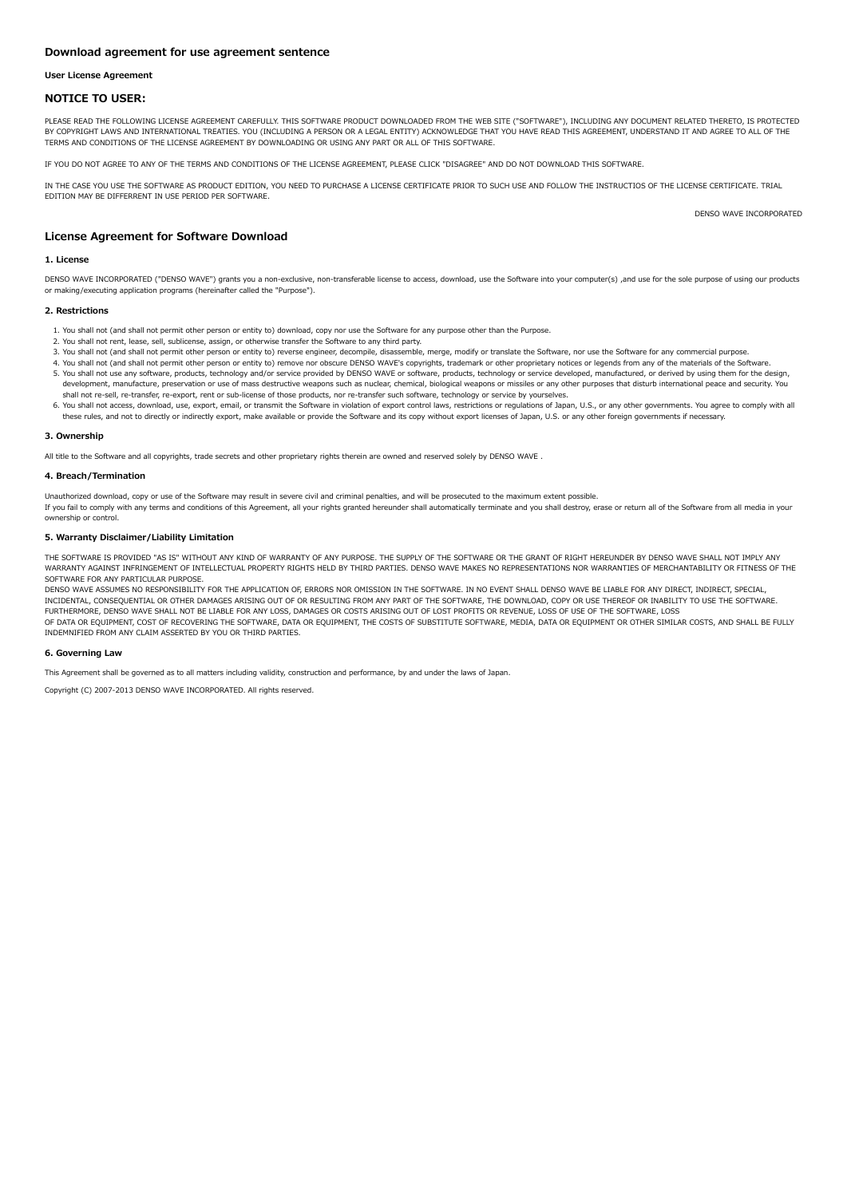## Download agreement for use agreement sentence

**User License Agreement**

## NOTICE TO USER:

PLEASE READ THE FOLLOWING LICENSE AGREEMENT CAREFULLY. THIS SOFTWARE PRODUCT DOWNLOADED FROM THE WEB SITE ("SOFTWARE"), INCLUDING ANY DOCUMENT RELATED THERETO, IS PROTECTED BY COPYRIGHT LAWS AND INTERNATIONAL TREATIES. YOU (INCLUDING A PERSON OR A LEGAL ENTITY) ACKNOWLEDGE THAT YOU HAVE READ THIS AGREEMENT, UNDERSTAND IT AND AGREE TO ALL OF THE TERMS AND CONDITIONS OF THE LICENSE AGREEMENT BY DOWNLOADING OR USING ANY PART OR ALL OF THIS SOFTWARE.

IF YOU DO NOT AGREE TO ANY OF THE TERMS AND CONDITIONS OF THE LICENSE AGREEMENT, PLEASE CLICK "DISAGREE" AND DO NOT DOWNLOAD THIS SOFTWARE.

IN THE CASE YOU USE THE SOFTWARE AS PRODUCT EDITION, YOU NEED TO PURCHASE A LICENSE CERTIFICATE PRIOR TO SUCH USE AND FOLLOW THE INSTRUCTIOS OF THE LICENSE CERTIFICATE. TRIAL EDITION MAY BE DIFFERRENT IN USE PERIOD PER SOFTWARE.

DENSO WAVE INCORPORATED

## License Agreement for Software Download

### 1. License

DENSO WAVE INCORPORATED ("DENSO WAVE") grants you a non-exclusive, non-transferable license to access, download, use the Software into your computer(s) ,and use for the sole purpose of using our products or making/executing application programs (hereinafter called the "Purpose").

### 2. Restrictions

1. You shall not (and shall not permit other person or entity to) download, copy nor use the Software for any purpose other than the Purpose.
2. You shall not rent, lease, sell, sublicense, assign, or otherwise transfer the Software to any third party.
3. You shall not (and shall not permit other person or entity to) reverse engineer, decompile, disassemble, merge, modify or translate the Software, nor use the Software for any commercial purpose.
4. You shall not (and shall not permit other person or entity to) remove nor obscure DENSO WAVE's copyrights, trademark or other proprietary notices or legends from any of the materials of the Software.
5. You shall not use any software, products, technology and/or service provided by DENSO WAVE or software, products, technology or service developed, manufactured, or derived by using them for the design, development, manufacture, preservation or use of mass destructive weapons such as nuclear, chemical, biological weapons or missiles or any other purposes that disturb international peace and security. You shall not re-sell, re-transfer, re-export, rent or sub-license of those products, nor re-transfer such software, technology or service by yourselves.
6. You shall not access, download, use, export, email, or transmit the Software in violation of export control laws, restrictions or regulations of Japan, U.S., or any other governments. You agree to comply with all these rules, and not to directly or indirectly export, make available or provide the Software and its copy without export licenses of Japan, U.S. or any other foreign governments if necessary.

### 3. Ownership

All title to the Software and all copyrights, trade secrets and other proprietary rights therein are owned and reserved solely by DENSO WAVE .

### 4. Breach/Termination

Unauthorized download, copy or use of the Software may result in severe civil and criminal penalties, and will be prosecuted to the maximum extent possible.
If you fail to comply with any terms and conditions of this Agreement, all your rights granted hereunder shall automatically terminate and you shall destroy, erase or return all of the Software from all media in your ownership or control.

### 5. Warranty Disclaimer/Liability Limitation

THE SOFTWARE IS PROVIDED "AS IS" WITHOUT ANY KIND OF WARRANTY OF ANY PURPOSE. THE SUPPLY OF THE SOFTWARE OR THE GRANT OF RIGHT HEREUNDER BY DENSO WAVE SHALL NOT IMPLY ANY WARRANTY AGAINST INFRINGEMENT OF INTELLECTUAL PROPERTY RIGHTS HELD BY THIRD PARTIES. DENSO WAVE MAKES NO REPRESENTATIONS NOR WARRANTIES OF MERCHANTABILITY OR FITNESS OF THE SOFTWARE FOR ANY PARTICULAR PURPOSE.
DENSO WAVE ASSUMES NO RESPONSIBILITY FOR THE APPLICATION OF, ERRORS NOR OMISSION IN THE SOFTWARE. IN NO EVENT SHALL DENSO WAVE BE LIABLE FOR ANY DIRECT, INDIRECT, SPECIAL, INCIDENTAL, CONSEQUENTIAL OR OTHER DAMAGES ARISING OUT OF OR RESULTING FROM ANY PART OF THE SOFTWARE, THE DOWNLOAD, COPY OR USE THEREOF OR INABILITY TO USE THE SOFTWARE. FURTHERMORE, DENSO WAVE SHALL NOT BE LIABLE FOR ANY LOSS, DAMAGES OR COSTS ARISING OUT OF LOST PROFITS OR REVENUE, LOSS OF USE OF THE SOFTWARE, LOSS
OF DATA OR EQUIPMENT, COST OF RECOVERING THE SOFTWARE, DATA OR EQUIPMENT, THE COSTS OF SUBSTITUTE SOFTWARE, MEDIA, DATA OR EQUIPMENT OR OTHER SIMILAR COSTS, AND SHALL BE FULLY INDEMNIFIED FROM ANY CLAIM ASSERTED BY YOU OR THIRD PARTIES.

### 6. Governing Law

This Agreement shall be governed as to all matters including validity, construction and performance, by and under the laws of Japan.

Copyright (C) 2007-2013 DENSO WAVE INCORPORATED. All rights reserved.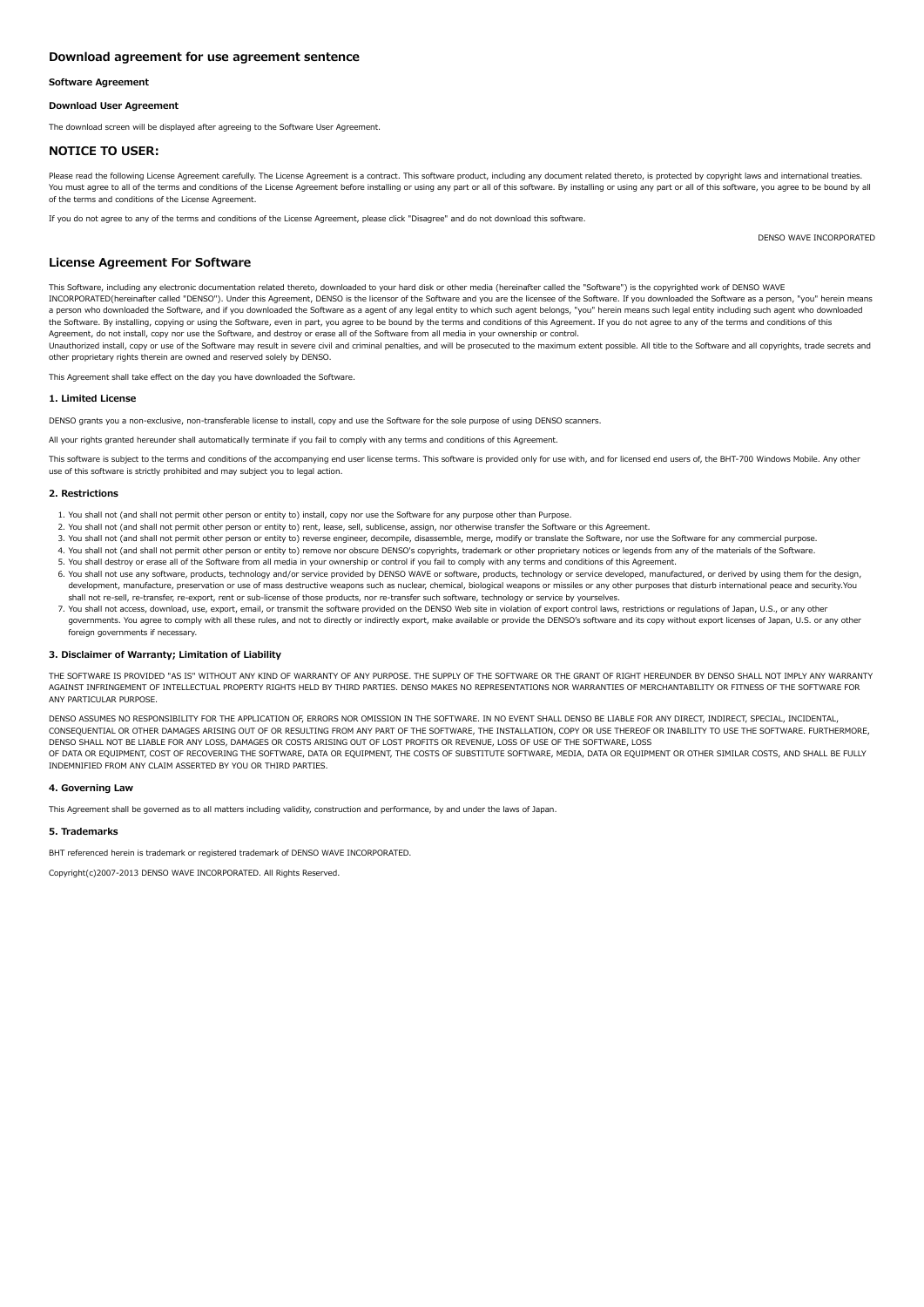## Download agreement for use agreement sentence

#### Software Agreement

#### Download User Agreement

The download screen will be displayed after agreeing to the Software User Agreement.

## NOTICE TO USER:

Please read the following License Agreement carefully. The License Agreement is a contract. This software product, including any document related thereto, is protected by copyright laws and international treaties. You must agree to all of the terms and conditions of the License Agreement before installing or using any part or all of this software. By installing or using any part or all of this software, you agree to be bound by all of the terms and conditions of the License Agreement.

If you do not agree to any of the terms and conditions of the License Agreement, please click "Disagree" and do not download this software.

DENSO WAVE INCORPORATED

## License Agreement For Software

This Software, including any electronic documentation related thereto, downloaded to your hard disk or other media (hereinafter called the "Software") is the copyrighted work of DENSO WAVE INCORPORATED(hereinafter called "DENSO"). Under this Agreement, DENSO is the licensor of the Software and you are the licensee of the Software. If you downloaded the Software as a person, "you" herein means a person who downloaded the Software, and if you downloaded the Software as a agent of any legal entity to which such agent belongs, "you" herein means such legal entity including such agent who downloaded the Software. By installing, copying or using the Software, even in part, you agree to be bound by the terms and conditions of this Agreement. If you do not agree to any of the terms and conditions of this Agreement, do not install, copy nor use the Software, and destroy or erase all of the Software from all media in your ownership or control.
Unauthorized install, copy or use of the Software may result in severe civil and criminal penalties, and will be prosecuted to the maximum extent possible. All title to the Software and all copyrights, trade secrets and other proprietary rights therein are owned and reserved solely by DENSO.

This Agreement shall take effect on the day you have downloaded the Software.

#### 1. Limited License

DENSO grants you a non-exclusive, non-transferable license to install, copy and use the Software for the sole purpose of using DENSO scanners.

All your rights granted hereunder shall automatically terminate if you fail to comply with any terms and conditions of this Agreement.

This software is subject to the terms and conditions of the accompanying end user license terms. This software is provided only for use with, and for licensed end users of, the BHT-700 Windows Mobile. Any other use of this software is strictly prohibited and may subject you to legal action.

#### 2. Restrictions

1. You shall not (and shall not permit other person or entity to) install, copy nor use the Software for any purpose other than Purpose.
2. You shall not (and shall not permit other person or entity to) rent, lease, sell, sublicense, assign, nor otherwise transfer the Software or this Agreement.
3. You shall not (and shall not permit other person or entity to) reverse engineer, decompile, disassemble, merge, modify or translate the Software, nor use the Software for any commercial purpose.
4. You shall not (and shall not permit other person or entity to) remove nor obscure DENSO's copyrights, trademark or other proprietary notices or legends from any of the materials of the Software.
5. You shall destroy or erase all of the Software from all media in your ownership or control if you fail to comply with any terms and conditions of this Agreement.
6. You shall not use any software, products, technology and/or service provided by DENSO WAVE or software, products, technology or service developed, manufactured, or derived by using them for the design, development, manufacture, preservation or use of mass destructive weapons such as nuclear, chemical, biological weapons or missiles or any other purposes that disturb international peace and security.You shall not re-sell, re-transfer, re-export, rent or sub-license of those products, nor re-transfer such software, technology or service by yourselves.
7. You shall not access, download, use, export, email, or transmit the software provided on the DENSO Web site in violation of export control laws, restrictions or regulations of Japan, U.S., or any other governments. You agree to comply with all these rules, and not to directly or indirectly export, make available or provide the DENSO's software and its copy without export licenses of Japan, U.S. or any other foreign governments if necessary.

#### 3. Disclaimer of Warranty; Limitation of Liability

THE SOFTWARE IS PROVIDED "AS IS" WITHOUT ANY KIND OF WARRANTY OF ANY PURPOSE. THE SUPPLY OF THE SOFTWARE OR THE GRANT OF RIGHT HEREUNDER BY DENSO SHALL NOT IMPLY ANY WARRANTY AGAINST INFRINGEMENT OF INTELLECTUAL PROPERTY RIGHTS HELD BY THIRD PARTIES. DENSO MAKES NO REPRESENTATIONS NOR WARRANTIES OF MERCHANTABILITY OR FITNESS OF THE SOFTWARE FOR ANY PARTICULAR PURPOSE.

DENSO ASSUMES NO RESPONSIBILITY FOR THE APPLICATION OF, ERRORS NOR OMISSION IN THE SOFTWARE. IN NO EVENT SHALL DENSO BE LIABLE FOR ANY DIRECT, INDIRECT, SPECIAL, INCIDENTAL, CONSEQUENTIAL OR OTHER DAMAGES ARISING OUT OF OR RESULTING FROM ANY PART OF THE SOFTWARE, THE INSTALLATION, COPY OR USE THEREOF OR INABILITY TO USE THE SOFTWARE. FURTHERMORE, DENSO SHALL NOT BE LIABLE FOR ANY LOSS, DAMAGES OR COSTS ARISING OUT OF LOST PROFITS OR REVENUE, LOSS OF USE OF THE SOFTWARE, LOSS
OF DATA OR EQUIPMENT, COST OF RECOVERING THE SOFTWARE, DATA OR EQUIPMENT, THE COSTS OF SUBSTITUTE SOFTWARE, MEDIA, DATA OR EQUIPMENT OR OTHER SIMILAR COSTS, AND SHALL BE FULLY INDEMNIFIED FROM ANY CLAIM ASSERTED BY YOU OR THIRD PARTIES.

#### 4. Governing Law

This Agreement shall be governed as to all matters including validity, construction and performance, by and under the laws of Japan.

#### 5. Trademarks

BHT referenced herein is trademark or registered trademark of DENSO WAVE INCORPORATED.

Copyright(c)2007-2013 DENSO WAVE INCORPORATED. All Rights Reserved.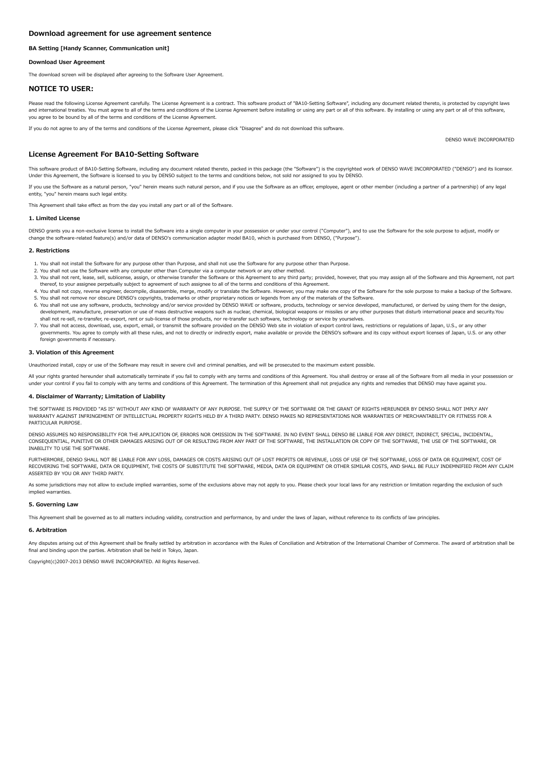## Download agreement for use agreement sentence

#### BA Setting [Handy Scanner, Communication unit]

#### Download User Agreement

The download screen will be displayed after agreeing to the Software User Agreement.

## NOTICE TO USER:

Please read the following License Agreement carefully. The License Agreement is a contract. This software product of "BA10-Setting Software", including any document related thereto, is protected by copyright laws and international treaties. You must agree to all of the terms and conditions of the License Agreement before installing or using any part or all of this software. By installing or using any part or all of this software, you agree to be bound by all of the terms and conditions of the License Agreement.

If you do not agree to any of the terms and conditions of the License Agreement, please click "Disagree" and do not download this software.

DENSO WAVE INCORPORATED

## License Agreement For BA10-Setting Software

This software product of BA10-Setting Software, including any document related thereto, packed in this package (the "Software") is the copyrighted work of DENSO WAVE INCORPORATED ("DENSO") and its licensor. Under this Agreement, the Software is licensed to you by DENSO subject to the terms and conditions below, not sold nor assigned to you by DENSO.

If you use the Software as a natural person, "you" herein means such natural person, and if you use the Software as an officer, employee, agent or other member (including a partner of a partnership) of any legal entity, "you" herein means such legal entity.

This Agreement shall take effect as from the day you install any part or all of the Software.

#### 1. Limited License

DENSO grants you a non-exclusive license to install the Software into a single computer in your possession or under your control ("Computer"), and to use the Software for the sole purpose to adjust, modify or change the software-related feature(s) and/or data of DENSO's communication adapter model BA10, which is purchased from DENSO, ("Purpose").

#### 2. Restrictions

1. You shall not install the Software for any purpose other than Purpose, and shall not use the Software for any purpose other than Purpose.
2. You shall not use the Software with any computer other than Computer via a computer network or any other method.
3. You shall not rent, lease, sell, sublicense, assign, or otherwise transfer the Software or this Agreement to any third party; provided, however, that you may assign all of the Software and this Agreement, not part thereof, to your assignee perpetually subject to agreement of such assignee to all of the terms and conditions of this Agreement.
4. You shall not copy, reverse engineer, decompile, disassemble, merge, modify or translate the Software. However, you may make one copy of the Software for the sole purpose to make a backup of the Software.
5. You shall not remove nor obscure DENSO's copyrights, trademarks or other proprietary notices or legends from any of the materials of the Software.
6. You shall not use any software, products, technology and/or service provided by DENSO WAVE or software, products, technology or service developed, manufactured, or derived by using them for the design, development, manufacture, preservation or use of mass destructive weapons such as nuclear, chemical, biological weapons or missiles or any other purposes that disturb international peace and security.You shall not re-sell, re-transfer, re-export, rent or sub-license of those products, nor re-transfer such software, technology or service by yourselves.
7. You shall not access, download, use, export, email, or transmit the software provided on the DENSO Web site in violation of export control laws, restrictions or regulations of Japan, U.S., or any other governments. You agree to comply with all these rules, and not to directly or indirectly export, make available or provide the DENSO's software and its copy without export licenses of Japan, U.S. or any other foreign governments if necessary.

#### 3. Violation of this Agreement

Unauthorized install, copy or use of the Software may result in severe civil and criminal penalties, and will be prosecuted to the maximum extent possible.

All your rights granted hereunder shall automatically terminate if you fail to comply with any terms and conditions of this Agreement. You shall destroy or erase all of the Software from all media in your possession or under your control if you fail to comply with any terms and conditions of this Agreement. The termination of this Agreement shall not prejudice any rights and remedies that DENSO may have against you.

#### 4. Disclaimer of Warranty; Limitation of Liability

THE SOFTWARE IS PROVIDED "AS IS" WITHOUT ANY KIND OF WARRANTY OF ANY PURPOSE. THE SUPPLY OF THE SOFTWARE OR THE GRANT OF RIGHTS HEREUNDER BY DENSO SHALL NOT IMPLY ANY WARRANTY AGAINST INFRINGEMENT OF INTELLECTUAL PROPERTY RIGHTS HELD BY A THIRD PARTY. DENSO MAKES NO REPRESENTATIONS NOR WARRANTIES OF MERCHANTABILITY OR FITNESS FOR A PARTICULAR PURPOSE.

DENSO ASSUMES NO RESPONSIBILITY FOR THE APPLICATION OF, ERRORS NOR OMISSION IN THE SOFTWARE. IN NO EVENT SHALL DENSO BE LIABLE FOR ANY DIRECT, INDIRECT, SPECIAL, INCIDENTAL, CONSEQUENTIAL, PUNITIVE OR OTHER DAMAGES ARISING OUT OF OR RESULTING FROM ANY PART OF THE SOFTWARE, THE INSTALLATION OR COPY OF THE SOFTWARE, THE USE OF THE SOFTWARE, OR INABILITY TO USE THE SOFTWARE.

FURTHERMORE, DENSO SHALL NOT BE LIABLE FOR ANY LOSS, DAMAGES OR COSTS ARISING OUT OF LOST PROFITS OR REVENUE, LOSS OF USE OF THE SOFTWARE, LOSS OF DATA OR EQUIPMENT, COST OF RECOVERING THE SOFTWARE, DATA OR EQUIPMENT, THE COSTS OF SUBSTITUTE THE SOFTWARE, MEDIA, DATA OR EQUIPMENT OR OTHER SIMILAR COSTS, AND SHALL BE FULLY INDEMNIFIED FROM ANY CLAIM ASSERTED BY YOU OR ANY THIRD PARTY.

As some jurisdictions may not allow to exclude implied warranties, some of the exclusions above may not apply to you. Please check your local laws for any restriction or limitation regarding the exclusion of such implied warranties.

#### 5. Governing Law

This Agreement shall be governed as to all matters including validity, construction and performance, by and under the laws of Japan, without reference to its conflicts of law principles.

#### 6. Arbitration

Any disputes arising out of this Agreement shall be finally settled by arbitration in accordance with the Rules of Conciliation and Arbitration of the International Chamber of Commerce. The award of arbitration shall be final and binding upon the parties. Arbitration shall be held in Tokyo, Japan.

Copyright(c)2007-2013 DENSO WAVE INCORPORATED. All Rights Reserved.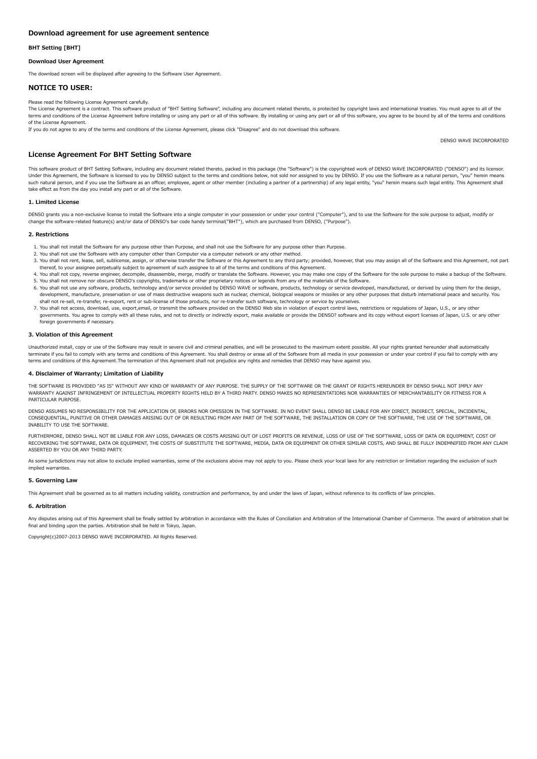## Download agreement for use agreement sentence

#### BHT Setting [BHT]

#### Download User Agreement

The download screen will be displayed after agreeing to the Software User Agreement.

## NOTICE TO USER:

Please read the following License Agreement carefully.
The License Agreement is a contract. This software product of "BHT Setting Software", including any document related thereto, is protected by copyright laws and international treaties. You must agree to all of the terms and conditions of the License Agreement before installing or using any part or all of this software. By installing or using any part or all of this software, you agree to be bound by all of the terms and conditions of the License Agreement.
If you do not agree to any of the terms and conditions of the License Agreement, please click "Disagree" and do not download this software.

DENSO WAVE INCORPORATED

## License Agreement For BHT Setting Software

This software product of BHT Setting Software, including any document related thereto, packed in this package (the "Software") is the copyrighted work of DENSO WAVE INCORPORATED ("DENSO") and its licensor. Under this Agreement, the Software is licensed to you by DENSO subject to the terms and conditions below, not sold nor assigned to you by DENSO. If you use the Software as a natural person, "you" herein means such natural person, and if you use the Software as an officer, employee, agent or other member (including a partner of a partnership) of any legal entity, "you" herein means such legal entity. This Agreement shall take effect as from the day you install any part or all of the Software.

#### 1. Limited License

DENSO grants you a non-exclusive license to install the Software into a single computer in your possession or under your control ("Computer"), and to use the Software for the sole purpose to adjust, modify or change the software-related feature(s) and/or data of DENSO's bar code handy terminal("BHT"), which are purchased from DENSO, ("Purpose").

#### 2. Restrictions

1. You shall not install the Software for any purpose other than Purpose, and shall not use the Software for any purpose other than Purpose.
2. You shall not use the Software with any computer other than Computer via a computer network or any other method.
3. You shall not rent, lease, sell, sublicense, assign, or otherwise transfer the Software or this Agreement to any third party; provided, however, that you may assign all of the Software and this Agreement, not part thereof, to your assignee perpetually subject to agreement of such assignee to all of the terms and conditions of this Agreement.
4. You shall not copy, reverse engineer, decompile, disassemble, merge, modify or translate the Software. However, you may make one copy of the Software for the sole purpose to make a backup of the Software.
5. You shall not remove nor obscure DENSO's copyrights, trademarks or other proprietary notices or legends from any of the materials of the Software.
6. You shall not use any software, products, technology and/or service provided by DENSO WAVE or software, products, technology or service developed, manufactured, or derived by using them for the design, development, manufacture, preservation or use of mass destructive weapons such as nuclear, chemical, biological weapons or missiles or any other purposes that disturb international peace and security. You shall not re-sell, re-transfer, re-export, rent or sub-license of those products, nor re-transfer such software, technology or service by yourselves.
7. You shall not access, download, use, export,email, or transmit the software provided on the DENSO Web site in violation of export control laws, restrictions or regulations of Japan, U.S., or any other governments. You agree to comply with all these rules, and not to directly or indirectly export, make available or provide the DENSO? software and its copy without export licenses of Japan, U.S. or any other foreign governments if necessary.

#### 3. Violation of this Agreement

Unauthorized install, copy or use of the Software may result in severe civil and criminal penalties, and will be prosecuted to the maximum extent possible. All your rights granted hereunder shall automatically terminate if you fail to comply with any terms and conditions of this Agreement. You shall destroy or erase all of the Software from all media in your possession or under your control if you fail to comply with any terms and conditions of this Agreement.The termination of this Agreement shall not prejudice any rights and remedies that DENSO may have against you.

#### 4. Disclaimer of Warranty; Limitation of Liability

THE SOFTWARE IS PROVIDED "AS IS" WITHOUT ANY KIND OF WARRANTY OF ANY PURPOSE. THE SUPPLY OF THE SOFTWARE OR THE GRANT OF RIGHTS HEREUNDER BY DENSO SHALL NOT IMPLY ANY WARRANTY AGAINST INFRINGEMENT OF INTELLECTUAL PROPERTY RIGHTS HELD BY A THIRD PARTY. DENSO MAKES NO REPRESENTATIONS NOR WARRANTIES OF MERCHANTABILITY OR FITNESS FOR A PARTICULAR PURPOSE.

DENSO ASSUMES NO RESPONSIBILITY FOR THE APPLICATION OF, ERRORS NOR OMISSION IN THE SOFTWARE. IN NO EVENT SHALL DENSO BE LIABLE FOR ANY DIRECT, INDIRECT, SPECIAL, INCIDENTAL, CONSEQUENTIAL, PUNITIVE OR OTHER DAMAGES ARISING OUT OF OR RESULTING FROM ANY PART OF THE SOFTWARE, THE INSTALLATION OR COPY OF THE SOFTWARE, THE USE OF THE SOFTWARE, OR INABILITY TO USE THE SOFTWARE.

FURTHERMORE, DENSO SHALL NOT BE LIABLE FOR ANY LOSS, DAMAGES OR COSTS ARISING OUT OF LOST PROFITS OR REVENUE, LOSS OF USE OF THE SOFTWARE, LOSS OF DATA OR EQUIPMENT, COST OF RECOVERING THE SOFTWARE, DATA OR EQUIPMENT, THE COSTS OF SUBSTITUTE THE SOFTWARE, MEDIA, DATA OR EQUIPMENT OR OTHER SIMILAR COSTS, AND SHALL BE FULLY INDEMNIFIED FROM ANY CLAIM ASSERTED BY YOU OR ANY THIRD PARTY.

As some jurisdictions may not allow to exclude implied warranties, some of the exclusions above may not apply to you. Please check your local laws for any restriction or limitation regarding the exclusion of such implied warranties.

#### 5. Governing Law

This Agreement shall be governed as to all matters including validity, construction and performance, by and under the laws of Japan, without reference to its conflicts of law principles.

#### 6. Arbitration

Any disputes arising out of this Agreement shall be finally settled by arbitration in accordance with the Rules of Conciliation and Arbitration of the International Chamber of Commerce. The award of arbitration shall be final and binding upon the parties. Arbitration shall be held in Tokyo, Japan.

Copyright(c)2007-2013 DENSO WAVE INCORPORATED. All Rights Reserved.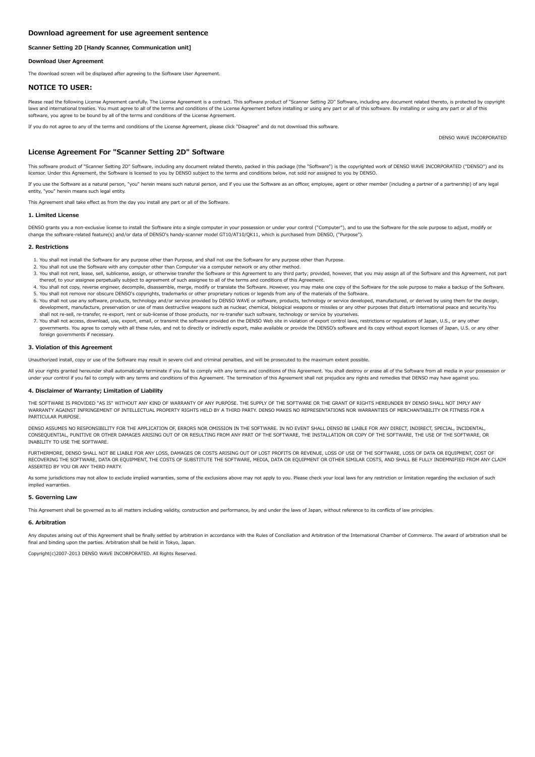## Download agreement for use agreement sentence

#### Scanner Setting 2D [Handy Scanner, Communication unit]

#### Download User Agreement

The download screen will be displayed after agreeing to the Software User Agreement.

## NOTICE TO USER:

Please read the following License Agreement carefully. The License Agreement is a contract. This software product of "Scanner Setting 2D" Software, including any document related thereto, is protected by copyright laws and international treaties. You must agree to all of the terms and conditions of the License Agreement before installing or using any part or all of this software. By installing or using any part or all of this software, you agree to be bound by all of the terms and conditions of the License Agreement.

If you do not agree to any of the terms and conditions of the License Agreement, please click "Disagree" and do not download this software.

DENSO WAVE INCORPORATED

## License Agreement For "Scanner Setting 2D" Software

This software product of "Scanner Setting 2D" Software, including any document related thereto, packed in this package (the "Software") is the copyrighted work of DENSO WAVE INCORPORATED ("DENSO") and its licensor. Under this Agreement, the Software is licensed to you by DENSO subject to the terms and conditions below, not sold nor assigned to you by DENSO.

If you use the Software as a natural person, "you" herein means such natural person, and if you use the Software as an officer, employee, agent or other member (including a partner of a partnership) of any legal entity, "you" herein means such legal entity.

This Agreement shall take effect as from the day you install any part or all of the Software.

#### 1. Limited License

DENSO grants you a non-exclusive license to install the Software into a single computer in your possession or under your control ("Computer"), and to use the Software for the sole purpose to adjust, modify or change the software-related feature(s) and/or data of DENSO's handy-scanner model GT10/AT10/QK11, which is purchased from DENSO, ("Purpose").

#### 2. Restrictions

1. You shall not install the Software for any purpose other than Purpose, and shall not use the Software for any purpose other than Purpose.
2. You shall not use the Software with any computer other than Computer via a computer network or any other method.
3. You shall not rent, lease, sell, sublicense, assign, or otherwise transfer the Software or this Agreement to any third party; provided, however, that you may assign all of the Software and this Agreement, not part thereof, to your assignee perpetually subject to agreement of such assignee to all of the terms and conditions of this Agreement.
4. You shall not copy, reverse engineer, decompile, disassemble, merge, modify or translate the Software. However, you may make one copy of the Software for the sole purpose to make a backup of the Software.
5. You shall not remove nor obscure DENSO's copyrights, trademarks or other proprietary notices or legends from any of the materials of the Software.
6. You shall not use any software, products, technology and/or service provided by DENSO WAVE or software, products, technology or service developed, manufactured, or derived by using them for the design, development, manufacture, preservation or use of mass destructive weapons such as nuclear, chemical, biological weapons or missiles or any other purposes that disturb international peace and security.You shall not re-sell, re-transfer, re-export, rent or sub-license of those products, nor re-transfer such software, technology or service by yourselves.
7. You shall not access, download, use, export, email, or transmit the software provided on the DENSO Web site in violation of export control laws, restrictions or regulations of Japan, U.S., or any other governments. You agree to comply with all these rules, and not to directly or indirectly export, make available or provide the DENSO's software and its copy without export licenses of Japan, U.S. or any other foreign governments if necessary.

#### 3. Violation of this Agreement

Unauthorized install, copy or use of the Software may result in severe civil and criminal penalties, and will be prosecuted to the maximum extent possible.

All your rights granted hereunder shall automatically terminate if you fail to comply with any terms and conditions of this Agreement. You shall destroy or erase all of the Software from all media in your possession or under your control if you fail to comply with any terms and conditions of this Agreement. The termination of this Agreement shall not prejudice any rights and remedies that DENSO may have against you.

#### 4. Disclaimer of Warranty; Limitation of Liability

THE SOFTWARE IS PROVIDED "AS IS" WITHOUT ANY KIND OF WARRANTY OF ANY PURPOSE. THE SUPPLY OF THE SOFTWARE OR THE GRANT OF RIGHTS HEREUNDER BY DENSO SHALL NOT IMPLY ANY WARRANTY AGAINST INFRINGEMENT OF INTELLECTUAL PROPERTY RIGHTS HELD BY A THIRD PARTY. DENSO MAKES NO REPRESENTATIONS NOR WARRANTIES OF MERCHANTABILITY OR FITNESS FOR A PARTICULAR PURPOSE.

DENSO ASSUMES NO RESPONSIBILITY FOR THE APPLICATION OF, ERRORS NOR OMISSION IN THE SOFTWARE. IN NO EVENT SHALL DENSO BE LIABLE FOR ANY DIRECT, INDIRECT, SPECIAL, INCIDENTAL, CONSEQUENTIAL, PUNITIVE OR OTHER DAMAGES ARISING OUT OF OR RESULTING FROM ANY PART OF THE SOFTWARE, THE INSTALLATION OR COPY OF THE SOFTWARE, THE USE OF THE SOFTWARE, OR INABILITY TO USE THE SOFTWARE.

FURTHERMORE, DENSO SHALL NOT BE LIABLE FOR ANY LOSS, DAMAGES OR COSTS ARISING OUT OF LOST PROFITS OR REVENUE, LOSS OF USE OF THE SOFTWARE, LOSS OF DATA OR EQUIPMENT, COST OF RECOVERING THE SOFTWARE, DATA OR EQUIPMENT, THE COSTS OF SUBSTITUTE THE SOFTWARE, MEDIA, DATA OR EQUIPMENT OR OTHER SIMILAR COSTS, AND SHALL BE FULLY INDEMNIFIED FROM ANY CLAIM ASSERTED BY YOU OR ANY THIRD PARTY.

As some jurisdictions may not allow to exclude implied warranties, some of the exclusions above may not apply to you. Please check your local laws for any restriction or limitation regarding the exclusion of such implied warranties.

#### 5. Governing Law

This Agreement shall be governed as to all matters including validity, construction and performance, by and under the laws of Japan, without reference to its conflicts of law principles.

#### 6. Arbitration

Any disputes arising out of this Agreement shall be finally settled by arbitration in accordance with the Rules of Conciliation and Arbitration of the International Chamber of Commerce. The award of arbitration shall be final and binding upon the parties. Arbitration shall be held in Tokyo, Japan.

Copyright(c)2007-2013 DENSO WAVE INCORPORATED. All Rights Reserved.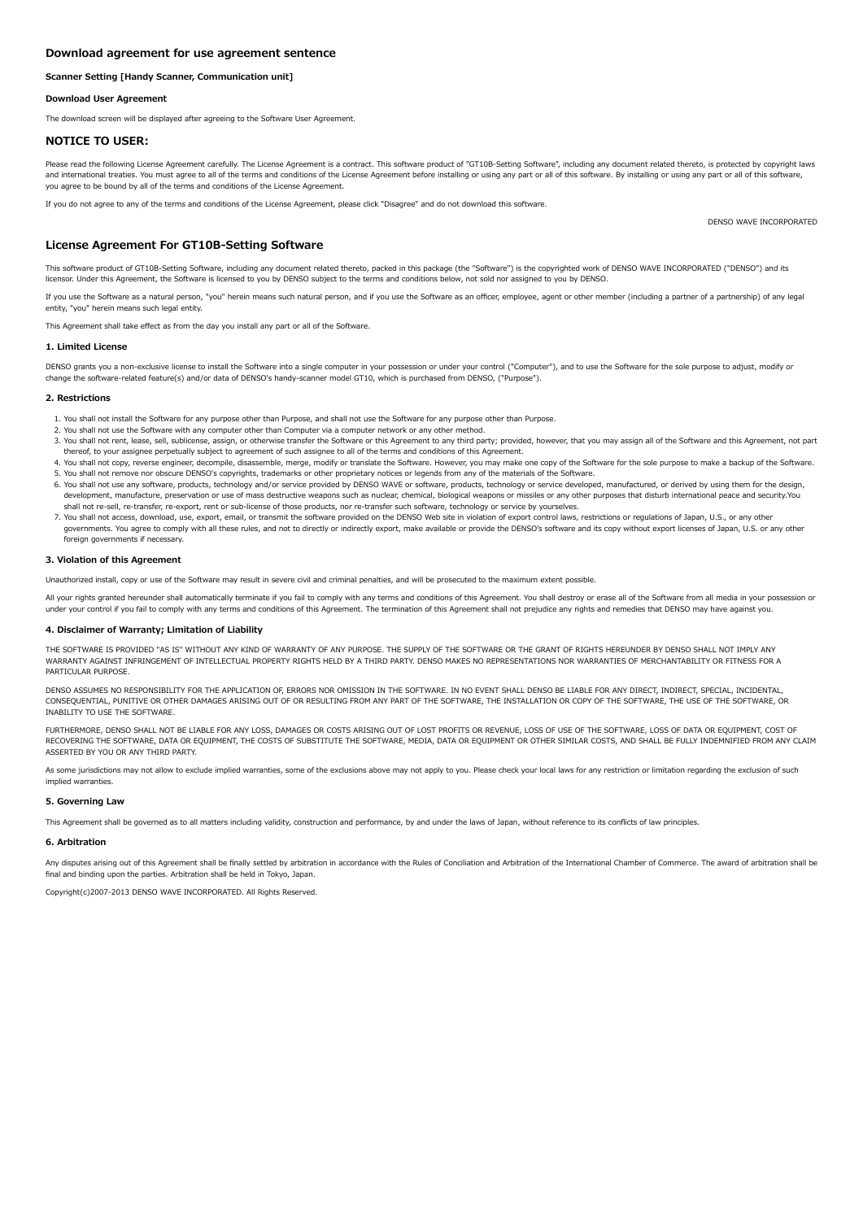## Download agreement for use agreement sentence

#### Scanner Setting [Handy Scanner, Communication unit]

#### Download User Agreement

The download screen will be displayed after agreeing to the Software User Agreement.

## NOTICE TO USER:

Please read the following License Agreement carefully. The License Agreement is a contract. This software product of "GT10B-Setting Software", including any document related thereto, is protected by copyright laws and international treaties. You must agree to all of the terms and conditions of the License Agreement before installing or using any part or all of this software. By installing or using any part or all of this software, you agree to be bound by all of the terms and conditions of the License Agreement.

If you do not agree to any of the terms and conditions of the License Agreement, please click "Disagree" and do not download this software.

DENSO WAVE INCORPORATED

## License Agreement For GT10B-Setting Software

This software product of GT10B-Setting Software, including any document related thereto, packed in this package (the "Software") is the copyrighted work of DENSO WAVE INCORPORATED ("DENSO") and its licensor. Under this Agreement, the Software is licensed to you by DENSO subject to the terms and conditions below, not sold nor assigned to you by DENSO.

If you use the Software as a natural person, "you" herein means such natural person, and if you use the Software as an officer, employee, agent or other member (including a partner of a partnership) of any legal entity, "you" herein means such legal entity.

This Agreement shall take effect as from the day you install any part or all of the Software.

#### 1. Limited License

DENSO grants you a non-exclusive license to install the Software into a single computer in your possession or under your control ("Computer"), and to use the Software for the sole purpose to adjust, modify or change the software-related feature(s) and/or data of DENSO's handy-scanner model GT10, which is purchased from DENSO, ("Purpose").

#### 2. Restrictions

1. You shall not install the Software for any purpose other than Purpose, and shall not use the Software for any purpose other than Purpose.
2. You shall not use the Software with any computer other than Computer via a computer network or any other method.
3. You shall not rent, lease, sell, sublicense, assign, or otherwise transfer the Software or this Agreement to any third party; provided, however, that you may assign all of the Software and this Agreement, not part thereof, to your assignee perpetually subject to agreement of such assignee to all of the terms and conditions of this Agreement.
4. You shall not copy, reverse engineer, decompile, disassemble, merge, modify or translate the Software. However, you may make one copy of the Software for the sole purpose to make a backup of the Software.
5. You shall not remove nor obscure DENSO's copyrights, trademarks or other proprietary notices or legends from any of the materials of the Software.
6. You shall not use any software, products, technology and/or service provided by DENSO WAVE or software, products, technology or service developed, manufactured, or derived by using them for the design, development, manufacture, preservation or use of mass destructive weapons such as nuclear, chemical, biological weapons or missiles or any other purposes that disturb international peace and security.You shall not re-sell, re-transfer, re-export, rent or sub-license of those products, nor re-transfer such software, technology or service by yourselves.
7. You shall not access, download, use, export, email, or transmit the software provided on the DENSO Web site in violation of export control laws, restrictions or regulations of Japan, U.S., or any other governments. You agree to comply with all these rules, and not to directly or indirectly export, make available or provide the DENSO's software and its copy without export licenses of Japan, U.S. or any other foreign governments if necessary.

#### 3. Violation of this Agreement

Unauthorized install, copy or use of the Software may result in severe civil and criminal penalties, and will be prosecuted to the maximum extent possible.

All your rights granted hereunder shall automatically terminate if you fail to comply with any terms and conditions of this Agreement. You shall destroy or erase all of the Software from all media in your possession or under your control if you fail to comply with any terms and conditions of this Agreement. The termination of this Agreement shall not prejudice any rights and remedies that DENSO may have against you.

#### 4. Disclaimer of Warranty; Limitation of Liability

THE SOFTWARE IS PROVIDED "AS IS" WITHOUT ANY KIND OF WARRANTY OF ANY PURPOSE. THE SUPPLY OF THE SOFTWARE OR THE GRANT OF RIGHTS HEREUNDER BY DENSO SHALL NOT IMPLY ANY WARRANTY AGAINST INFRINGEMENT OF INTELLECTUAL PROPERTY RIGHTS HELD BY A THIRD PARTY. DENSO MAKES NO REPRESENTATIONS NOR WARRANTIES OF MERCHANTABILITY OR FITNESS FOR A PARTICULAR PURPOSE.

DENSO ASSUMES NO RESPONSIBILITY FOR THE APPLICATION OF, ERRORS NOR OMISSION IN THE SOFTWARE. IN NO EVENT SHALL DENSO BE LIABLE FOR ANY DIRECT, INDIRECT, SPECIAL, INCIDENTAL, CONSEQUENTIAL, PUNITIVE OR OTHER DAMAGES ARISING OUT OF OR RESULTING FROM ANY PART OF THE SOFTWARE, THE INSTALLATION OR COPY OF THE SOFTWARE, THE USE OF THE SOFTWARE, OR INABILITY TO USE THE SOFTWARE.

FURTHERMORE, DENSO SHALL NOT BE LIABLE FOR ANY LOSS, DAMAGES OR COSTS ARISING OUT OF LOST PROFITS OR REVENUE, LOSS OF USE OF THE SOFTWARE, LOSS OF DATA OR EQUIPMENT, COST OF RECOVERING THE SOFTWARE, DATA OR EQUIPMENT, THE COSTS OF SUBSTITUTE THE SOFTWARE, MEDIA, DATA OR EQUIPMENT OR OTHER SIMILAR COSTS, AND SHALL BE FULLY INDEMNIFIED FROM ANY CLAIM ASSERTED BY YOU OR ANY THIRD PARTY.

As some jurisdictions may not allow to exclude implied warranties, some of the exclusions above may not apply to you. Please check your local laws for any restriction or limitation regarding the exclusion of such implied warranties.

#### 5. Governing Law

This Agreement shall be governed as to all matters including validity, construction and performance, by and under the laws of Japan, without reference to its conflicts of law principles.

#### 6. Arbitration

Any disputes arising out of this Agreement shall be finally settled by arbitration in accordance with the Rules of Conciliation and Arbitration of the International Chamber of Commerce. The award of arbitration shall be final and binding upon the parties. Arbitration shall be held in Tokyo, Japan.

Copyright(c)2007-2013 DENSO WAVE INCORPORATED. All Rights Reserved.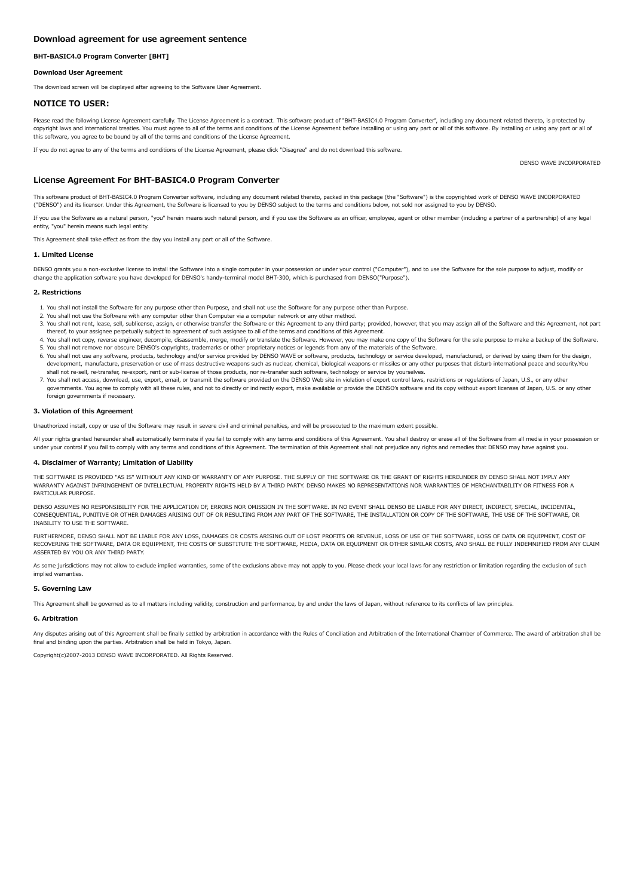## Download agreement for use agreement sentence

#### BHT-BASIC4.0 Program Converter [BHT]

#### Download User Agreement

The download screen will be displayed after agreeing to the Software User Agreement.

## NOTICE TO USER:

Please read the following License Agreement carefully. The License Agreement is a contract. This software product of "BHT-BASIC4.0 Program Converter", including any document related thereto, is protected by copyright laws and international treaties. You must agree to all of the terms and conditions of the License Agreement before installing or using any part or all of this software. By installing or using any part or all of this software, you agree to be bound by all of the terms and conditions of the License Agreement.

If you do not agree to any of the terms and conditions of the License Agreement, please click "Disagree" and do not download this software.

DENSO WAVE INCORPORATED

## License Agreement For BHT-BASIC4.0 Program Converter

This software product of BHT-BASIC4.0 Program Converter software, including any document related thereto, packed in this package (the "Software") is the copyrighted work of DENSO WAVE INCORPORATED ("DENSO") and its licensor. Under this Agreement, the Software is licensed to you by DENSO subject to the terms and conditions below, not sold nor assigned to you by DENSO.

If you use the Software as a natural person, "you" herein means such natural person, and if you use the Software as an officer, employee, agent or other member (including a partner of a partnership) of any legal entity, "you" herein means such legal entity.

This Agreement shall take effect as from the day you install any part or all of the Software.

#### 1. Limited License

DENSO grants you a non-exclusive license to install the Software into a single computer in your possession or under your control ("Computer"), and to use the Software for the sole purpose to adjust, modify or change the application software you have developed for DENSO's handy-terminal model BHT-300, which is purchased from DENSO("Purpose").

#### 2. Restrictions

1. You shall not install the Software for any purpose other than Purpose, and shall not use the Software for any purpose other than Purpose.
2. You shall not use the Software with any computer other than Computer via a computer network or any other method.
3. You shall not rent, lease, sell, sublicense, assign, or otherwise transfer the Software or this Agreement to any third party; provided, however, that you may assign all of the Software and this Agreement, not part thereof, to your assignee perpetually subject to agreement of such assignee to all of the terms and conditions of this Agreement.
4. You shall not copy, reverse engineer, decompile, disassemble, merge, modify or translate the Software. However, you may make one copy of the Software for the sole purpose to make a backup of the Software.
5. You shall not remove nor obscure DENSO's copyrights, trademarks or other proprietary notices or legends from any of the materials of the Software.
6. You shall not use any software, products, technology and/or service provided by DENSO WAVE or software, products, technology or service developed, manufactured, or derived by using them for the design, development, manufacture, preservation or use of mass destructive weapons such as nuclear, chemical, biological weapons or missiles or any other purposes that disturb international peace and security.You shall not re-sell, re-transfer, re-export, rent or sub-license of those products, nor re-transfer such software, technology or service by yourselves.
7. You shall not access, download, use, export, email, or transmit the software provided on the DENSO Web site in violation of export control laws, restrictions or regulations of Japan, U.S., or any other governments. You agree to comply with all these rules, and not to directly or indirectly export, make available or provide the DENSO's software and its copy without export licenses of Japan, U.S. or any other foreign governments if necessary.

#### 3. Violation of this Agreement

Unauthorized install, copy or use of the Software may result in severe civil and criminal penalties, and will be prosecuted to the maximum extent possible.

All your rights granted hereunder shall automatically terminate if you fail to comply with any terms and conditions of this Agreement. You shall destroy or erase all of the Software from all media in your possession or under your control if you fail to comply with any terms and conditions of this Agreement. The termination of this Agreement shall not prejudice any rights and remedies that DENSO may have against you.

#### 4. Disclaimer of Warranty; Limitation of Liability

THE SOFTWARE IS PROVIDED "AS IS" WITHOUT ANY KIND OF WARRANTY OF ANY PURPOSE. THE SUPPLY OF THE SOFTWARE OR THE GRANT OF RIGHTS HEREUNDER BY DENSO SHALL NOT IMPLY ANY WARRANTY AGAINST INFRINGEMENT OF INTELLECTUAL PROPERTY RIGHTS HELD BY A THIRD PARTY. DENSO MAKES NO REPRESENTATIONS NOR WARRANTIES OF MERCHANTABILITY OR FITNESS FOR A PARTICULAR PURPOSE.

DENSO ASSUMES NO RESPONSIBILITY FOR THE APPLICATION OF, ERRORS NOR OMISSION IN THE SOFTWARE. IN NO EVENT SHALL DENSO BE LIABLE FOR ANY DIRECT, INDIRECT, SPECIAL, INCIDENTAL, CONSEQUENTIAL, PUNITIVE OR OTHER DAMAGES ARISING OUT OF OR RESULTING FROM ANY PART OF THE SOFTWARE, THE INSTALLATION OR COPY OF THE SOFTWARE, THE USE OF THE SOFTWARE, OR INABILITY TO USE THE SOFTWARE.

FURTHERMORE, DENSO SHALL NOT BE LIABLE FOR ANY LOSS, DAMAGES OR COSTS ARISING OUT OF LOST PROFITS OR REVENUE, LOSS OF USE OF THE SOFTWARE, LOSS OF DATA OR EQUIPMENT, COST OF RECOVERING THE SOFTWARE, DATA OR EQUIPMENT, THE COSTS OF SUBSTITUTE THE SOFTWARE, MEDIA, DATA OR EQUIPMENT OR OTHER SIMILAR COSTS, AND SHALL BE FULLY INDEMNIFIED FROM ANY CLAIM ASSERTED BY YOU OR ANY THIRD PARTY.

As some jurisdictions may not allow to exclude implied warranties, some of the exclusions above may not apply to you. Please check your local laws for any restriction or limitation regarding the exclusion of such implied warranties.

#### 5. Governing Law

This Agreement shall be governed as to all matters including validity, construction and performance, by and under the laws of Japan, without reference to its conflicts of law principles.

#### 6. Arbitration

Any disputes arising out of this Agreement shall be finally settled by arbitration in accordance with the Rules of Conciliation and Arbitration of the International Chamber of Commerce. The award of arbitration shall be final and binding upon the parties. Arbitration shall be held in Tokyo, Japan.

Copyright(c)2007-2013 DENSO WAVE INCORPORATED. All Rights Reserved.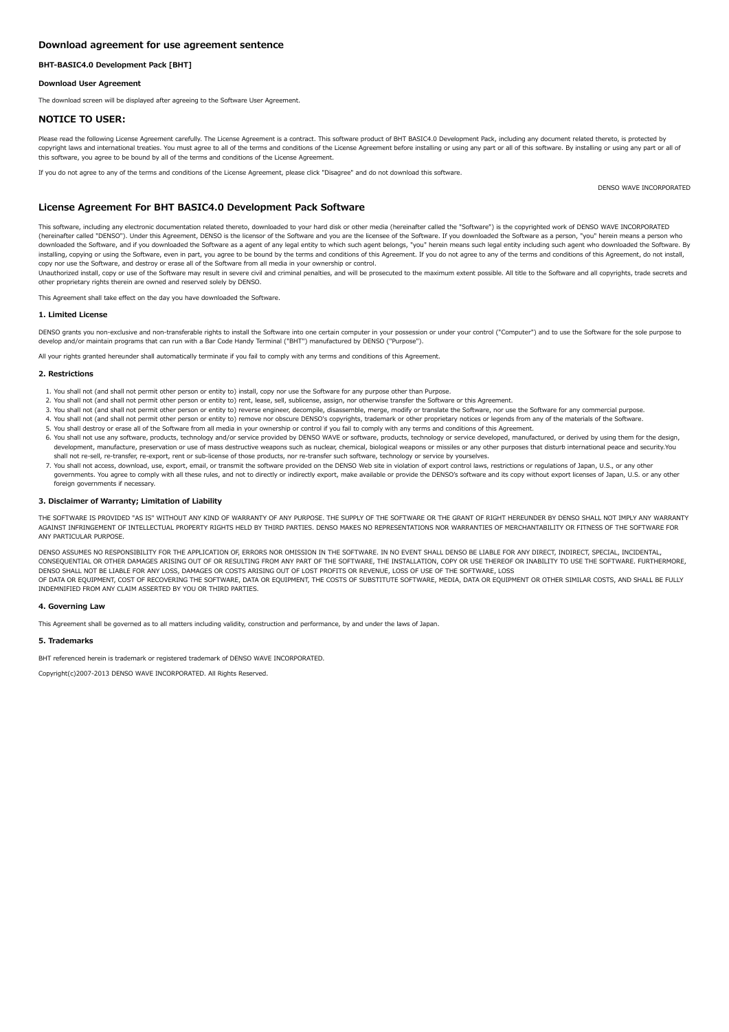## Download agreement for use agreement sentence

**BHT-BASIC4.0 Development Pack [BHT]**

**Download User Agreement**

The download screen will be displayed after agreeing to the Software User Agreement.

## NOTICE TO USER:

Please read the following License Agreement carefully. The License Agreement is a contract. This software product of BHT BASIC4.0 Development Pack, including any document related thereto, is protected by copyright laws and international treaties. You must agree to all of the terms and conditions of the License Agreement before installing or using any part or all of this software. By installing or using any part or all of this software, you agree to be bound by all of the terms and conditions of the License Agreement.

If you do not agree to any of the terms and conditions of the License Agreement, please click "Disagree" and do not download this software.

DENSO WAVE INCORPORATED

## License Agreement For BHT BASIC4.0 Development Pack Software

This software, including any electronic documentation related thereto, downloaded to your hard disk or other media (hereinafter called the "Software") is the copyrighted work of DENSO WAVE INCORPORATED (hereinafter called "DENSO"). Under this Agreement, DENSO is the licensor of the Software and you are the licensee of the Software. If you downloaded the Software as a person, "you" herein means a person who downloaded the Software, and if you downloaded the Software as a agent of any legal entity to which such agent belongs, "you" herein means such legal entity including such agent who downloaded the Software. By installing, copying or using the Software, even in part, you agree to be bound by the terms and conditions of this Agreement. If you do not agree to any of the terms and conditions of this Agreement, do not install, copy nor use the Software, and destroy or erase all of the Software from all media in your ownership or control.
Unauthorized install, copy or use of the Software may result in severe civil and criminal penalties, and will be prosecuted to the maximum extent possible. All title to the Software and all copyrights, trade secrets and other proprietary rights therein are owned and reserved solely by DENSO.

This Agreement shall take effect on the day you have downloaded the Software.

#### 1. Limited License

DENSO grants you non-exclusive and non-transferable rights to install the Software into one certain computer in your possession or under your control ("Computer") and to use the Software for the sole purpose to develop and/or maintain programs that can run with a Bar Code Handy Terminal ("BHT") manufactured by DENSO ("Purpose").

All your rights granted hereunder shall automatically terminate if you fail to comply with any terms and conditions of this Agreement.

#### 2. Restrictions

1. You shall not (and shall not permit other person or entity to) install, copy nor use the Software for any purpose other than Purpose.
2. You shall not (and shall not permit other person or entity to) rent, lease, sell, sublicense, assign, nor otherwise transfer the Software or this Agreement.
3. You shall not (and shall not permit other person or entity to) reverse engineer, decompile, disassemble, merge, modify or translate the Software, nor use the Software for any commercial purpose.
4. You shall not (and shall not permit other person or entity to) remove nor obscure DENSO's copyrights, trademark or other proprietary notices or legends from any of the materials of the Software.
5. You shall destroy or erase all of the Software from all media in your ownership or control if you fail to comply with any terms and conditions of this Agreement.
6. You shall not use any software, products, technology and/or service provided by DENSO WAVE or software, products, technology or service developed, manufactured, or derived by using them for the design, development, manufacture, preservation or use of mass destructive weapons such as nuclear, chemical, biological weapons or missiles or any other purposes that disturb international peace and security.You shall not re-sell, re-transfer, re-export, rent or sub-license of those products, nor re-transfer such software, technology or service by yourselves.
7. You shall not access, download, use, export, email, or transmit the software provided on the DENSO Web site in violation of export control laws, restrictions or regulations of Japan, U.S., or any other governments. You agree to comply with all these rules, and not to directly or indirectly export, make available or provide the DENSO's software and its copy without export licenses of Japan, U.S. or any other foreign governments if necessary.

#### 3. Disclaimer of Warranty; Limitation of Liability

THE SOFTWARE IS PROVIDED "AS IS" WITHOUT ANY KIND OF WARRANTY OF ANY PURPOSE. THE SUPPLY OF THE SOFTWARE OR THE GRANT OF RIGHT HEREUNDER BY DENSO SHALL NOT IMPLY ANY WARRANTY AGAINST INFRINGEMENT OF INTELLECTUAL PROPERTY RIGHTS HELD BY THIRD PARTIES. DENSO MAKES NO REPRESENTATIONS NOR WARRANTIES OF MERCHANTABILITY OR FITNESS OF THE SOFTWARE FOR ANY PARTICULAR PURPOSE.

DENSO ASSUMES NO RESPONSIBILITY FOR THE APPLICATION OF, ERRORS NOR OMISSION IN THE SOFTWARE. IN NO EVENT SHALL DENSO BE LIABLE FOR ANY DIRECT, INDIRECT, SPECIAL, INCIDENTAL, CONSEQUENTIAL OR OTHER DAMAGES ARISING OUT OF OR RESULTING FROM ANY PART OF THE SOFTWARE, THE INSTALLATION, COPY OR USE THEREOF OR INABILITY TO USE THE SOFTWARE. FURTHERMORE, DENSO SHALL NOT BE LIABLE FOR ANY LOSS, DAMAGES OR COSTS ARISING OUT OF LOST PROFITS OR REVENUE, LOSS OF USE OF THE SOFTWARE, LOSS
OF DATA OR EQUIPMENT, COST OF RECOVERING THE SOFTWARE, DATA OR EQUIPMENT, THE COSTS OF SUBSTITUTE SOFTWARE, MEDIA, DATA OR EQUIPMENT OR OTHER SIMILAR COSTS, AND SHALL BE FULLY INDEMNIFIED FROM ANY CLAIM ASSERTED BY YOU OR THIRD PARTIES.

#### 4. Governing Law

This Agreement shall be governed as to all matters including validity, construction and performance, by and under the laws of Japan.

#### 5. Trademarks

BHT referenced herein is trademark or registered trademark of DENSO WAVE INCORPORATED.

Copyright(c)2007-2013 DENSO WAVE INCORPORATED. All Rights Reserved.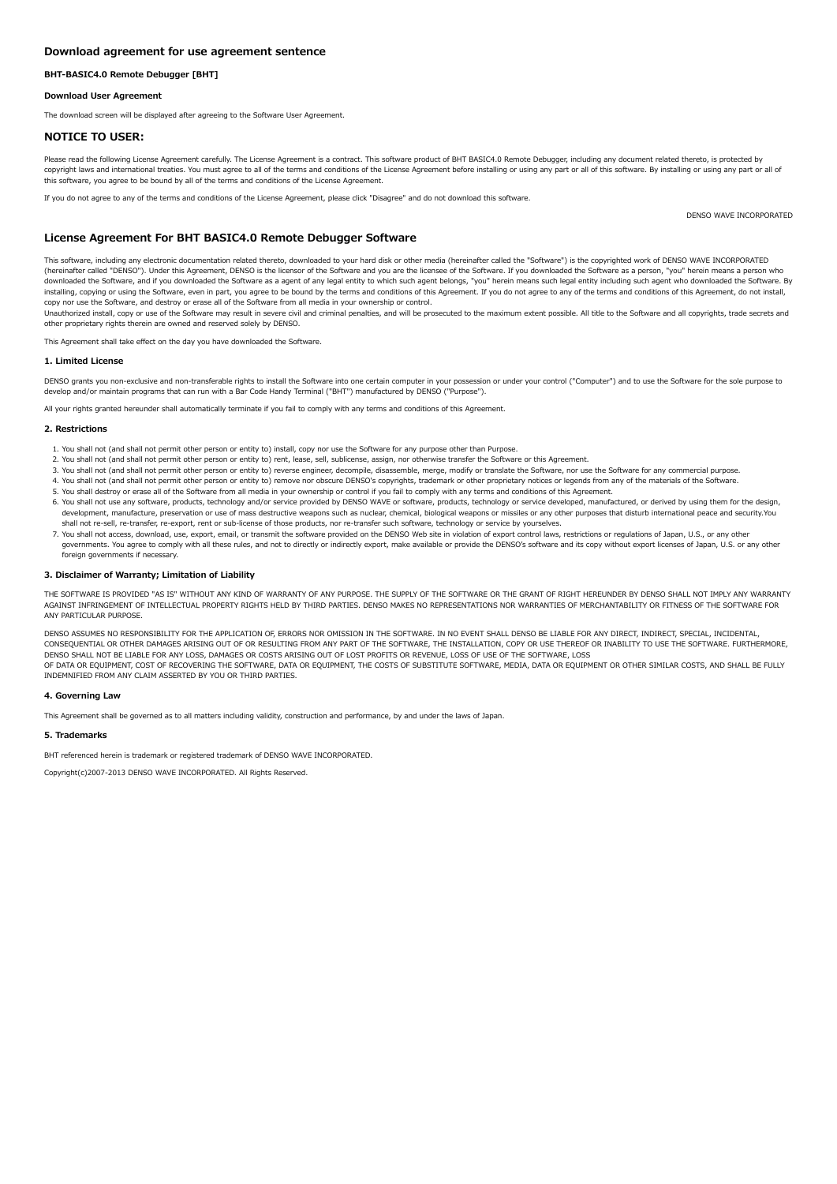## Download agreement for use agreement sentence

#### BHT-BASIC4.0 Remote Debugger [BHT]

#### Download User Agreement

The download screen will be displayed after agreeing to the Software User Agreement.

## NOTICE TO USER:

Please read the following License Agreement carefully. The License Agreement is a contract. This software product of BHT BASIC4.0 Remote Debugger, including any document related thereto, is protected by copyright laws and international treaties. You must agree to all of the terms and conditions of the License Agreement before installing or using any part or all of this software. By installing or using any part or all of this software, you agree to be bound by all of the terms and conditions of the License Agreement.

If you do not agree to any of the terms and conditions of the License Agreement, please click "Disagree" and do not download this software.

DENSO WAVE INCORPORATED

## License Agreement For BHT BASIC4.0 Remote Debugger Software

This software, including any electronic documentation related thereto, downloaded to your hard disk or other media (hereinafter called the "Software") is the copyrighted work of DENSO WAVE INCORPORATED (hereinafter called "DENSO"). Under this Agreement, DENSO is the licensor of the Software and you are the licensee of the Software. If you downloaded the Software as a person, "you" herein means a person who downloaded the Software, and if you downloaded the Software as a agent of any legal entity to which such agent belongs, "you" herein means such legal entity including such agent who downloaded the Software. By installing, copying or using the Software, even in part, you agree to be bound by the terms and conditions of this Agreement. If you do not agree to any of the terms and conditions of this Agreement, do not install, copy nor use the Software, and destroy or erase all of the Software from all media in your ownership or control.
Unauthorized install, copy or use of the Software may result in severe civil and criminal penalties, and will be prosecuted to the maximum extent possible. All title to the Software and all copyrights, trade secrets and other proprietary rights therein are owned and reserved solely by DENSO.

This Agreement shall take effect on the day you have downloaded the Software.

#### 1. Limited License

DENSO grants you non-exclusive and non-transferable rights to install the Software into one certain computer in your possession or under your control ("Computer") and to use the Software for the sole purpose to develop and/or maintain programs that can run with a Bar Code Handy Terminal ("BHT") manufactured by DENSO ("Purpose").

All your rights granted hereunder shall automatically terminate if you fail to comply with any terms and conditions of this Agreement.

#### 2. Restrictions

1. You shall not (and shall not permit other person or entity to) install, copy nor use the Software for any purpose other than Purpose.
2. You shall not (and shall not permit other person or entity to) rent, lease, sell, sublicense, assign, nor otherwise transfer the Software or this Agreement.
3. You shall not (and shall not permit other person or entity to) reverse engineer, decompile, disassemble, merge, modify or translate the Software, nor use the Software for any commercial purpose.
4. You shall not (and shall not permit other person or entity to) remove nor obscure DENSO's copyrights, trademark or other proprietary notices or legends from any of the materials of the Software.
5. You shall destroy or erase all of the Software from all media in your ownership or control if you fail to comply with any terms and conditions of this Agreement.
6. You shall not use any software, products, technology and/or service provided by DENSO WAVE or software, products, technology or service developed, manufactured, or derived by using them for the design, development, manufacture, preservation or use of mass destructive weapons such as nuclear, chemical, biological weapons or missiles or any other purposes that disturb international peace and security.You shall not re-sell, re-transfer, re-export, rent or sub-license of those products, nor re-transfer such software, technology or service by yourselves.
7. You shall not access, download, use, export, email, or transmit the software provided on the DENSO Web site in violation of export control laws, restrictions or regulations of Japan, U.S., or any other governments. You agree to comply with all these rules, and not to directly or indirectly export, make available or provide the DENSO's software and its copy without export licenses of Japan, U.S. or any other foreign governments if necessary.

#### 3. Disclaimer of Warranty; Limitation of Liability

THE SOFTWARE IS PROVIDED "AS IS" WITHOUT ANY KIND OF WARRANTY OF ANY PURPOSE. THE SUPPLY OF THE SOFTWARE OR THE GRANT OF RIGHT HEREUNDER BY DENSO SHALL NOT IMPLY ANY WARRANTY AGAINST INFRINGEMENT OF INTELLECTUAL PROPERTY RIGHTS HELD BY THIRD PARTIES. DENSO MAKES NO REPRESENTATIONS NOR WARRANTIES OF MERCHANTABILITY OR FITNESS OF THE SOFTWARE FOR ANY PARTICULAR PURPOSE.

DENSO ASSUMES NO RESPONSIBILITY FOR THE APPLICATION OF, ERRORS NOR OMISSION IN THE SOFTWARE. IN NO EVENT SHALL DENSO BE LIABLE FOR ANY DIRECT, INDIRECT, SPECIAL, INCIDENTAL, CONSEQUENTIAL OR OTHER DAMAGES ARISING OUT OF OR RESULTING FROM ANY PART OF THE SOFTWARE, THE INSTALLATION, COPY OR USE THEREOF OR INABILITY TO USE THE SOFTWARE. FURTHERMORE, DENSO SHALL NOT BE LIABLE FOR ANY LOSS, DAMAGES OR COSTS ARISING OUT OF LOST PROFITS OR REVENUE, LOSS OF USE OF THE SOFTWARE, LOSS
OF DATA OR EQUIPMENT, COST OF RECOVERING THE SOFTWARE, DATA OR EQUIPMENT, THE COSTS OF SUBSTITUTE SOFTWARE, MEDIA, DATA OR EQUIPMENT OR OTHER SIMILAR COSTS, AND SHALL BE FULLY INDEMNIFIED FROM ANY CLAIM ASSERTED BY YOU OR THIRD PARTIES.

#### 4. Governing Law

This Agreement shall be governed as to all matters including validity, construction and performance, by and under the laws of Japan.

#### 5. Trademarks

BHT referenced herein is trademark or registered trademark of DENSO WAVE INCORPORATED.

Copyright(c)2007-2013 DENSO WAVE INCORPORATED. All Rights Reserved.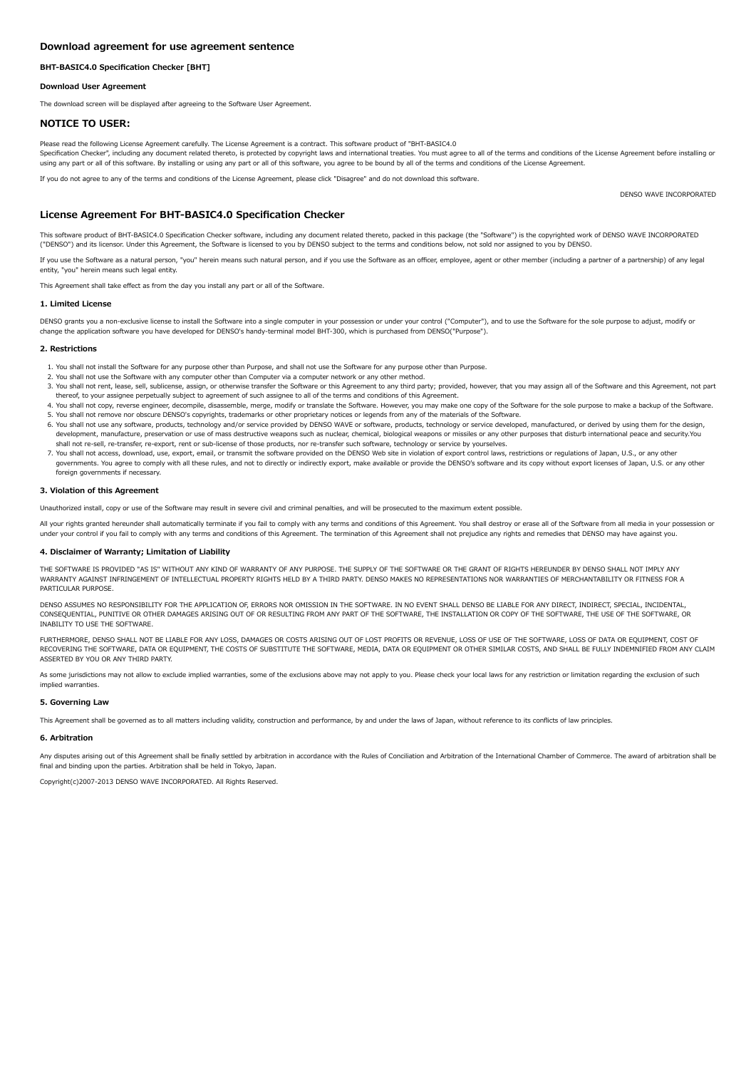## Download agreement for use agreement sentence

#### BHT-BASIC4.0 Specification Checker [BHT]

#### Download User Agreement

The download screen will be displayed after agreeing to the Software User Agreement.

## NOTICE TO USER:

Please read the following License Agreement carefully. The License Agreement is a contract. This software product of "BHT-BASIC4.0 Specification Checker", including any document related thereto, is protected by copyright laws and international treaties. You must agree to all of the terms and conditions of the License Agreement before installing or using any part or all of this software. By installing or using any part or all of this software, you agree to be bound by all of the terms and conditions of the License Agreement.

If you do not agree to any of the terms and conditions of the License Agreement, please click "Disagree" and do not download this software.

DENSO WAVE INCORPORATED

## License Agreement For BHT-BASIC4.0 Specification Checker

This software product of BHT-BASIC4.0 Specification Checker software, including any document related thereto, packed in this package (the "Software") is the copyrighted work of DENSO WAVE INCORPORATED ("DENSO") and its licensor. Under this Agreement, the Software is licensed to you by DENSO subject to the terms and conditions below, not sold nor assigned to you by DENSO.

If you use the Software as a natural person, "you" herein means such natural person, and if you use the Software as an officer, employee, agent or other member (including a partner of a partnership) of any legal entity, "you" herein means such legal entity.

This Agreement shall take effect as from the day you install any part or all of the Software.

#### 1. Limited License

DENSO grants you a non-exclusive license to install the Software into a single computer in your possession or under your control ("Computer"), and to use the Software for the sole purpose to adjust, modify or change the application software you have developed for DENSO's handy-terminal model BHT-300, which is purchased from DENSO("Purpose").

#### 2. Restrictions

1. You shall not install the Software for any purpose other than Purpose, and shall not use the Software for any purpose other than Purpose.
2. You shall not use the Software with any computer other than Computer via a computer network or any other method.
3. You shall not rent, lease, sell, sublicense, assign, or otherwise transfer the Software or this Agreement to any third party; provided, however, that you may assign all of the Software and this Agreement, not part thereof, to your assignee perpetually subject to agreement of such assignee to all of the terms and conditions of this Agreement.
4. You shall not copy, reverse engineer, decompile, disassemble, merge, modify or translate the Software. However, you may make one copy of the Software for the sole purpose to make a backup of the Software.
5. You shall not remove nor obscure DENSO's copyrights, trademarks or other proprietary notices or legends from any of the materials of the Software.
6. You shall not use any software, products, technology and/or service provided by DENSO WAVE or software, products, technology or service developed, manufactured, or derived by using them for the design, development, manufacture, preservation or use of mass destructive weapons such as nuclear, chemical, biological weapons or missiles or any other purposes that disturb international peace and security.You shall not re-sell, re-transfer, re-export, rent or sub-license of those products, nor re-transfer such software, technology or service by yourselves.
7. You shall not access, download, use, export, email, or transmit the software provided on the DENSO Web site in violation of export control laws, restrictions or regulations of Japan, U.S., or any other governments. You agree to comply with all these rules, and not to directly or indirectly export, make available or provide the DENSO's software and its copy without export licenses of Japan, U.S. or any other foreign governments if necessary.

#### 3. Violation of this Agreement

Unauthorized install, copy or use of the Software may result in severe civil and criminal penalties, and will be prosecuted to the maximum extent possible.

All your rights granted hereunder shall automatically terminate if you fail to comply with any terms and conditions of this Agreement. You shall destroy or erase all of the Software from all media in your possession or under your control if you fail to comply with any terms and conditions of this Agreement. The termination of this Agreement shall not prejudice any rights and remedies that DENSO may have against you.

#### 4. Disclaimer of Warranty; Limitation of Liability

THE SOFTWARE IS PROVIDED "AS IS" WITHOUT ANY KIND OF WARRANTY OF ANY PURPOSE. THE SUPPLY OF THE SOFTWARE OR THE GRANT OF RIGHTS HEREUNDER BY DENSO SHALL NOT IMPLY ANY WARRANTY AGAINST INFRINGEMENT OF INTELLECTUAL PROPERTY RIGHTS HELD BY A THIRD PARTY. DENSO MAKES NO REPRESENTATIONS NOR WARRANTIES OF MERCHANTABILITY OR FITNESS FOR A PARTICULAR PURPOSE.

DENSO ASSUMES NO RESPONSIBILITY FOR THE APPLICATION OF, ERRORS NOR OMISSION IN THE SOFTWARE. IN NO EVENT SHALL DENSO BE LIABLE FOR ANY DIRECT, INDIRECT, SPECIAL, INCIDENTAL, CONSEQUENTIAL, PUNITIVE OR OTHER DAMAGES ARISING OUT OF OR RESULTING FROM ANY PART OF THE SOFTWARE, THE INSTALLATION OR COPY OF THE SOFTWARE, THE USE OF THE SOFTWARE, OR INABILITY TO USE THE SOFTWARE.

FURTHERMORE, DENSO SHALL NOT BE LIABLE FOR ANY LOSS, DAMAGES OR COSTS ARISING OUT OF LOST PROFITS OR REVENUE, LOSS OF USE OF THE SOFTWARE, LOSS OF DATA OR EQUIPMENT, COST OF RECOVERING THE SOFTWARE, DATA OR EQUIPMENT, THE COSTS OF SUBSTITUTE THE SOFTWARE, MEDIA, DATA OR EQUIPMENT OR OTHER SIMILAR COSTS, AND SHALL BE FULLY INDEMNIFIED FROM ANY CLAIM ASSERTED BY YOU OR ANY THIRD PARTY.

As some jurisdictions may not allow to exclude implied warranties, some of the exclusions above may not apply to you. Please check your local laws for any restriction or limitation regarding the exclusion of such implied warranties.

#### 5. Governing Law

This Agreement shall be governed as to all matters including validity, construction and performance, by and under the laws of Japan, without reference to its conflicts of law principles.

#### 6. Arbitration

Any disputes arising out of this Agreement shall be finally settled by arbitration in accordance with the Rules of Conciliation and Arbitration of the International Chamber of Commerce. The award of arbitration shall be final and binding upon the parties. Arbitration shall be held in Tokyo, Japan.

Copyright(c)2007-2013 DENSO WAVE INCORPORATED. All Rights Reserved.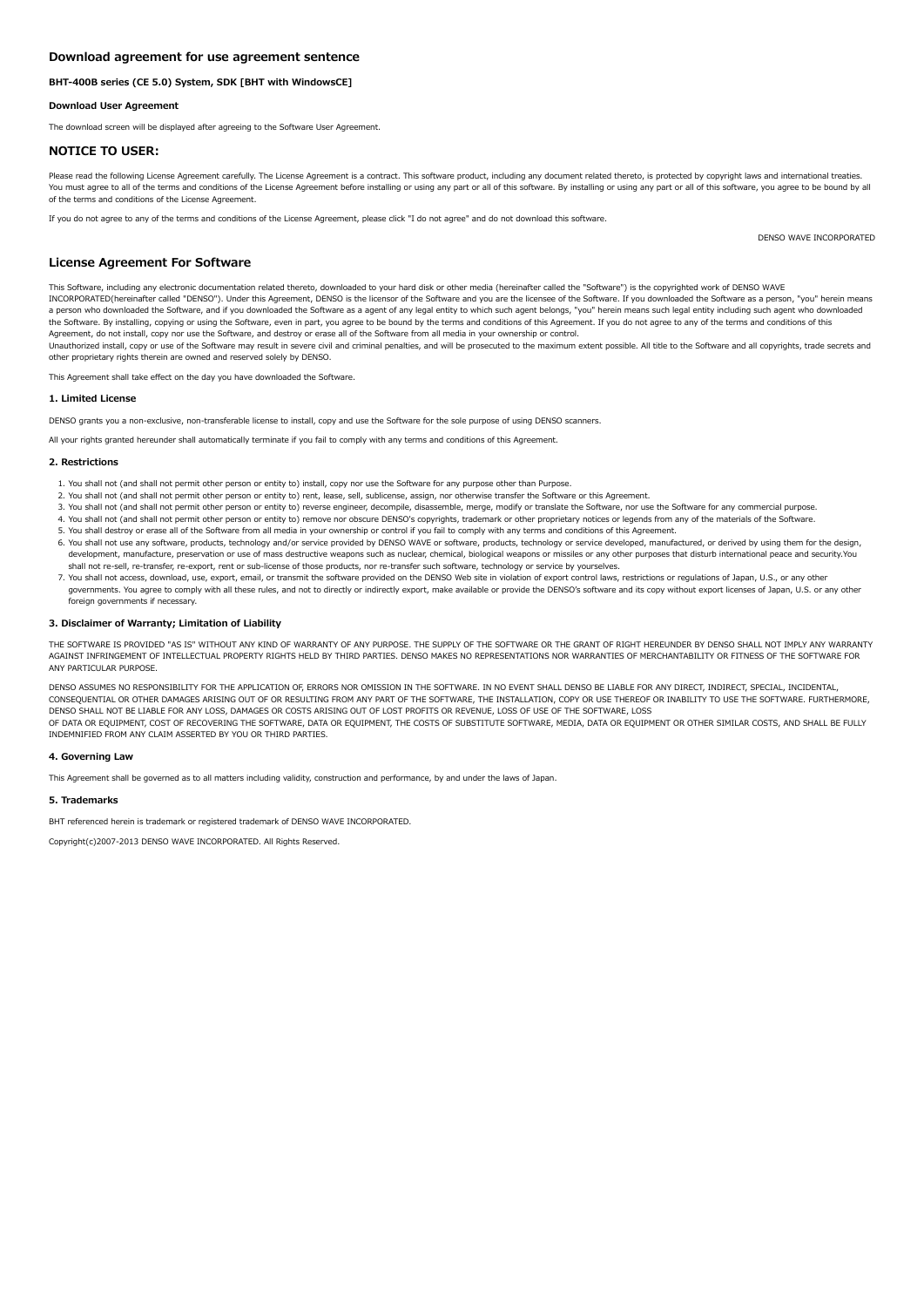## Download agreement for use agreement sentence

#### BHT-400B series (CE 5.0) System, SDK [BHT with WindowsCE]

#### Download User Agreement

The download screen will be displayed after agreeing to the Software User Agreement.

## NOTICE TO USER:

Please read the following License Agreement carefully. The License Agreement is a contract. This software product, including any document related thereto, is protected by copyright laws and international treaties. You must agree to all of the terms and conditions of the License Agreement before installing or using any part or all of this software. By installing or using any part or all of this software, you agree to be bound by all of the terms and conditions of the License Agreement.

If you do not agree to any of the terms and conditions of the License Agreement, please click "I do not agree" and do not download this software.

DENSO WAVE INCORPORATED

## License Agreement For Software

This Software, including any electronic documentation related thereto, downloaded to your hard disk or other media (hereinafter called the "Software") is the copyrighted work of DENSO WAVE INCORPORATED(hereinafter called "DENSO"). Under this Agreement, DENSO is the licensor of the Software and you are the licensee of the Software. If you downloaded the Software as a person, "you" herein means a person who downloaded the Software, and if you downloaded the Software as a agent of any legal entity to which such agent belongs, "you" herein means such legal entity including such agent who downloaded the Software. By installing, copying or using the Software, even in part, you agree to be bound by the terms and conditions of this Agreement. If you do not agree to any of the terms and conditions of this Agreement, do not install, copy nor use the Software, and destroy or erase all of the Software from all media in your ownership or control.
Unauthorized install, copy or use of the Software may result in severe civil and criminal penalties, and will be prosecuted to the maximum extent possible. All title to the Software and all copyrights, trade secrets and other proprietary rights therein are owned and reserved solely by DENSO.

This Agreement shall take effect on the day you have downloaded the Software.

#### 1. Limited License

DENSO grants you a non-exclusive, non-transferable license to install, copy and use the Software for the sole purpose of using DENSO scanners.

All your rights granted hereunder shall automatically terminate if you fail to comply with any terms and conditions of this Agreement.

#### 2. Restrictions

1. You shall not (and shall not permit other person or entity to) install, copy nor use the Software for any purpose other than Purpose.
2. You shall not (and shall not permit other person or entity to) rent, lease, sell, sublicense, assign, nor otherwise transfer the Software or this Agreement.
3. You shall not (and shall not permit other person or entity to) reverse engineer, decompile, disassemble, merge, modify or translate the Software, nor use the Software for any commercial purpose.
4. You shall not (and shall not permit other person or entity to) remove nor obscure DENSO's copyrights, trademark or other proprietary notices or legends from any of the materials of the Software.
5. You shall destroy or erase all of the Software from all media in your ownership or control if you fail to comply with any terms and conditions of this Agreement.
6. You shall not use any software, products, technology and/or service provided by DENSO WAVE or software, products, technology or service developed, manufactured, or derived by using them for the design, development, manufacture, preservation or use of mass destructive weapons such as nuclear, chemical, biological weapons or missiles or any other purposes that disturb international peace and security.You shall not re-sell, re-transfer, re-export, rent or sub-license of those products, nor re-transfer such software, technology or service by yourselves.
7. You shall not access, download, use, export, email, or transmit the software provided on the DENSO Web site in violation of export control laws, restrictions or regulations of Japan, U.S., or any other governments. You agree to comply with all these rules, and not to directly or indirectly export, make available or provide the DENSO's software and its copy without export licenses of Japan, U.S. or any other foreign governments if necessary.

#### 3. Disclaimer of Warranty; Limitation of Liability

THE SOFTWARE IS PROVIDED "AS IS" WITHOUT ANY KIND OF WARRANTY OF ANY PURPOSE. THE SUPPLY OF THE SOFTWARE OR THE GRANT OF RIGHT HEREUNDER BY DENSO SHALL NOT IMPLY ANY WARRANTY AGAINST INFRINGEMENT OF INTELLECTUAL PROPERTY RIGHTS HELD BY THIRD PARTIES. DENSO MAKES NO REPRESENTATIONS NOR WARRANTIES OF MERCHANTABILITY OR FITNESS OF THE SOFTWARE FOR ANY PARTICULAR PURPOSE.

DENSO ASSUMES NO RESPONSIBILITY FOR THE APPLICATION OF, ERRORS NOR OMISSION IN THE SOFTWARE. IN NO EVENT SHALL DENSO BE LIABLE FOR ANY DIRECT, INDIRECT, SPECIAL, INCIDENTAL, CONSEQUENTIAL OR OTHER DAMAGES ARISING OUT OF OR RESULTING FROM ANY PART OF THE SOFTWARE, THE INSTALLATION, COPY OR USE THEREOF OR INABILITY TO USE THE SOFTWARE. FURTHERMORE, DENSO SHALL NOT BE LIABLE FOR ANY LOSS, DAMAGES OR COSTS ARISING OUT OF LOST PROFITS OR REVENUE, LOSS OF USE OF THE SOFTWARE, LOSS
OF DATA OR EQUIPMENT, COST OF RECOVERING THE SOFTWARE, DATA OR EQUIPMENT, THE COSTS OF SUBSTITUTE SOFTWARE, MEDIA, DATA OR EQUIPMENT OR OTHER SIMILAR COSTS, AND SHALL BE FULLY INDEMNIFIED FROM ANY CLAIM ASSERTED BY YOU OR THIRD PARTIES.

#### 4. Governing Law

This Agreement shall be governed as to all matters including validity, construction and performance, by and under the laws of Japan.

#### 5. Trademarks

BHT referenced herein is trademark or registered trademark of DENSO WAVE INCORPORATED.

Copyright(c)2007-2013 DENSO WAVE INCORPORATED. All Rights Reserved.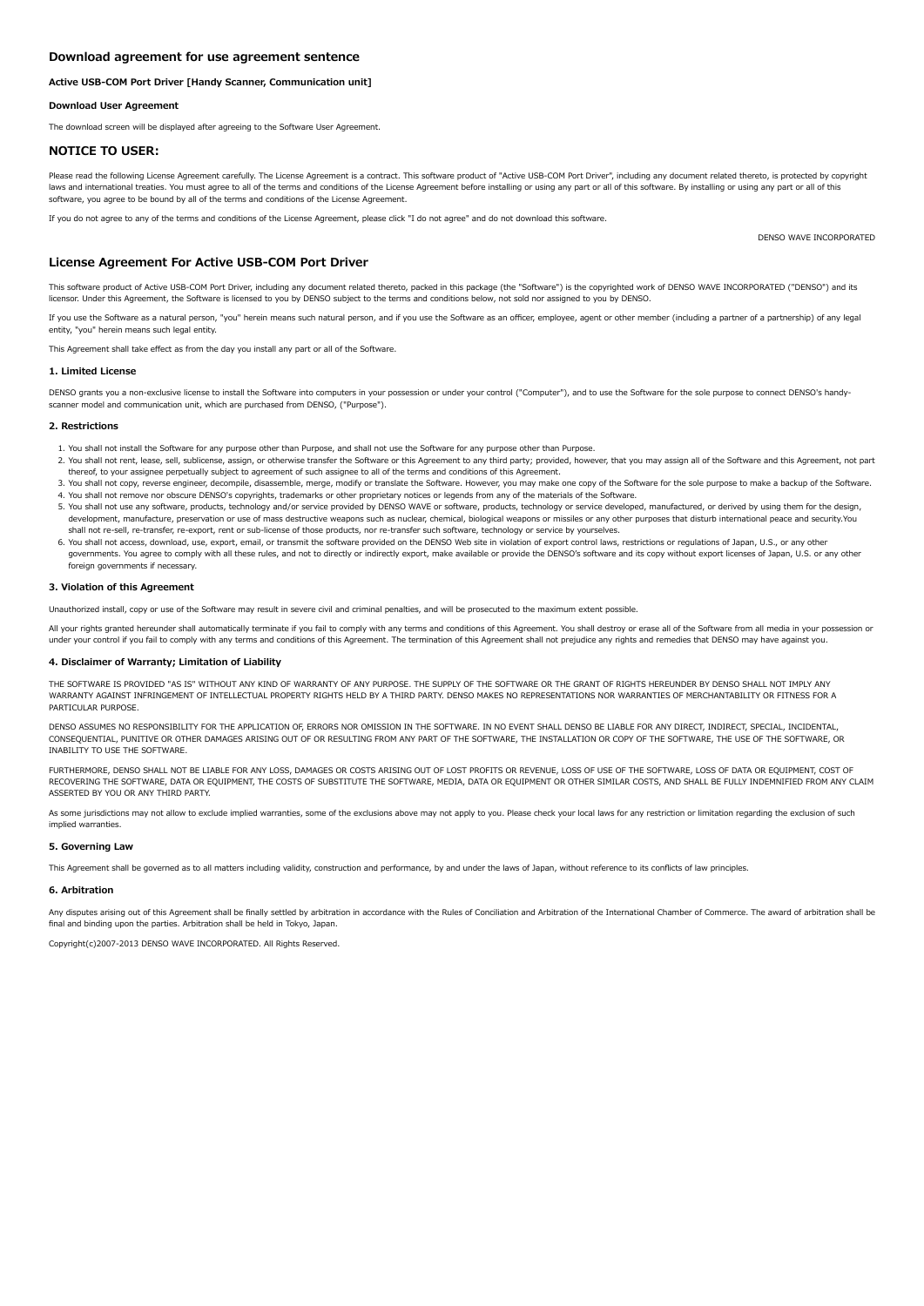## Download agreement for use agreement sentence

#### Active USB-COM Port Driver [Handy Scanner, Communication unit]

#### Download User Agreement

The download screen will be displayed after agreeing to the Software User Agreement.

### NOTICE TO USER:

Please read the following License Agreement carefully. The License Agreement is a contract. This software product of "Active USB-COM Port Driver", including any document related thereto, is protected by copyright laws and international treaties. You must agree to all of the terms and conditions of the License Agreement before installing or using any part or all of this software. By installing or using any part or all of this software, you agree to be bound by all of the terms and conditions of the License Agreement.

If you do not agree to any of the terms and conditions of the License Agreement, please click "I do not agree" and do not download this software.

DENSO WAVE INCORPORATED

### License Agreement For Active USB-COM Port Driver

This software product of Active USB-COM Port Driver, including any document related thereto, packed in this package (the "Software") is the copyrighted work of DENSO WAVE INCORPORATED ("DENSO") and its licensor. Under this Agreement, the Software is licensed to you by DENSO subject to the terms and conditions below, not sold nor assigned to you by DENSO.

If you use the Software as a natural person, "you" herein means such natural person, and if you use the Software as an officer, employee, agent or other member (including a partner of a partnership) of any legal entity, "you" herein means such legal entity.

This Agreement shall take effect as from the day you install any part or all of the Software.

#### 1. Limited License

DENSO grants you a non-exclusive license to install the Software into computers in your possession or under your control ("Computer"), and to use the Software for the sole purpose to connect DENSO's handy-scanner model and communication unit, which are purchased from DENSO, ("Purpose").

#### 2. Restrictions

1. You shall not install the Software for any purpose other than Purpose, and shall not use the Software for any purpose other than Purpose.
2. You shall not rent, lease, sell, sublicense, assign, or otherwise transfer the Software or this Agreement to any third party; provided, however, that you may assign all of the Software and this Agreement, not part thereof, to your assignee perpetually subject to agreement of such assignee to all of the terms and conditions of this Agreement.
3. You shall not copy, reverse engineer, decompile, disassemble, merge, modify or translate the Software. However, you may make one copy of the Software for the sole purpose to make a backup of the Software.
4. You shall not remove nor obscure DENSO's copyrights, trademarks or other proprietary notices or legends from any of the materials of the Software.
5. You shall not use any software, products, technology and/or service provided by DENSO WAVE or software, products, technology or service developed, manufactured, or derived by using them for the design, development, manufacture, preservation or use of mass destructive weapons such as nuclear, chemical, biological weapons or missiles or any other purposes that disturb international peace and security.You shall not re-sell, re-transfer, re-export, rent or sub-license of those products, nor re-transfer such software, technology or service by yourselves.
6. You shall not access, download, use, export, email, or transmit the software provided on the DENSO Web site in violation of export control laws, restrictions or regulations of Japan, U.S., or any other governments. You agree to comply with all these rules, and not to directly or indirectly export, make available or provide the DENSO's software and its copy without export licenses of Japan, U.S. or any other foreign governments if necessary.

#### 3. Violation of this Agreement

Unauthorized install, copy or use of the Software may result in severe civil and criminal penalties, and will be prosecuted to the maximum extent possible.

All your rights granted hereunder shall automatically terminate if you fail to comply with any terms and conditions of this Agreement. You shall destroy or erase all of the Software from all media in your possession or under your control if you fail to comply with any terms and conditions of this Agreement. The termination of this Agreement shall not prejudice any rights and remedies that DENSO may have against you.

#### 4. Disclaimer of Warranty; Limitation of Liability

THE SOFTWARE IS PROVIDED "AS IS" WITHOUT ANY KIND OF WARRANTY OF ANY PURPOSE. THE SUPPLY OF THE SOFTWARE OR THE GRANT OF RIGHTS HEREUNDER BY DENSO SHALL NOT IMPLY ANY WARRANTY AGAINST INFRINGEMENT OF INTELLECTUAL PROPERTY RIGHTS HELD BY A THIRD PARTY. DENSO MAKES NO REPRESENTATIONS NOR WARRANTIES OF MERCHANTABILITY OR FITNESS FOR A PARTICULAR PURPOSE.

DENSO ASSUMES NO RESPONSIBILITY FOR THE APPLICATION OF, ERRORS NOR OMISSION IN THE SOFTWARE. IN NO EVENT SHALL DENSO BE LIABLE FOR ANY DIRECT, INDIRECT, SPECIAL, INCIDENTAL, CONSEQUENTIAL, PUNITIVE OR OTHER DAMAGES ARISING OUT OF OR RESULTING FROM ANY PART OF THE SOFTWARE, THE INSTALLATION OR COPY OF THE SOFTWARE, THE USE OF THE SOFTWARE, OR INABILITY TO USE THE SOFTWARE.

FURTHERMORE, DENSO SHALL NOT BE LIABLE FOR ANY LOSS, DAMAGES OR COSTS ARISING OUT OF LOST PROFITS OR REVENUE, LOSS OF USE OF THE SOFTWARE, LOSS OF DATA OR EQUIPMENT, COST OF RECOVERING THE SOFTWARE, DATA OR EQUIPMENT, THE COSTS OF SUBSTITUTE THE SOFTWARE, MEDIA, DATA OR EQUIPMENT OR OTHER SIMILAR COSTS, AND SHALL BE FULLY INDEMNIFIED FROM ANY CLAIM ASSERTED BY YOU OR ANY THIRD PARTY.

As some jurisdictions may not allow to exclude implied warranties, some of the exclusions above may not apply to you. Please check your local laws for any restriction or limitation regarding the exclusion of such implied warranties.

#### 5. Governing Law

This Agreement shall be governed as to all matters including validity, construction and performance, by and under the laws of Japan, without reference to its conflicts of law principles.

#### 6. Arbitration

Any disputes arising out of this Agreement shall be finally settled by arbitration in accordance with the Rules of Conciliation and Arbitration of the International Chamber of Commerce. The award of arbitration shall be final and binding upon the parties. Arbitration shall be held in Tokyo, Japan.

Copyright(c)2007-2013 DENSO WAVE INCORPORATED. All Rights Reserved.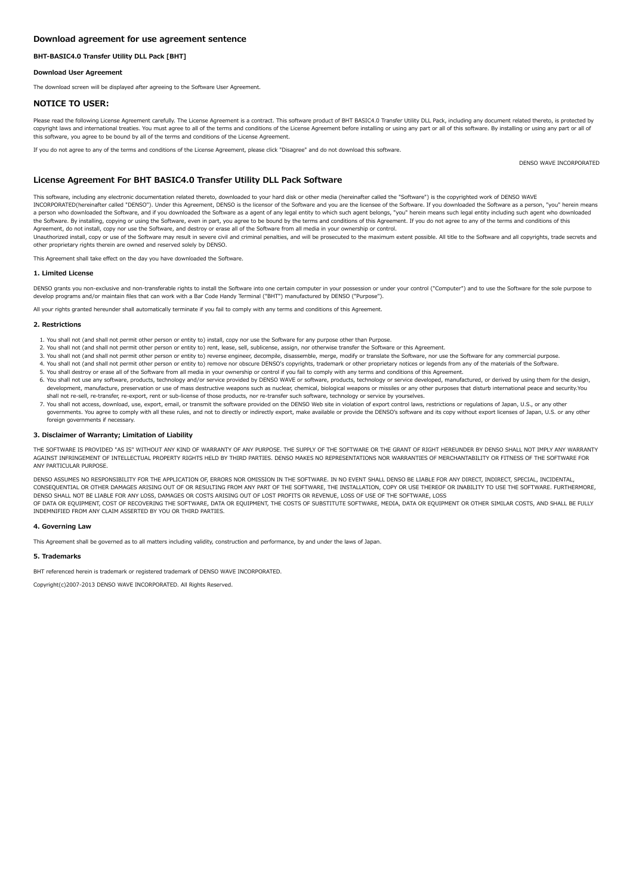## Download agreement for use agreement sentence

**BHT-BASIC4.0 Transfer Utility DLL Pack [BHT]**

**Download User Agreement**

The download screen will be displayed after agreeing to the Software User Agreement.

## NOTICE TO USER:

Please read the following License Agreement carefully. The License Agreement is a contract. This software product of BHT BASIC4.0 Transfer Utility DLL Pack, including any document related thereto, is protected by copyright laws and international treaties. You must agree to all of the terms and conditions of the License Agreement before installing or using any part or all of this software. By installing or using any part or all of this software, you agree to be bound by all of the terms and conditions of the License Agreement.

If you do not agree to any of the terms and conditions of the License Agreement, please click "Disagree" and do not download this software.

DENSO WAVE INCORPORATED

## License Agreement For BHT BASIC4.0 Transfer Utility DLL Pack Software

This software, including any electronic documentation related thereto, downloaded to your hard disk or other media (hereinafter called the "Software") is the copyrighted work of DENSO WAVE INCORPORATED(hereinafter called "DENSO"). Under this Agreement, DENSO is the licensor of the Software and you are the licensee of the Software. If you downloaded the Software as a person, "you" herein means a person who downloaded the Software, and if you downloaded the Software as a agent of any legal entity to which such agent belongs, "you" herein means such legal entity including such agent who downloaded the Software. By installing, copying or using the Software, even in part, you agree to be bound by the terms and conditions of this Agreement. If you do not agree to any of the terms and conditions of this Agreement, do not install, copy nor use the Software, and destroy or erase all of the Software from all media in your ownership or control.
Unauthorized install, copy or use of the Software may result in severe civil and criminal penalties, and will be prosecuted to the maximum extent possible. All title to the Software and all copyrights, trade secrets and other proprietary rights therein are owned and reserved solely by DENSO.

This Agreement shall take effect on the day you have downloaded the Software.

#### 1. Limited License

DENSO grants you non-exclusive and non-transferable rights to install the Software into one certain computer in your possession or under your control ("Computer") and to use the Software for the sole purpose to develop programs and/or maintain files that can work with a Bar Code Handy Terminal ("BHT") manufactured by DENSO ("Purpose").

All your rights granted hereunder shall automatically terminate if you fail to comply with any terms and conditions of this Agreement.

#### 2. Restrictions

1. You shall not (and shall not permit other person or entity to) install, copy nor use the Software for any purpose other than Purpose.
2. You shall not (and shall not permit other person or entity to) rent, lease, sell, sublicense, assign, nor otherwise transfer the Software or this Agreement.
3. You shall not (and shall not permit other person or entity to) reverse engineer, decompile, disassemble, merge, modify or translate the Software, nor use the Software for any commercial purpose.
4. You shall not (and shall not permit other person or entity to) remove nor obscure DENSO's copyrights, trademark or other proprietary notices or legends from any of the materials of the Software.
5. You shall destroy or erase all of the Software from all media in your ownership or control if you fail to comply with any terms and conditions of this Agreement.
6. You shall not use any software, products, technology and/or service provided by DENSO WAVE or software, products, technology or service developed, manufactured, or derived by using them for the design, development, manufacture, preservation or use of mass destructive weapons such as nuclear, chemical, biological weapons or missiles or any other purposes that disturb international peace and security.You shall not re-sell, re-transfer, re-export, rent or sub-license of those products, nor re-transfer such software, technology or service by yourselves.
7. You shall not access, download, use, export, email, or transmit the software provided on the DENSO Web site in violation of export control laws, restrictions or regulations of Japan, U.S., or any other governments. You agree to comply with all these rules, and not to directly or indirectly export, make available or provide the DENSO's software and its copy without export licenses of Japan, U.S. or any other foreign governments if necessary.

#### 3. Disclaimer of Warranty; Limitation of Liability

THE SOFTWARE IS PROVIDED "AS IS" WITHOUT ANY KIND OF WARRANTY OF ANY PURPOSE. THE SUPPLY OF THE SOFTWARE OR THE GRANT OF RIGHT HEREUNDER BY DENSO SHALL NOT IMPLY ANY WARRANTY AGAINST INFRINGEMENT OF INTELLECTUAL PROPERTY RIGHTS HELD BY THIRD PARTIES. DENSO MAKES NO REPRESENTATIONS NOR WARRANTIES OF MERCHANTABILITY OR FITNESS OF THE SOFTWARE FOR ANY PARTICULAR PURPOSE.

DENSO ASSUMES NO RESPONSIBILITY FOR THE APPLICATION OF, ERRORS NOR OMISSION IN THE SOFTWARE. IN NO EVENT SHALL DENSO BE LIABLE FOR ANY DIRECT, INDIRECT, SPECIAL, INCIDENTAL, CONSEQUENTIAL OR OTHER DAMAGES ARISING OUT OF OR RESULTING FROM ANY PART OF THE SOFTWARE, THE INSTALLATION, COPY OR USE THEREOF OR INABILITY TO USE THE SOFTWARE. FURTHERMORE, DENSO SHALL NOT BE LIABLE FOR ANY LOSS, DAMAGES OR COSTS ARISING OUT OF LOST PROFITS OR REVENUE, LOSS OF USE OF THE SOFTWARE, LOSS
OF DATA OR EQUIPMENT, COST OF RECOVERING THE SOFTWARE, DATA OR EQUIPMENT, THE COSTS OF SUBSTITUTE SOFTWARE, MEDIA, DATA OR EQUIPMENT OR OTHER SIMILAR COSTS, AND SHALL BE FULLY INDEMNIFIED FROM ANY CLAIM ASSERTED BY YOU OR THIRD PARTIES.

#### 4. Governing Law

This Agreement shall be governed as to all matters including validity, construction and performance, by and under the laws of Japan.

#### 5. Trademarks

BHT referenced herein is trademark or registered trademark of DENSO WAVE INCORPORATED.

Copyright(c)2007-2013 DENSO WAVE INCORPORATED. All Rights Reserved.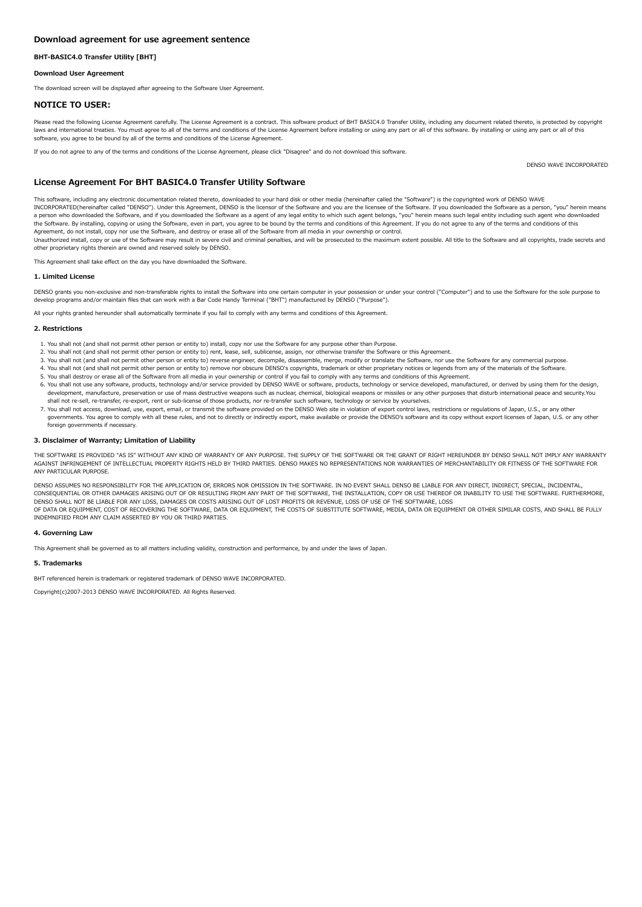## Download agreement for use agreement sentence

#### BHT-BASIC4.0 Transfer Utility [BHT]

#### Download User Agreement

The download screen will be displayed after agreeing to the Software User Agreement.

## NOTICE TO USER:

Please read the following License Agreement carefully. The License Agreement is a contract. This software product of BHT BASIC4.0 Transfer Utility, including any document related thereto, is protected by copyright laws and international treaties. You must agree to all of the terms and conditions of the License Agreement before installing or using any part or all of this software. By installing or using any part or all of this software, you agree to be bound by all of the terms and conditions of the License Agreement.

If you do not agree to any of the terms and conditions of the License Agreement, please click "Disagree" and do not download this software.

DENSO WAVE INCORPORATED

## License Agreement For BHT BASIC4.0 Transfer Utility Software

This software, including any electronic documentation related thereto, downloaded to your hard disk or other media (hereinafter called the "Software") is the copyrighted work of DENSO WAVE INCORPORATED(hereinafter called "DENSO"). Under this Agreement, DENSO is the licensor of the Software and you are the licensee of the Software. If you downloaded the Software as a person, "you" herein means a person who downloaded the Software, and if you downloaded the Software as a agent of any legal entity to which such agent belongs, "you" herein means such legal entity including such agent who downloaded the Software. By installing, copying or using the Software, even in part, you agree to be bound by the terms and conditions of this Agreement. If you do not agree to any of the terms and conditions of this Agreement, do not install, copy nor use the Software, and destroy or erase all of the Software from all media in your ownership or control.
Unauthorized install, copy or use of the Software may result in severe civil and criminal penalties, and will be prosecuted to the maximum extent possible. All title to the Software and all copyrights, trade secrets and other proprietary rights therein are owned and reserved solely by DENSO.

This Agreement shall take effect on the day you have downloaded the Software.

#### 1. Limited License

DENSO grants you non-exclusive and non-transferable rights to install the Software into one certain computer in your possession or under your control ("Computer") and to use the Software for the sole purpose to develop programs and/or maintain files that can work with a Bar Code Handy Terminal ("BHT") manufactured by DENSO ("Purpose").

All your rights granted hereunder shall automatically terminate if you fail to comply with any terms and conditions of this Agreement.

#### 2. Restrictions

1. You shall not (and shall not permit other person or entity to) install, copy nor use the Software for any purpose other than Purpose.
2. You shall not (and shall not permit other person or entity to) rent, lease, sell, sublicense, assign, nor otherwise transfer the Software or this Agreement.
3. You shall not (and shall not permit other person or entity to) reverse engineer, decompile, disassemble, merge, modify or translate the Software, nor use the Software for any commercial purpose.
4. You shall not (and shall not permit other person or entity to) remove nor obscure DENSO's copyrights, trademark or other proprietary notices or legends from any of the materials of the Software.
5. You shall destroy or erase all of the Software from all media in your ownership or control if you fail to comply with any terms and conditions of this Agreement.
6. You shall not use any software, products, technology and/or service provided by DENSO WAVE or software, products, technology or service developed, manufactured, or derived by using them for the design, development, manufacture, preservation or use of mass destructive weapons such as nuclear, chemical, biological weapons or missiles or any other purposes that disturb international peace and security.You shall not re-sell, re-transfer, re-export, rent or sub-license of those products, nor re-transfer such software, technology or service by yourselves.
7. You shall not access, download, use, export, email, or transmit the software provided on the DENSO Web site in violation of export control laws, restrictions or regulations of Japan, U.S., or any other governments. You agree to comply with all these rules, and not to directly or indirectly export, make available or provide the DENSO's software and its copy without export licenses of Japan, U.S. or any other foreign governments if necessary.

#### 3. Disclaimer of Warranty; Limitation of Liability

THE SOFTWARE IS PROVIDED "AS IS" WITHOUT ANY KIND OF WARRANTY OF ANY PURPOSE. THE SUPPLY OF THE SOFTWARE OR THE GRANT OF RIGHT HEREUNDER BY DENSO SHALL NOT IMPLY ANY WARRANTY AGAINST INFRINGEMENT OF INTELLECTUAL PROPERTY RIGHTS HELD BY THIRD PARTIES. DENSO MAKES NO REPRESENTATIONS NOR WARRANTIES OF MERCHANTABILITY OR FITNESS OF THE SOFTWARE FOR ANY PARTICULAR PURPOSE.

DENSO ASSUMES NO RESPONSIBILITY FOR THE APPLICATION OF, ERRORS NOR OMISSION IN THE SOFTWARE. IN NO EVENT SHALL DENSO BE LIABLE FOR ANY DIRECT, INDIRECT, SPECIAL, INCIDENTAL, CONSEQUENTIAL OR OTHER DAMAGES ARISING OUT OF OR RESULTING FROM ANY PART OF THE SOFTWARE, THE INSTALLATION, COPY OR USE THEREOF OR INABILITY TO USE THE SOFTWARE. FURTHERMORE, DENSO SHALL NOT BE LIABLE FOR ANY LOSS, DAMAGES OR COSTS ARISING OUT OF LOST PROFITS OR REVENUE, LOSS OF USE OF THE SOFTWARE, LOSS
OF DATA OR EQUIPMENT, COST OF RECOVERING THE SOFTWARE, DATA OR EQUIPMENT, THE COSTS OF SUBSTITUTE SOFTWARE, MEDIA, DATA OR EQUIPMENT OR OTHER SIMILAR COSTS, AND SHALL BE FULLY INDEMNIFIED FROM ANY CLAIM ASSERTED BY YOU OR THIRD PARTIES.

#### 4. Governing Law

This Agreement shall be governed as to all matters including validity, construction and performance, by and under the laws of Japan.

#### 5. Trademarks

BHT referenced herein is trademark or registered trademark of DENSO WAVE INCORPORATED.

Copyright(c)2007-2013 DENSO WAVE INCORPORATED. All Rights Reserved.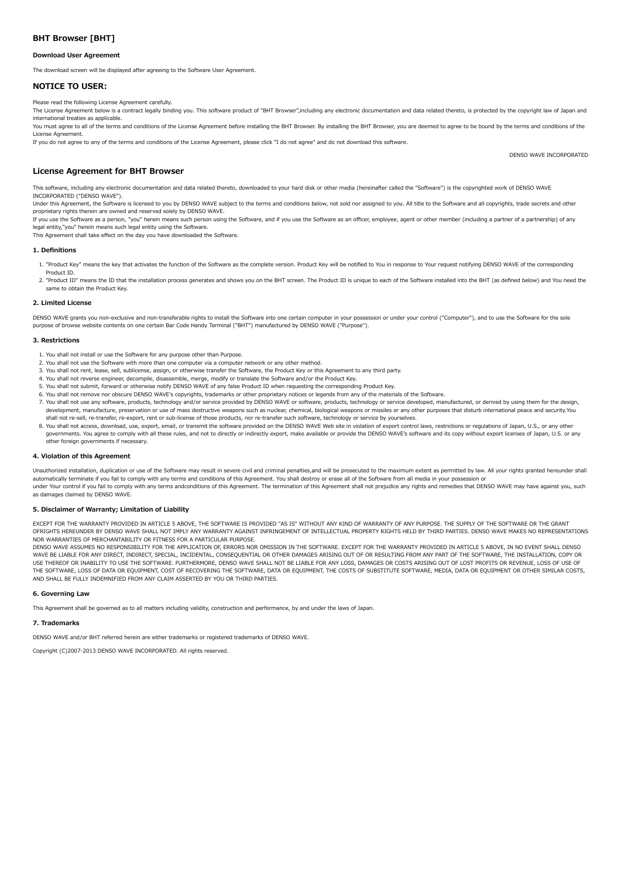## BHT Browser [BHT]

#### Download User Agreement

The download screen will be displayed after agreeing to the Software User Agreement.

## NOTICE TO USER:

Please read the following License Agreement carefully.
The License Agreement below is a contract legally binding you. This software product of "BHT Browser",including any electronic documentation and data related thereto, is protected by the copyright law of Japan and international treaties as applicable.
You must agree to all of the terms and conditions of the License Agreement before installing the BHT Browser. By installing the BHT Browser, you are deemed to agree to be bound by the terms and conditions of the License Agreement.
If you do not agree to any of the terms and conditions of the License Agreement, please click "I do not agree" and do not download this software.

DENSO WAVE INCORPORATED

## License Agreement for BHT Browser

This software, including any electronic documentation and data related thereto, downloaded to your hard disk or other media (hereinafter called the "Software") is the copyrighted work of DENSO WAVE INCORPORATED ("DENSO WAVE").
Under this Agreement, the Software is licensed to you by DENSO WAVE subject to the terms and conditions below, not sold nor assigned to you. All title to the Software and all copyrights, trade secrets and other proprietary rights therein are owned and reserved solely by DENSO WAVE.
If you use the Software as a person, "you" herein means such person using the Software, and if you use the Software as an officer, employee, agent or other member (including a partner of a partnership) of any legal entity,"you" herein means such legal entity using the Software.
This Agreement shall take effect on the day you have downloaded the Software.

#### 1. Definitions

1. "Product Key" means the key that activates the function of the Software as the complete version. Product Key will be notified to You in response to Your request notifying DENSO WAVE of the corresponding Product ID.
2. "Product ID" means the ID that the installation process generates and shows you on the BHT screen. The Product ID is unique to each of the Software installed into the BHT (as defined below) and You need the same to obtain the Product Key.

#### 2. Limited License

DENSO WAVE grants you non-exclusive and non-transferable rights to install the Software into one certain computer in your possession or under your control ("Computer"), and to use the Software for the sole purpose of browse website contents on one certain Bar Code Handy Terminal ("BHT") manufactured by DENSO WAVE ("Purpose").

#### 3. Restrictions

1. You shall not install or use the Software for any purpose other than Purpose.
2. You shall not use the Software with more than one computer via a computer network or any other method.
3. You shall not rent, lease, sell, sublicense, assign, or otherwise transfer the Software, the Product Key or this Agreement to any third party.
4. You shall not reverse engineer, decompile, disassemble, merge, modify or translate the Software and/or the Product Key.
5. You shall not submit, forward or otherwise notify DENSO WAVE of any false Product ID when requesting the corresponding Product Key.
6. You shall not remove nor obscure DENSO WAVE's copyrights, trademarks or other proprietary notices or legends from any of the materials of the Software.
7. You shall not use any software, products, technology and/or service provided by DENSO WAVE or software, products, technology or service developed, manufactured, or derived by using them for the design, development, manufacture, preservation or use of mass destructive weapons such as nuclear, chemical, biological weapons or missiles or any other purposes that disturb international peace and security.You shall not re-sell, re-transfer, re-export, rent or sub-license of those products, nor re-transfer such software, technology or service by yourselves.
8. You shall not access, download, use, export, email, or transmit the software provided on the DENSO WAVE Web site in violation of export control laws, restrictions or regulations of Japan, U.S., or any other governments. You agree to comply with all these rules, and not to directly or indirectly export, make available or provide the DENSO WAVE's software and its copy without export licenses of Japan, U.S. or any other foreign governments if necessary.

#### 4. Violation of this Agreement

Unauthorized installation, duplication or use of the Software may result in severe civil and criminal penalties,and will be prosecuted to the maximum extent as permitted by law. All your rights granted hereunder shall automatically terminate if you fail to comply with any terms and conditions of this Agreement. You shall destroy or erase all of the Software from all media in your possession or
under Your control if you fail to comply with any terms andconditions of this Agreement. The termination of this Agreement shall not prejudice any rights and remedies that DENSO WAVE may have against you, such as damages claimed by DENSO WAVE.

#### 5. Disclaimer of Warranty; Limitation of Liability

EXCEPT FOR THE WARRANTY PROVIDED IN ARTICLE 5 ABOVE, THE SOFTWARE IS PROVIDED "AS IS" WITHOUT ANY KIND OF WARRANTY OF ANY PURPOSE. THE SUPPLY OF THE SOFTWARE OR THE GRANT OFRIGHTS HEREUNDER BY DENSO WAVE SHALL NOT IMPLY ANY WARRANTY AGAINST INFRINGEMENT OF INTELLECTUAL PROPERTY RIGHTS HELD BY THIRD PARTIES. DENSO WAVE MAKES NO REPRESENTATIONS NOR WARRANTIES OF MERCHANTABILITY OR FITNESS FOR A PARTICULAR PURPOSE.
DENSO WAVE ASSUMES NO RESPONSIBILITY FOR THE APPLICATION OF, ERRORS NOR OMISSION IN THE SOFTWARE. EXCEPT FOR THE WARRANTY PROVIDED IN ARTICLE 5 ABOVE, IN NO EVENT SHALL DENSO WAVE BE LIABLE FOR ANY DIRECT, INDIRECT, SPECIAL, INCIDENTAL, CONSEQUENTIAL OR OTHER DAMAGES ARISING OUT OF OR RESULTING FROM ANY PART OF THE SOFTWARE, THE INSTALLATION, COPY OR USE THEREOF OR INABILITY TO USE THE SOFTWARE. FURTHERMORE, DENSO WAVE SHALL NOT BE LIABLE FOR ANY LOSS, DAMAGES OR COSTS ARISING OUT OF LOST PROFITS OR REVENUE, LOSS OF USE OF THE SOFTWARE, LOSS OF DATA OR EQUIPMENT, COST OF RECOVERING THE SOFTWARE, DATA OR EQUIPMENT, THE COSTS OF SUBSTITUTE SOFTWARE, MEDIA, DATA OR EQUIPMENT OR OTHER SIMILAR COSTS, AND SHALL BE FULLY INDEMNIFIED FROM ANY CLAIM ASSERTED BY YOU OR THIRD PARTIES.

#### 6. Governing Law

This Agreement shall be governed as to all matters including validity, construction and performance, by and under the laws of Japan.

#### 7. Trademarks

DENSO WAVE and/or BHT referred herein are either trademarks or registered trademarks of DENSO WAVE.

Copyright (C)2007-2013 DENSO WAVE INCORPORATED. All rights reserved.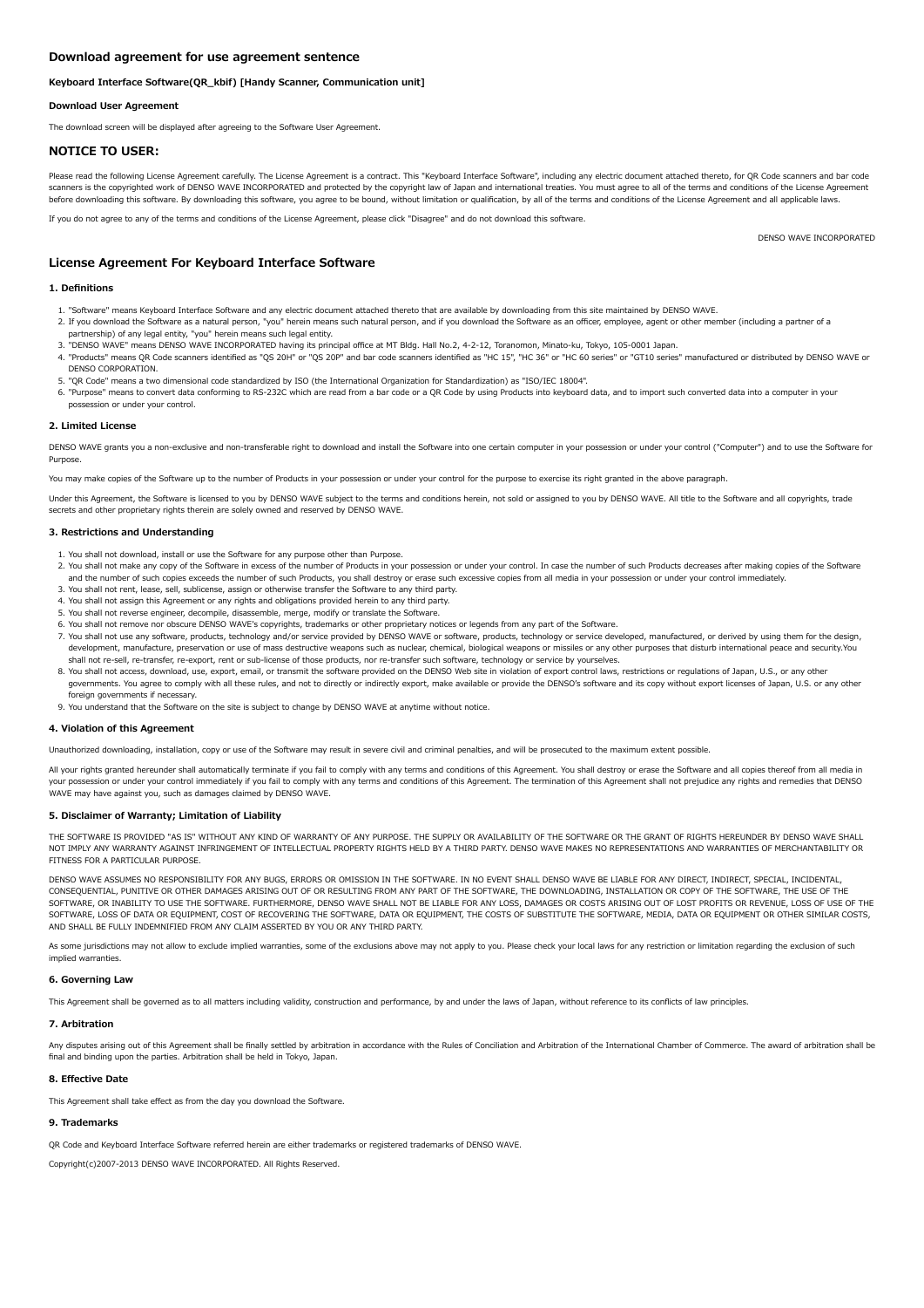## Download agreement for use agreement sentence

#### Keyboard Interface Software(QR_kbif) [Handy Scanner, Communication unit]

#### Download User Agreement

The download screen will be displayed after agreeing to the Software User Agreement.

## NOTICE TO USER:

Please read the following License Agreement carefully. The License Agreement is a contract. This "Keyboard Interface Software", including any electric document attached thereto, for QR Code scanners and bar code scanners is the copyrighted work of DENSO WAVE INCORPORATED and protected by the copyright law of Japan and international treaties. You must agree to all of the terms and conditions of the License Agreement before downloading this software. By downloading this software, you agree to be bound, without limitation or qualification, by all of the terms and conditions of the License Agreement and all applicable laws.

If you do not agree to any of the terms and conditions of the License Agreement, please click "Disagree" and do not download this software.

DENSO WAVE INCORPORATED

## License Agreement For Keyboard Interface Software

#### 1. Definitions

1. "Software" means Keyboard Interface Software and any electric document attached thereto that are available by downloading from this site maintained by DENSO WAVE.
2. If you download the Software as a natural person, "you" herein means such natural person, and if you download the Software as an officer, employee, agent or other member (including a partner of a partnership) of any legal entity, "you" herein means such legal entity.
3. "DENSO WAVE" means DENSO WAVE INCORPORATED having its principal office at MT Bldg. Hall No.2, 4-2-12, Toranomon, Minato-ku, Tokyo, 105-0001 Japan.
4. "Products" means QR Code scanners identified as "QS 20H" or "QS 20P" and bar code scanners identified as "HC 15", "HC 36" or "HC 60 series" or "GT10 series" manufactured or distributed by DENSO WAVE or DENSO CORPORATION.
5. "QR Code" means a two dimensional code standardized by ISO (the International Organization for Standardization) as "ISO/IEC 18004".
6. "Purpose" means to convert data conforming to RS-232C which are read from a bar code or a QR Code by using Products into keyboard data, and to import such converted data into a computer in your possession or under your control.

#### 2. Limited License

DENSO WAVE grants you a non-exclusive and non-transferable right to download and install the Software into one certain computer in your possession or under your control ("Computer") and to use the Software for Purpose.

You may make copies of the Software up to the number of Products in your possession or under your control for the purpose to exercise its right granted in the above paragraph.

Under this Agreement, the Software is licensed to you by DENSO WAVE subject to the terms and conditions herein, not sold or assigned to you by DENSO WAVE. All title to the Software and all copyrights, trade secrets and other proprietary rights therein are solely owned and reserved by DENSO WAVE.

#### 3. Restrictions and Understanding

1. You shall not download, install or use the Software for any purpose other than Purpose.
2. You shall not make any copy of the Software in excess of the number of Products in your possession or under your control. In case the number of such Products decreases after making copies of the Software and the number of such copies exceeds the number of such Products, you shall destroy or erase such excessive copies from all media in your possession or under your control immediately.
3. You shall not rent, lease, sell, sublicense, assign or otherwise transfer the Software to any third party.
4. You shall not assign this Agreement or any rights and obligations provided herein to any third party.
5. You shall not reverse engineer, decompile, disassemble, merge, modify or translate the Software.
6. You shall not remove nor obscure DENSO WAVE's copyrights, trademarks or other proprietary notices or legends from any part of the Software.
7. You shall not use any software, products, technology and/or service provided by DENSO WAVE or software, products, technology or service developed, manufactured, or derived by using them for the design, development, manufacture, preservation or use of mass destructive weapons such as nuclear, chemical, biological weapons or missiles or any other purposes that disturb international peace and security.You shall not re-sell, re-transfer, re-export, rent or sub-license of those products, nor re-transfer such software, technology or service by yourselves.
8. You shall not access, download, use, export, email, or transmit the software provided on the DENSO Web site in violation of export control laws, restrictions or regulations of Japan, U.S., or any other governments. You agree to comply with all these rules, and not to directly or indirectly export, make available or provide the DENSO's software and its copy without export licenses of Japan, U.S. or any other foreign governments if necessary.
9. You understand that the Software on the site is subject to change by DENSO WAVE at anytime without notice.

#### 4. Violation of this Agreement

Unauthorized downloading, installation, copy or use of the Software may result in severe civil and criminal penalties, and will be prosecuted to the maximum extent possible.

All your rights granted hereunder shall automatically terminate if you fail to comply with any terms and conditions of this Agreement. You shall destroy or erase the Software and all copies thereof from all media in your possession or under your control immediately if you fail to comply with any terms and conditions of this Agreement. The termination of this Agreement shall not prejudice any rights and remedies that DENSO WAVE may have against you, such as damages claimed by DENSO WAVE.

#### 5. Disclaimer of Warranty; Limitation of Liability

THE SOFTWARE IS PROVIDED "AS IS" WITHOUT ANY KIND OF WARRANTY OF ANY PURPOSE. THE SUPPLY OR AVAILABILITY OF THE SOFTWARE OR THE GRANT OF RIGHTS HEREUNDER BY DENSO WAVE SHALL NOT IMPLY ANY WARRANTY AGAINST INFRINGEMENT OF INTELLECTUAL PROPERTY RIGHTS HELD BY A THIRD PARTY. DENSO WAVE MAKES NO REPRESENTATIONS AND WARRANTIES OF MERCHANTABILITY OR FITNESS FOR A PARTICULAR PURPOSE.

DENSO WAVE ASSUMES NO RESPONSIBILITY FOR ANY BUGS, ERRORS OR OMISSION IN THE SOFTWARE. IN NO EVENT SHALL DENSO WAVE BE LIABLE FOR ANY DIRECT, INDIRECT, SPECIAL, INCIDENTAL, CONSEQUENTIAL, PUNITIVE OR OTHER DAMAGES ARISING OUT OF OR RESULTING FROM ANY PART OF THE SOFTWARE, THE DOWNLOADING, INSTALLATION OR COPY OF THE SOFTWARE, THE USE OF THE SOFTWARE, OR INABILITY TO USE THE SOFTWARE. FURTHERMORE, DENSO WAVE SHALL NOT BE LIABLE FOR ANY LOSS, DAMAGES OR COSTS ARISING OUT OF LOST PROFITS OR REVENUE, LOSS OF USE OF THE SOFTWARE, LOSS OF DATA OR EQUIPMENT, COST OF RECOVERING THE SOFTWARE, DATA OR EQUIPMENT, THE COSTS OF SUBSTITUTE THE SOFTWARE, MEDIA, DATA OR EQUIPMENT OR OTHER SIMILAR COSTS, AND SHALL BE FULLY INDEMNIFIED FROM ANY CLAIM ASSERTED BY YOU OR ANY THIRD PARTY.

As some jurisdictions may not allow to exclude implied warranties, some of the exclusions above may not apply to you. Please check your local laws for any restriction or limitation regarding the exclusion of such implied warranties.

#### 6. Governing Law

This Agreement shall be governed as to all matters including validity, construction and performance, by and under the laws of Japan, without reference to its conflicts of law principles.

#### 7. Arbitration

Any disputes arising out of this Agreement shall be finally settled by arbitration in accordance with the Rules of Conciliation and Arbitration of the International Chamber of Commerce. The award of arbitration shall be final and binding upon the parties. Arbitration shall be held in Tokyo, Japan.

#### 8. Effective Date

This Agreement shall take effect as from the day you download the Software.

#### 9. Trademarks

QR Code and Keyboard Interface Software referred herein are either trademarks or registered trademarks of DENSO WAVE.

Copyright(c)2007-2013 DENSO WAVE INCORPORATED. All Rights Reserved.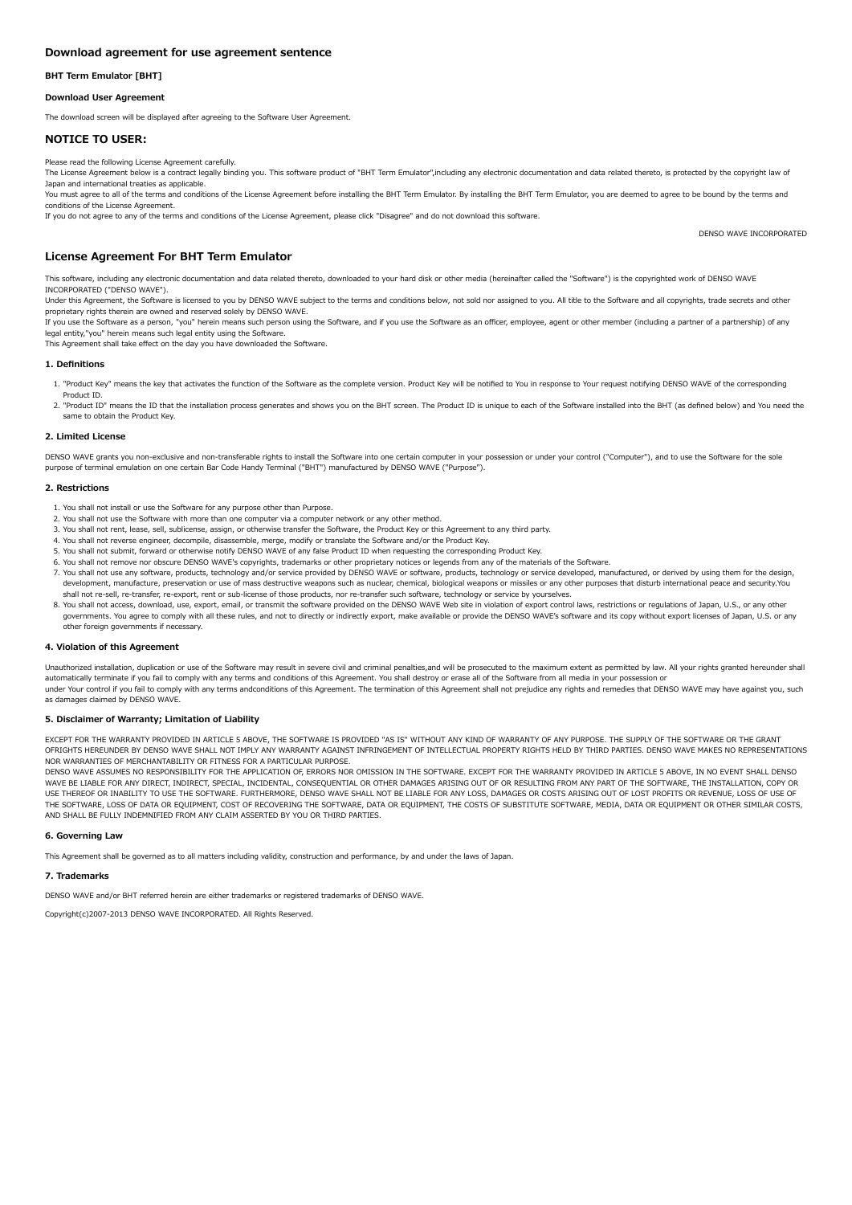## Download agreement for use agreement sentence

#### BHT Term Emulator [BHT]

#### Download User Agreement

The download screen will be displayed after agreeing to the Software User Agreement.

## NOTICE TO USER:

Please read the following License Agreement carefully.
The License Agreement below is a contract legally binding you. This software product of "BHT Term Emulator",including any electronic documentation and data related thereto, is protected by the copyright law of Japan and international treaties as applicable.
You must agree to all of the terms and conditions of the License Agreement before installing the BHT Term Emulator. By installing the BHT Term Emulator, you are deemed to agree to be bound by the terms and conditions of the License Agreement.
If you do not agree to any of the terms and conditions of the License Agreement, please click "Disagree" and do not download this software.

DENSO WAVE INCORPORATED

## License Agreement For BHT Term Emulator

This software, including any electronic documentation and data related thereto, downloaded to your hard disk or other media (hereinafter called the "Software") is the copyrighted work of DENSO WAVE INCORPORATED ("DENSO WAVE").
Under this Agreement, the Software is licensed to you by DENSO WAVE subject to the terms and conditions below, not sold nor assigned to you. All title to the Software and all copyrights, trade secrets and other proprietary rights therein are owned and reserved solely by DENSO WAVE.
If you use the Software as a person, "you" herein means such person using the Software, and if you use the Software as an officer, employee, agent or other member (including a partner of a partnership) of any legal entity,"you" herein means such legal entity using the Software.
This Agreement shall take effect on the day you have downloaded the Software.

#### 1. Definitions

1. "Product Key" means the key that activates the function of the Software as the complete version. Product Key will be notified to You in response to Your request notifying DENSO WAVE of the corresponding Product ID.
2. "Product ID" means the ID that the installation process generates and shows you on the BHT screen. The Product ID is unique to each of the Software installed into the BHT (as defined below) and You need the same to obtain the Product Key.

#### 2. Limited License

DENSO WAVE grants you non-exclusive and non-transferable rights to install the Software into one certain computer in your possession or under your control ("Computer"), and to use the Software for the sole purpose of terminal emulation on one certain Bar Code Handy Terminal ("BHT") manufactured by DENSO WAVE ("Purpose").

#### 2. Restrictions

1. You shall not install or use the Software for any purpose other than Purpose.
2. You shall not use the Software with more than one computer via a computer network or any other method.
3. You shall not rent, lease, sell, sublicense, assign, or otherwise transfer the Software, the Product Key or this Agreement to any third party.
4. You shall not reverse engineer, decompile, disassemble, merge, modify or translate the Software and/or the Product Key.
5. You shall not submit, forward or otherwise notify DENSO WAVE of any false Product ID when requesting the corresponding Product Key.
6. You shall not remove nor obscure DENSO WAVE's copyrights, trademarks or other proprietary notices or legends from any of the materials of the Software.
7. You shall not use any software, products, technology and/or service provided by DENSO WAVE or software, products, technology or service developed, manufactured, or derived by using them for the design, development, manufacture, preservation or use of mass destructive weapons such as nuclear, chemical, biological weapons or missiles or any other purposes that disturb international peace and security.You shall not re-sell, re-transfer, re-export, rent or sub-license of those products, nor re-transfer such software, technology or service by yourselves.
8. You shall not access, download, use, export, email, or transmit the software provided on the DENSO WAVE Web site in violation of export control laws, restrictions or regulations of Japan, U.S., or any other governments. You agree to comply with all these rules, and not to directly or indirectly export, make available or provide the DENSO WAVE's software and its copy without export licenses of Japan, U.S. or any other foreign governments if necessary.

#### 4. Violation of this Agreement

Unauthorized installation, duplication or use of the Software may result in severe civil and criminal penalties,and will be prosecuted to the maximum extent as permitted by law. All your rights granted hereunder shall automatically terminate if you fail to comply with any terms and conditions of this Agreement. You shall destroy or erase all of the Software from all media in your possession or
under Your control if you fail to comply with any terms andconditions of this Agreement. The termination of this Agreement shall not prejudice any rights and remedies that DENSO WAVE may have against you, such as damages claimed by DENSO WAVE.

#### 5. Disclaimer of Warranty; Limitation of Liability

EXCEPT FOR THE WARRANTY PROVIDED IN ARTICLE 5 ABOVE, THE SOFTWARE IS PROVIDED "AS IS" WITHOUT ANY KIND OF WARRANTY OF ANY PURPOSE. THE SUPPLY OF THE SOFTWARE OR THE GRANT OFRIGHTS HEREUNDER BY DENSO WAVE SHALL NOT IMPLY ANY WARRANTY AGAINST INFRINGEMENT OF INTELLECTUAL PROPERTY RIGHTS HELD BY THIRD PARTIES. DENSO WAVE MAKES NO REPRESENTATIONS NOR WARRANTIES OF MERCHANTABILITY OR FITNESS FOR A PARTICULAR PURPOSE.
DENSO WAVE ASSUMES NO RESPONSIBILITY FOR THE APPLICATION OF, ERRORS NOR OMISSION IN THE SOFTWARE. EXCEPT FOR THE WARRANTY PROVIDED IN ARTICLE 5 ABOVE, IN NO EVENT SHALL DENSO WAVE BE LIABLE FOR ANY DIRECT, INDIRECT, SPECIAL, INCIDENTAL, CONSEQUENTIAL OR OTHER DAMAGES ARISING OUT OF OR RESULTING FROM ANY PART OF THE SOFTWARE, THE INSTALLATION, COPY OR USE THEREOF OR INABILITY TO USE THE SOFTWARE. FURTHERMORE, DENSO WAVE SHALL NOT BE LIABLE FOR ANY LOSS, DAMAGES OR COSTS ARISING OUT OF LOST PROFITS OR REVENUE, LOSS OF USE OF THE SOFTWARE, LOSS OF DATA OR EQUIPMENT, COST OF RECOVERING THE SOFTWARE, DATA OR EQUIPMENT, THE COSTS OF SUBSTITUTE SOFTWARE, MEDIA, DATA OR EQUIPMENT OR OTHER SIMILAR COSTS, AND SHALL BE FULLY INDEMNIFIED FROM ANY CLAIM ASSERTED BY YOU OR THIRD PARTIES.

#### 6. Governing Law

This Agreement shall be governed as to all matters including validity, construction and performance, by and under the laws of Japan.

#### 7. Trademarks

DENSO WAVE and/or BHT referred herein are either trademarks or registered trademarks of DENSO WAVE.

Copyright(c)2007-2013 DENSO WAVE INCORPORATED. All Rights Reserved.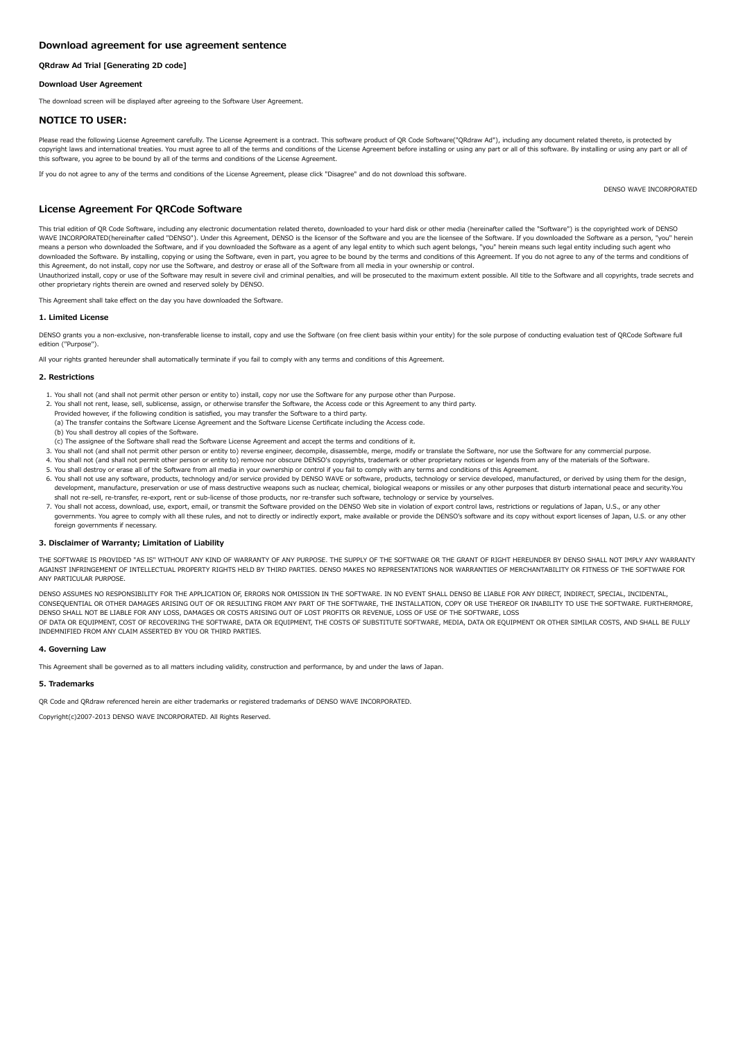## Download agreement for use agreement sentence

#### QRdraw Ad Trial [Generating 2D code]

#### Download User Agreement

The download screen will be displayed after agreeing to the Software User Agreement.

## NOTICE TO USER:

Please read the following License Agreement carefully. The License Agreement is a contract. This software product of QR Code Software("QRdraw Ad"), including any document related thereto, is protected by copyright laws and international treaties. You must agree to all of the terms and conditions of the License Agreement before installing or using any part or all of this software. By installing or using any part or all of this software, you agree to be bound by all of the terms and conditions of the License Agreement.

If you do not agree to any of the terms and conditions of the License Agreement, please click "Disagree" and do not download this software.

DENSO WAVE INCORPORATED

## License Agreement For QRCode Software

This trial edition of QR Code Software, including any electronic documentation related thereto, downloaded to your hard disk or other media (hereinafter called the "Software") is the copyrighted work of DENSO WAVE INCORPORATED(hereinafter called "DENSO"). Under this Agreement, DENSO is the licensor of the Software and you are the licensee of the Software. If you downloaded the Software as a person, "you" herein means a person who downloaded the Software, and if you downloaded the Software as a agent of any legal entity to which such agent belongs, "you" herein means such legal entity including such agent who downloaded the Software. By installing, copying or using the Software, even in part, you agree to be bound by the terms and conditions of this Agreement. If you do not agree to any of the terms and conditions of this Agreement, do not install, copy nor use the Software, and destroy or erase all of the Software from all media in your ownership or control.
Unauthorized install, copy or use of the Software may result in severe civil and criminal penalties, and will be prosecuted to the maximum extent possible. All title to the Software and all copyrights, trade secrets and other proprietary rights therein are owned and reserved solely by DENSO.

This Agreement shall take effect on the day you have downloaded the Software.

#### 1. Limited License

DENSO grants you a non-exclusive, non-transferable license to install, copy and use the Software (on free client basis within your entity) for the sole purpose of conducting evaluation test of QRCode Software full edition ("Purpose").

All your rights granted hereunder shall automatically terminate if you fail to comply with any terms and conditions of this Agreement.

#### 2. Restrictions

1. You shall not (and shall not permit other person or entity to) install, copy nor use the Software for any purpose other than Purpose.
2. You shall not rent, lease, sell, sublicense, assign, or otherwise transfer the Software, the Access code or this Agreement to any third party.
   Provided however, if the following condition is satisfied, you may transfer the Software to a third party.
   (a) The transfer contains the Software License Agreement and the Software License Certificate including the Access code.
   (b) You shall destroy all copies of the Software.
   (c) The assignee of the Software shall read the Software License Agreement and accept the terms and conditions of it.
3. You shall not (and shall not permit other person or entity to) reverse engineer, decompile, disassemble, merge, modify or translate the Software, nor use the Software for any commercial purpose.
4. You shall not (and shall not permit other person or entity to) remove nor obscure DENSO's copyrights, trademark or other proprietary notices or legends from any of the materials of the Software.
5. You shall destroy or erase all of the Software from all media in your ownership or control if you fail to comply with any terms and conditions of this Agreement.
6. You shall not use any software, products, technology and/or service provided by DENSO WAVE or software, products, technology or service developed, manufactured, or derived by using them for the design, development, manufacture, preservation or use of mass destructive weapons such as nuclear, chemical, biological weapons or missiles or any other purposes that disturb international peace and security.You shall not re-sell, re-transfer, re-export, rent or sub-license of those products, nor re-transfer such software, technology or service by yourselves.
7. You shall not access, download, use, export, email, or transmit the Software provided on the DENSO Web site in violation of export control laws, restrictions or regulations of Japan, U.S., or any other governments. You agree to comply with all these rules, and not to directly or indirectly export, make available or provide the DENSO's software and its copy without export licenses of Japan, U.S. or any other foreign governments if necessary.

#### 3. Disclaimer of Warranty; Limitation of Liability

THE SOFTWARE IS PROVIDED "AS IS" WITHOUT ANY KIND OF WARRANTY OF ANY PURPOSE. THE SUPPLY OF THE SOFTWARE OR THE GRANT OF RIGHT HEREUNDER BY DENSO SHALL NOT IMPLY ANY WARRANTY AGAINST INFRINGEMENT OF INTELLECTUAL PROPERTY RIGHTS HELD BY THIRD PARTIES. DENSO MAKES NO REPRESENTATIONS NOR WARRANTIES OF MERCHANTABILITY OR FITNESS OF THE SOFTWARE FOR ANY PARTICULAR PURPOSE.

DENSO ASSUMES NO RESPONSIBILITY FOR THE APPLICATION OF, ERRORS NOR OMISSION IN THE SOFTWARE. IN NO EVENT SHALL DENSO BE LIABLE FOR ANY DIRECT, INDIRECT, SPECIAL, INCIDENTAL, CONSEQUENTIAL OR OTHER DAMAGES ARISING OUT OF OR RESULTING FROM ANY PART OF THE SOFTWARE, THE INSTALLATION, COPY OR USE THEREOF OR INABILITY TO USE THE SOFTWARE. FURTHERMORE, DENSO SHALL NOT BE LIABLE FOR ANY LOSS, DAMAGES OR COSTS ARISING OUT OF LOST PROFITS OR REVENUE, LOSS OF USE OF THE SOFTWARE, LOSS
OF DATA OR EQUIPMENT, COST OF RECOVERING THE SOFTWARE, DATA OR EQUIPMENT, THE COSTS OF SUBSTITUTE SOFTWARE, MEDIA, DATA OR EQUIPMENT OR OTHER SIMILAR COSTS, AND SHALL BE FULLY INDEMNIFIED FROM ANY CLAIM ASSERTED BY YOU OR THIRD PARTIES.

#### 4. Governing Law

This Agreement shall be governed as to all matters including validity, construction and performance, by and under the laws of Japan.

#### 5. Trademarks

QR Code and QRdraw referenced herein are either trademarks or registered trademarks of DENSO WAVE INCORPORATED.

Copyright(c)2007-2013 DENSO WAVE INCORPORATED. All Rights Reserved.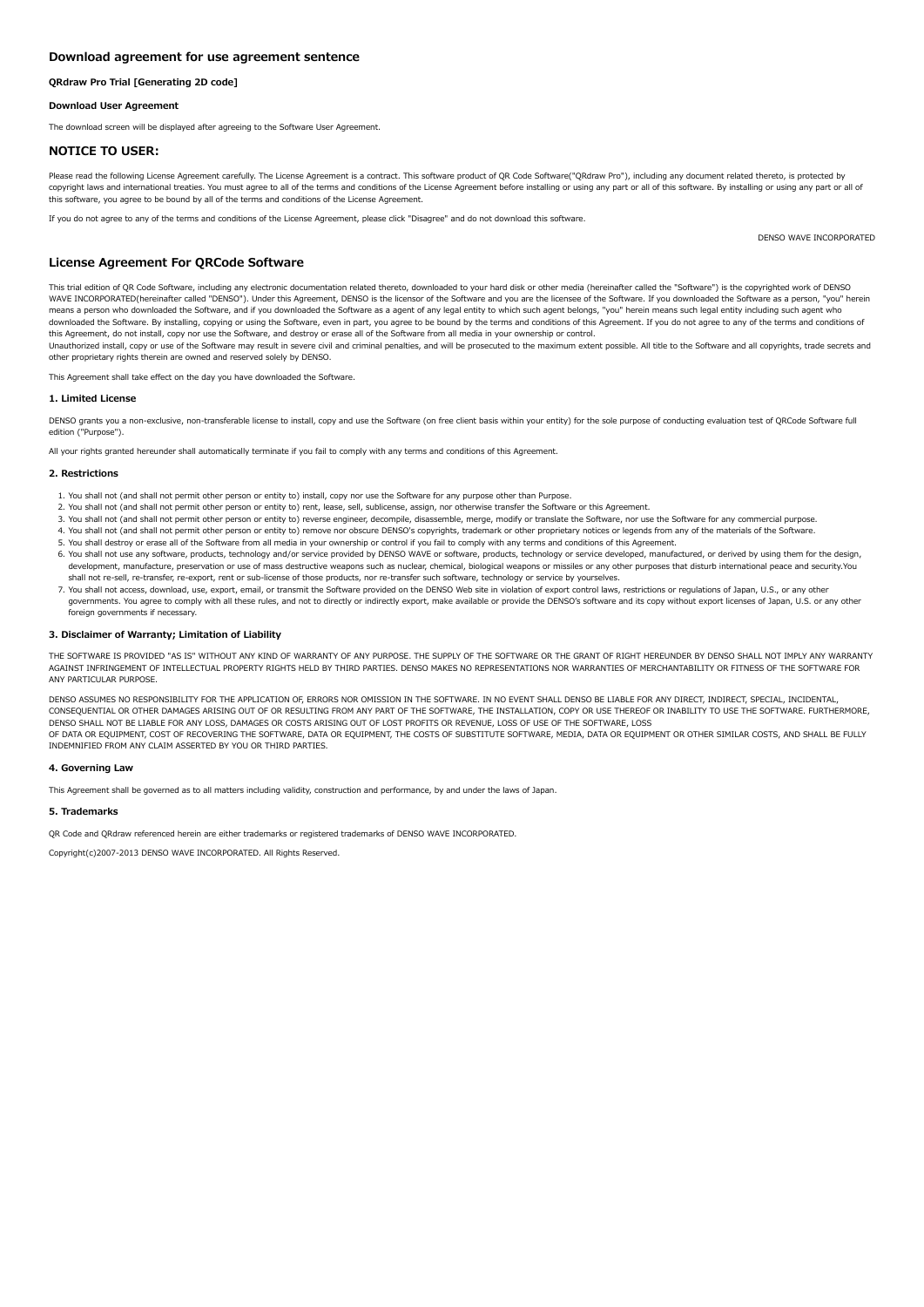## Download agreement for use agreement sentence

#### QRdraw Pro Trial [Generating 2D code]

#### Download User Agreement

The download screen will be displayed after agreeing to the Software User Agreement.

## NOTICE TO USER:

Please read the following License Agreement carefully. The License Agreement is a contract. This software product of QR Code Software("QRdraw Pro"), including any document related thereto, is protected by copyright laws and international treaties. You must agree to all of the terms and conditions of the License Agreement before installing or using any part or all of this software. By installing or using any part or all of this software, you agree to be bound by all of the terms and conditions of the License Agreement.

If you do not agree to any of the terms and conditions of the License Agreement, please click "Disagree" and do not download this software.

DENSO WAVE INCORPORATED

## License Agreement For QRCode Software

This trial edition of QR Code Software, including any electronic documentation related thereto, downloaded to your hard disk or other media (hereinafter called the "Software") is the copyrighted work of DENSO WAVE INCORPORATED(hereinafter called "DENSO"). Under this Agreement, DENSO is the licensor of the Software and you are the licensee of the Software. If you downloaded the Software as a person, "you" herein means a person who downloaded the Software, and if you downloaded the Software as a agent of any legal entity to which such agent belongs, "you" herein means such legal entity including such agent who downloaded the Software. By installing, copying or using the Software, even in part, you agree to be bound by the terms and conditions of this Agreement. If you do not agree to any of the terms and conditions of this Agreement, do not install, copy nor use the Software, and destroy or erase all of the Software from all media in your ownership or control.
Unauthorized install, copy or use of the Software may result in severe civil and criminal penalties, and will be prosecuted to the maximum extent possible. All title to the Software and all copyrights, trade secrets and other proprietary rights therein are owned and reserved solely by DENSO.

This Agreement shall take effect on the day you have downloaded the Software.

#### 1. Limited License

DENSO grants you a non-exclusive, non-transferable license to install, copy and use the Software (on free client basis within your entity) for the sole purpose of conducting evaluation test of QRCode Software full edition ("Purpose").

All your rights granted hereunder shall automatically terminate if you fail to comply with any terms and conditions of this Agreement.

#### 2. Restrictions

1. You shall not (and shall not permit other person or entity to) install, copy nor use the Software for any purpose other than Purpose.
2. You shall not (and shall not permit other person or entity to) rent, lease, sell, sublicense, assign, nor otherwise transfer the Software or this Agreement.
3. You shall not (and shall not permit other person or entity to) reverse engineer, decompile, disassemble, merge, modify or translate the Software, nor use the Software for any commercial purpose.
4. You shall not (and shall not permit other person or entity to) remove nor obscure DENSO's copyrights, trademark or other proprietary notices or legends from any of the materials of the Software.
5. You shall destroy or erase all of the Software from all media in your ownership or control if you fail to comply with any terms and conditions of this Agreement.
6. You shall not use any software, products, technology and/or service provided by DENSO WAVE or software, products, technology or service developed, manufactured, or derived by using them for the design, development, manufacture, preservation or use of mass destructive weapons such as nuclear, chemical, biological weapons or missiles or any other purposes that disturb international peace and security.You shall not re-sell, re-transfer, re-export, rent or sub-license of those products, nor re-transfer such software, technology or service by yourselves.
7. You shall not access, download, use, export, email, or transmit the Software provided on the DENSO Web site in violation of export control laws, restrictions or regulations of Japan, U.S., or any other governments. You agree to comply with all these rules, and not to directly or indirectly export, make available or provide the DENSO's software and its copy without export licenses of Japan, U.S. or any other foreign governments if necessary.

#### 3. Disclaimer of Warranty; Limitation of Liability

THE SOFTWARE IS PROVIDED "AS IS" WITHOUT ANY KIND OF WARRANTY OF ANY PURPOSE. THE SUPPLY OF THE SOFTWARE OR THE GRANT OF RIGHT HEREUNDER BY DENSO SHALL NOT IMPLY ANY WARRANTY AGAINST INFRINGEMENT OF INTELLECTUAL PROPERTY RIGHTS HELD BY THIRD PARTIES. DENSO MAKES NO REPRESENTATIONS NOR WARRANTIES OF MERCHANTABILITY OR FITNESS OF THE SOFTWARE FOR ANY PARTICULAR PURPOSE.

DENSO ASSUMES NO RESPONSIBILITY FOR THE APPLICATION OF, ERRORS NOR OMISSION IN THE SOFTWARE. IN NO EVENT SHALL DENSO BE LIABLE FOR ANY DIRECT, INDIRECT, SPECIAL, INCIDENTAL, CONSEQUENTIAL OR OTHER DAMAGES ARISING OUT OF OR RESULTING FROM ANY PART OF THE SOFTWARE, THE INSTALLATION, COPY OR USE THEREOF OR INABILITY TO USE THE SOFTWARE. FURTHERMORE, DENSO SHALL NOT BE LIABLE FOR ANY LOSS, DAMAGES OR COSTS ARISING OUT OF LOST PROFITS OR REVENUE, LOSS OF USE OF THE SOFTWARE, LOSS
OF DATA OR EQUIPMENT, COST OF RECOVERING THE SOFTWARE, DATA OR EQUIPMENT, THE COSTS OF SUBSTITUTE SOFTWARE, MEDIA, DATA OR EQUIPMENT OR OTHER SIMILAR COSTS, AND SHALL BE FULLY INDEMNIFIED FROM ANY CLAIM ASSERTED BY YOU OR THIRD PARTIES.

#### 4. Governing Law

This Agreement shall be governed as to all matters including validity, construction and performance, by and under the laws of Japan.

#### 5. Trademarks

QR Code and QRdraw referenced herein are either trademarks or registered trademarks of DENSO WAVE INCORPORATED.

Copyright(c)2007-2013 DENSO WAVE INCORPORATED. All Rights Reserved.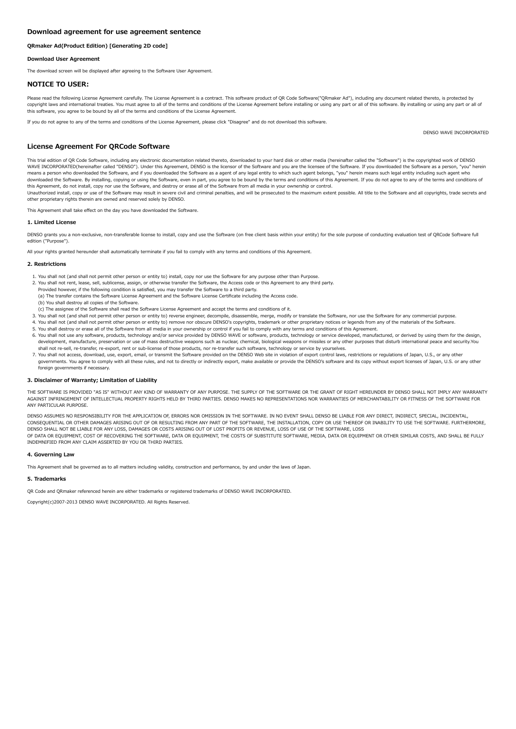## Download agreement for use agreement sentence

#### QRmaker Ad(Product Edition) [Generating 2D code]

#### Download User Agreement

The download screen will be displayed after agreeing to the Software User Agreement.

## NOTICE TO USER:

Please read the following License Agreement carefully. The License Agreement is a contract. This software product of QR Code Software("QRmaker Ad"), including any document related thereto, is protected by copyright laws and international treaties. You must agree to all of the terms and conditions of the License Agreement before installing or using any part or all of this software. By installing or using any part or all of this software, you agree to be bound by all of the terms and conditions of the License Agreement.

If you do not agree to any of the terms and conditions of the License Agreement, please click "Disagree" and do not download this software.

DENSO WAVE INCORPORATED

## License Agreement For QRCode Software

This trial edition of QR Code Software, including any electronic documentation related thereto, downloaded to your hard disk or other media (hereinafter called the "Software") is the copyrighted work of DENSO WAVE INCORPORATED(hereinafter called "DENSO"). Under this Agreement, DENSO is the licensor of the Software and you are the licensee of the Software. If you downloaded the Software as a person, "you" herein means a person who downloaded the Software, and if you downloaded the Software as a agent of any legal entity to which such agent belongs, "you" herein means such legal entity including such agent who downloaded the Software. By installing, copying or using the Software, even in part, you agree to be bound by the terms and conditions of this Agreement. If you do not agree to any of the terms and conditions of this Agreement, do not install, copy nor use the Software, and destroy or erase all of the Software from all media in your ownership or control.
Unauthorized install, copy or use of the Software may result in severe civil and criminal penalties, and will be prosecuted to the maximum extent possible. All title to the Software and all copyrights, trade secrets and other proprietary rights therein are owned and reserved solely by DENSO.

This Agreement shall take effect on the day you have downloaded the Software.

#### 1. Limited License

DENSO grants you a non-exclusive, non-transferable license to install, copy and use the Software (on free client basis within your entity) for the sole purpose of conducting evaluation test of QRCode Software full edition ("Purpose").

All your rights granted hereunder shall automatically terminate if you fail to comply with any terms and conditions of this Agreement.

#### 2. Restrictions

1. You shall not (and shall not permit other person or entity to) install, copy nor use the Software for any purpose other than Purpose.
2. You shall not rent, lease, sell, sublicense, assign, or otherwise transfer the Software, the Access code or this Agreement to any third party.
   Provided however, if the following condition is satisfied, you may transfer the Software to a third party.
   (a) The transfer contains the Software License Agreement and the Software License Certificate including the Access code.
   (b) You shall destroy all copies of the Software.
   (c) The assignee of the Software shall read the Software License Agreement and accept the terms and conditions of it.
3. You shall not (and shall not permit other person or entity to) reverse engineer, decompile, disassemble, merge, modify or translate the Software, nor use the Software for any commercial purpose.
4. You shall not (and shall not permit other person or entity to) remove nor obscure DENSO's copyrights, trademark or other proprietary notices or legends from any of the materials of the Software.
5. You shall destroy or erase all of the Software from all media in your ownership or control if you fail to comply with any terms and conditions of this Agreement.
6. You shall not use any software, products, technology and/or service provided by DENSO WAVE or software, products, technology or service developed, manufactured, or derived by using them for the design, development, manufacture, preservation or use of mass destructive weapons such as nuclear, chemical, biological weapons or missiles or any other purposes that disturb international peace and security.You shall not re-sell, re-transfer, re-export, rent or sub-license of those products, nor re-transfer such software, technology or service by yourselves.
7. You shall not access, download, use, export, email, or transmit the Software provided on the DENSO Web site in violation of export control laws, restrictions or regulations of Japan, U.S., or any other governments. You agree to comply with all these rules, and not to directly or indirectly export, make available or provide the DENSO's software and its copy without export licenses of Japan, U.S. or any other foreign governments if necessary.

#### 3. Disclaimer of Warranty; Limitation of Liability

THE SOFTWARE IS PROVIDED "AS IS" WITHOUT ANY KIND OF WARRANTY OF ANY PURPOSE. THE SUPPLY OF THE SOFTWARE OR THE GRANT OF RIGHT HEREUNDER BY DENSO SHALL NOT IMPLY ANY WARRANTY AGAINST INFRINGEMENT OF INTELLECTUAL PROPERTY RIGHTS HELD BY THIRD PARTIES. DENSO MAKES NO REPRESENTATIONS NOR WARRANTIES OF MERCHANTABILITY OR FITNESS OF THE SOFTWARE FOR ANY PARTICULAR PURPOSE.

DENSO ASSUMES NO RESPONSIBILITY FOR THE APPLICATION OF, ERRORS NOR OMISSION IN THE SOFTWARE. IN NO EVENT SHALL DENSO BE LIABLE FOR ANY DIRECT, INDIRECT, SPECIAL, INCIDENTAL, CONSEQUENTIAL OR OTHER DAMAGES ARISING OUT OF OR RESULTING FROM ANY PART OF THE SOFTWARE, THE INSTALLATION, COPY OR USE THEREOF OR INABILITY TO USE THE SOFTWARE. FURTHERMORE, DENSO SHALL NOT BE LIABLE FOR ANY LOSS, DAMAGES OR COSTS ARISING OUT OF LOST PROFITS OR REVENUE, LOSS OF USE OF THE SOFTWARE, LOSS
OF DATA OR EQUIPMENT, COST OF RECOVERING THE SOFTWARE, DATA OR EQUIPMENT, THE COSTS OF SUBSTITUTE SOFTWARE, MEDIA, DATA OR EQUIPMENT OR OTHER SIMILAR COSTS, AND SHALL BE FULLY INDEMNIFIED FROM ANY CLAIM ASSERTED BY YOU OR THIRD PARTIES.

#### 4. Governing Law

This Agreement shall be governed as to all matters including validity, construction and performance, by and under the laws of Japan.

#### 5. Trademarks

QR Code and QRmaker referenced herein are either trademarks or registered trademarks of DENSO WAVE INCORPORATED.

Copyright(c)2007-2013 DENSO WAVE INCORPORATED. All Rights Reserved.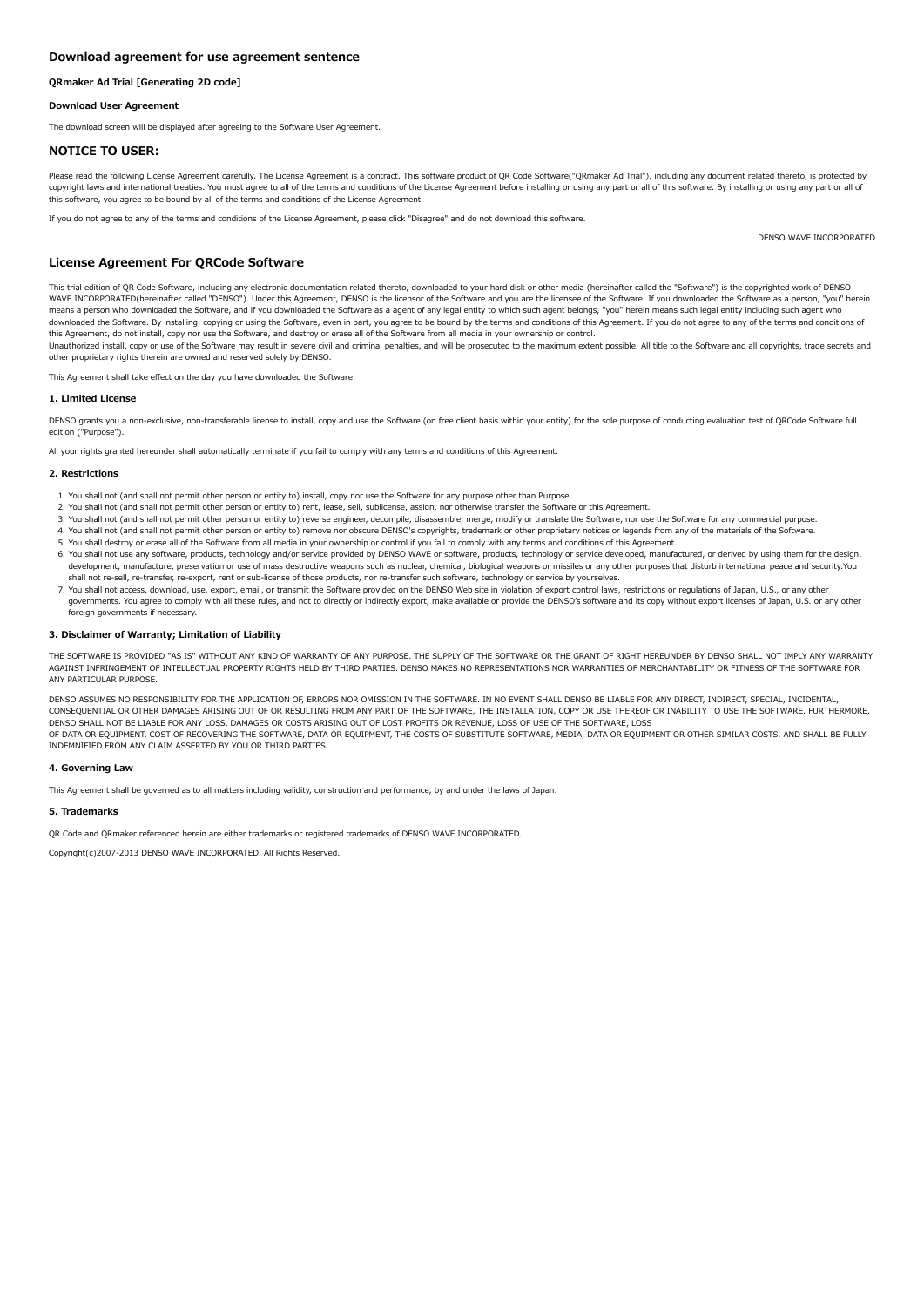## Download agreement for use agreement sentence

#### QRmaker Ad Trial [Generating 2D code]

#### Download User Agreement

The download screen will be displayed after agreeing to the Software User Agreement.

## NOTICE TO USER:

Please read the following License Agreement carefully. The License Agreement is a contract. This software product of QR Code Software("QRmaker Ad Trial"), including any document related thereto, is protected by copyright laws and international treaties. You must agree to all of the terms and conditions of the License Agreement before installing or using any part or all of this software. By installing or using any part or all of this software, you agree to be bound by all of the terms and conditions of the License Agreement.

If you do not agree to any of the terms and conditions of the License Agreement, please click "Disagree" and do not download this software.

DENSO WAVE INCORPORATED

## License Agreement For QRCode Software

This trial edition of QR Code Software, including any electronic documentation related thereto, downloaded to your hard disk or other media (hereinafter called the "Software") is the copyrighted work of DENSO WAVE INCORPORATED(hereinafter called "DENSO"). Under this Agreement, DENSO is the licensor of the Software and you are the licensee of the Software. If you downloaded the Software as a person, "you" herein means a person who downloaded the Software, and if you downloaded the Software as a agent of any legal entity to which such agent belongs, "you" herein means such legal entity including such agent who downloaded the Software. By installing, copying or using the Software, even in part, you agree to be bound by the terms and conditions of this Agreement. If you do not agree to any of the terms and conditions of this Agreement, do not install, copy nor use the Software, and destroy or erase all of the Software from all media in your ownership or control.
Unauthorized install, copy or use of the Software may result in severe civil and criminal penalties, and will be prosecuted to the maximum extent possible. All title to the Software and all copyrights, trade secrets and other proprietary rights therein are owned and reserved solely by DENSO.

This Agreement shall take effect on the day you have downloaded the Software.

#### 1. Limited License

DENSO grants you a non-exclusive, non-transferable license to install, copy and use the Software (on free client basis within your entity) for the sole purpose of conducting evaluation test of QRCode Software full edition ("Purpose").

All your rights granted hereunder shall automatically terminate if you fail to comply with any terms and conditions of this Agreement.

#### 2. Restrictions

1. You shall not (and shall not permit other person or entity to) install, copy nor use the Software for any purpose other than Purpose.
2. You shall not (and shall not permit other person or entity to) rent, lease, sell, sublicense, assign, nor otherwise transfer the Software or this Agreement.
3. You shall not (and shall not permit other person or entity to) reverse engineer, decompile, disassemble, merge, modify or translate the Software, nor use the Software for any commercial purpose.
4. You shall not (and shall not permit other person or entity to) remove nor obscure DENSO's copyrights, trademark or other proprietary notices or legends from any of the materials of the Software.
5. You shall destroy or erase all of the Software from all media in your ownership or control if you fail to comply with any terms and conditions of this Agreement.
6. You shall not use any software, products, technology and/or service provided by DENSO WAVE or software, products, technology or service developed, manufactured, or derived by using them for the design, development, manufacture, preservation or use of mass destructive weapons such as nuclear, chemical, biological weapons or missiles or any other purposes that disturb international peace and security.You shall not re-sell, re-transfer, re-export, rent or sub-license of those products, nor re-transfer such software, technology or service by yourselves.
7. You shall not access, download, use, export, email, or transmit the Software provided on the DENSO Web site in violation of export control laws, restrictions or regulations of Japan, U.S., or any other governments. You agree to comply with all these rules, and not to directly or indirectly export, make available or provide the DENSO's software and its copy without export licenses of Japan, U.S. or any other foreign governments if necessary.

#### 3. Disclaimer of Warranty; Limitation of Liability

THE SOFTWARE IS PROVIDED "AS IS" WITHOUT ANY KIND OF WARRANTY OF ANY PURPOSE. THE SUPPLY OF THE SOFTWARE OR THE GRANT OF RIGHT HEREUNDER BY DENSO SHALL NOT IMPLY ANY WARRANTY AGAINST INFRINGEMENT OF INTELLECTUAL PROPERTY RIGHTS HELD BY THIRD PARTIES. DENSO MAKES NO REPRESENTATIONS NOR WARRANTIES OF MERCHANTABILITY OR FITNESS OF THE SOFTWARE FOR ANY PARTICULAR PURPOSE.

DENSO ASSUMES NO RESPONSIBILITY FOR THE APPLICATION OF, ERRORS NOR OMISSION IN THE SOFTWARE. IN NO EVENT SHALL DENSO BE LIABLE FOR ANY DIRECT, INDIRECT, SPECIAL, INCIDENTAL, CONSEQUENTIAL OR OTHER DAMAGES ARISING OUT OF OR RESULTING FROM ANY PART OF THE SOFTWARE, THE INSTALLATION, COPY OR USE THEREOF OR INABILITY TO USE THE SOFTWARE. FURTHERMORE, DENSO SHALL NOT BE LIABLE FOR ANY LOSS, DAMAGES OR COSTS ARISING OUT OF LOST PROFITS OR REVENUE, LOSS OF USE OF THE SOFTWARE, LOSS
OF DATA OR EQUIPMENT, COST OF RECOVERING THE SOFTWARE, DATA OR EQUIPMENT, THE COSTS OF SUBSTITUTE SOFTWARE, MEDIA, DATA OR EQUIPMENT OR OTHER SIMILAR COSTS, AND SHALL BE FULLY INDEMNIFIED FROM ANY CLAIM ASSERTED BY YOU OR THIRD PARTIES.

#### 4. Governing Law

This Agreement shall be governed as to all matters including validity, construction and performance, by and under the laws of Japan.

#### 5. Trademarks

QR Code and QRmaker referenced herein are either trademarks or registered trademarks of DENSO WAVE INCORPORATED.

Copyright(c)2007-2013 DENSO WAVE INCORPORATED. All Rights Reserved.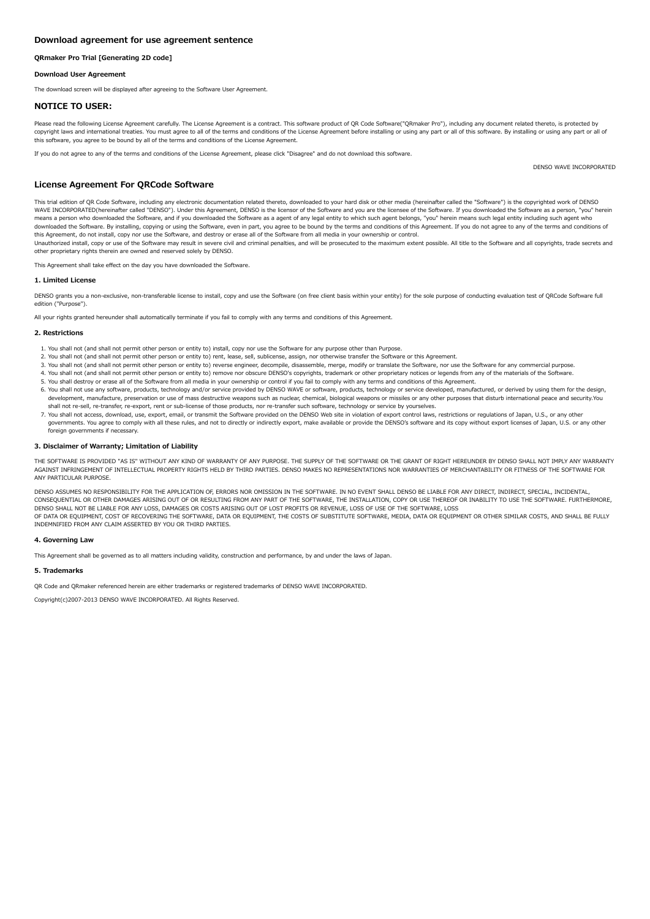## Download agreement for use agreement sentence

#### QRmaker Pro Trial [Generating 2D code]

#### Download User Agreement

The download screen will be displayed after agreeing to the Software User Agreement.

## NOTICE TO USER:

Please read the following License Agreement carefully. The License Agreement is a contract. This software product of QR Code Software("QRmaker Pro"), including any document related thereto, is protected by copyright laws and international treaties. You must agree to all of the terms and conditions of the License Agreement before installing or using any part or all of this software. By installing or using any part or all of this software, you agree to be bound by all of the terms and conditions of the License Agreement.

If you do not agree to any of the terms and conditions of the License Agreement, please click "Disagree" and do not download this software.

DENSO WAVE INCORPORATED

## License Agreement For QRCode Software

This trial edition of QR Code Software, including any electronic documentation related thereto, downloaded to your hard disk or other media (hereinafter called the "Software") is the copyrighted work of DENSO WAVE INCORPORATED(hereinafter called "DENSO"). Under this Agreement, DENSO is the licensor of the Software and you are the licensee of the Software. If you downloaded the Software as a person, "you" herein means a person who downloaded the Software, and if you downloaded the Software as a agent of any legal entity to which such agent belongs, "you" herein means such legal entity including such agent who downloaded the Software. By installing, copying or using the Software, even in part, you agree to be bound by the terms and conditions of this Agreement. If you do not agree to any of the terms and conditions of this Agreement, do not install, copy nor use the Software, and destroy or erase all of the Software from all media in your ownership or control.
Unauthorized install, copy or use of the Software may result in severe civil and criminal penalties, and will be prosecuted to the maximum extent possible. All title to the Software and all copyrights, trade secrets and other proprietary rights therein are owned and reserved solely by DENSO.

This Agreement shall take effect on the day you have downloaded the Software.

#### 1. Limited License

DENSO grants you a non-exclusive, non-transferable license to install, copy and use the Software (on free client basis within your entity) for the sole purpose of conducting evaluation test of QRCode Software full edition ("Purpose").

All your rights granted hereunder shall automatically terminate if you fail to comply with any terms and conditions of this Agreement.

#### 2. Restrictions

1. You shall not (and shall not permit other person or entity to) install, copy nor use the Software for any purpose other than Purpose.
2. You shall not (and shall not permit other person or entity to) rent, lease, sell, sublicense, assign, nor otherwise transfer the Software or this Agreement.
3. You shall not (and shall not permit other person or entity to) reverse engineer, decompile, disassemble, merge, modify or translate the Software, nor use the Software for any commercial purpose.
4. You shall not (and shall not permit other person or entity to) remove nor obscure DENSO's copyrights, trademark or other proprietary notices or legends from any of the materials of the Software.
5. You shall destroy or erase all of the Software from all media in your ownership or control if you fail to comply with any terms and conditions of this Agreement.
6. You shall not use any software, products, technology and/or service provided by DENSO WAVE or software, products, technology or service developed, manufactured, or derived by using them for the design, development, manufacture, preservation or use of mass destructive weapons such as nuclear, chemical, biological weapons or missiles or any other purposes that disturb international peace and security.You shall not re-sell, re-transfer, re-export, rent or sub-license of those products, nor re-transfer such software, technology or service by yourselves.
7. You shall not access, download, use, export, email, or transmit the Software provided on the DENSO Web site in violation of export control laws, restrictions or regulations of Japan, U.S., or any other governments. You agree to comply with all these rules, and not to directly or indirectly export, make available or provide the DENSO's software and its copy without export licenses of Japan, U.S. or any other foreign governments if necessary.

#### 3. Disclaimer of Warranty; Limitation of Liability

THE SOFTWARE IS PROVIDED "AS IS" WITHOUT ANY KIND OF WARRANTY OF ANY PURPOSE. THE SUPPLY OF THE SOFTWARE OR THE GRANT OF RIGHT HEREUNDER BY DENSO SHALL NOT IMPLY ANY WARRANTY AGAINST INFRINGEMENT OF INTELLECTUAL PROPERTY RIGHTS HELD BY THIRD PARTIES. DENSO MAKES NO REPRESENTATIONS NOR WARRANTIES OF MERCHANTABILITY OR FITNESS OF THE SOFTWARE FOR ANY PARTICULAR PURPOSE.

DENSO ASSUMES NO RESPONSIBILITY FOR THE APPLICATION OF, ERRORS NOR OMISSION IN THE SOFTWARE. IN NO EVENT SHALL DENSO BE LIABLE FOR ANY DIRECT, INDIRECT, SPECIAL, INCIDENTAL, CONSEQUENTIAL OR OTHER DAMAGES ARISING OUT OF OR RESULTING FROM ANY PART OF THE SOFTWARE, THE INSTALLATION, COPY OR USE THEREOF OR INABILITY TO USE THE SOFTWARE. FURTHERMORE, DENSO SHALL NOT BE LIABLE FOR ANY LOSS, DAMAGES OR COSTS ARISING OUT OF LOST PROFITS OR REVENUE, LOSS OF USE OF THE SOFTWARE, LOSS
OF DATA OR EQUIPMENT, COST OF RECOVERING THE SOFTWARE, DATA OR EQUIPMENT, THE COSTS OF SUBSTITUTE SOFTWARE, MEDIA, DATA OR EQUIPMENT OR OTHER SIMILAR COSTS, AND SHALL BE FULLY INDEMNIFIED FROM ANY CLAIM ASSERTED BY YOU OR THIRD PARTIES.

#### 4. Governing Law

This Agreement shall be governed as to all matters including validity, construction and performance, by and under the laws of Japan.

#### 5. Trademarks

QR Code and QRmaker referenced herein are either trademarks or registered trademarks of DENSO WAVE INCORPORATED.

Copyright(c)2007-2013 DENSO WAVE INCORPORATED. All Rights Reserved.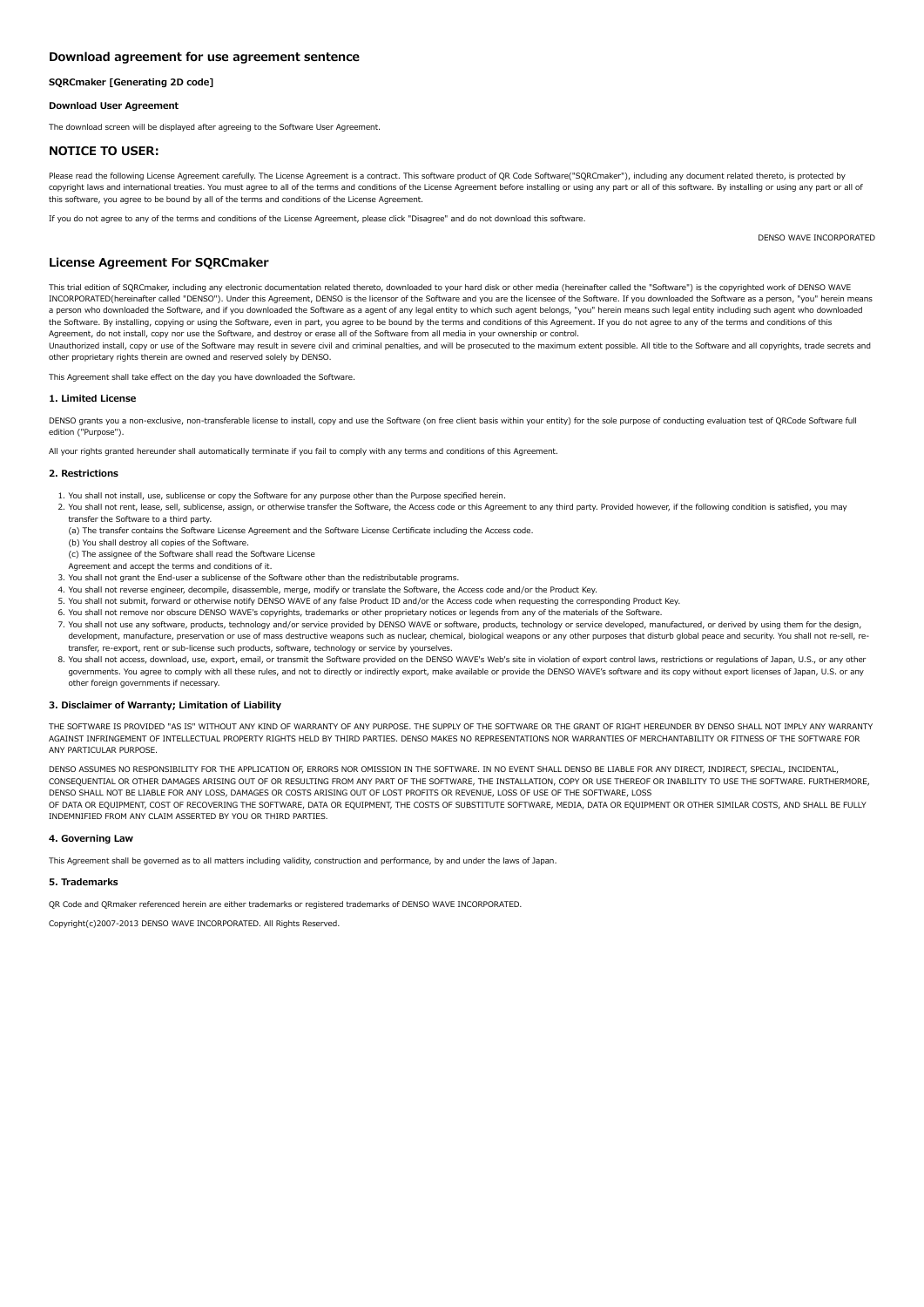## Download agreement for use agreement sentence

#### SQRCmaker [Generating 2D code]

#### Download User Agreement

The download screen will be displayed after agreeing to the Software User Agreement.

### NOTICE TO USER:

Please read the following License Agreement carefully. The License Agreement is a contract. This software product of QR Code Software("SQRCmaker"), including any document related thereto, is protected by copyright laws and international treaties. You must agree to all of the terms and conditions of the License Agreement before installing or using any part or all of this software. By installing or using any part or all of this software, you agree to be bound by all of the terms and conditions of the License Agreement.

If you do not agree to any of the terms and conditions of the License Agreement, please click "Disagree" and do not download this software.

DENSO WAVE INCORPORATED

### License Agreement For SQRCmaker

This trial edition of SQRCmaker, including any electronic documentation related thereto, downloaded to your hard disk or other media (hereinafter called the "Software") is the copyrighted work of DENSO WAVE INCORPORATED(hereinafter called "DENSO"). Under this Agreement, DENSO is the licensor of the Software and you are the licensee of the Software. If you downloaded the Software as a person, "you" herein means a person who downloaded the Software, and if you downloaded the Software as a agent of any legal entity to which such agent belongs, "you" herein means such legal entity including such agent who downloaded the Software. By installing, copying or using the Software, even in part, you agree to be bound by the terms and conditions of this Agreement. If you do not agree to any of the terms and conditions of this Agreement, do not install, copy nor use the Software, and destroy or erase all of the Software from all media in your ownership or control.
Unauthorized install, copy or use of the Software may result in severe civil and criminal penalties, and will be prosecuted to the maximum extent possible. All title to the Software and all copyrights, trade secrets and other proprietary rights therein are owned and reserved solely by DENSO.

This Agreement shall take effect on the day you have downloaded the Software.

#### 1. Limited License

DENSO grants you a non-exclusive, non-transferable license to install, copy and use the Software (on free client basis within your entity) for the sole purpose of conducting evaluation test of QRCode Software full edition ("Purpose").

All your rights granted hereunder shall automatically terminate if you fail to comply with any terms and conditions of this Agreement.

#### 2. Restrictions

1. You shall not install, use, sublicense or copy the Software for any purpose other than the Purpose specified herein.
2. You shall not rent, lease, sell, sublicense, assign, or otherwise transfer the Software, the Access code or this Agreement to any third party. Provided however, if the following condition is satisfied, you may transfer the Software to a third party.
   (a) The transfer contains the Software License Agreement and the Software License Certificate including the Access code.
   (b) You shall destroy all copies of the Software.
   (c) The assignee of the Software shall read the Software License
   Agreement and accept the terms and conditions of it.
3. You shall not grant the End-user a sublicense of the Software other than the redistributable programs.
4. You shall not reverse engineer, decompile, disassemble, merge, modify or translate the Software, the Access code and/or the Product Key.
5. You shall not submit, forward or otherwise notify DENSO WAVE of any false Product ID and/or the Access code when requesting the corresponding Product Key.
6. You shall not remove nor obscure DENSO WAVE's copyrights, trademarks or other proprietary notices or legends from any of the materials of the Software.
7. You shall not use any software, products, technology and/or service provided by DENSO WAVE or software, products, technology or service developed, manufactured, or derived by using them for the design, development, manufacture, preservation or use of mass destructive weapons such as nuclear, chemical, biological weapons or any other purposes that disturb global peace and security. You shall not re-sell, re-transfer, re-export, rent or sub-license such products, software, technology or service by yourselves.
8. You shall not access, download, use, export, email, or transmit the Software provided on the DENSO WAVE's Web's site in violation of export control laws, restrictions or regulations of Japan, U.S., or any other governments. You agree to comply with all these rules, and not to directly or indirectly export, make available or provide the DENSO WAVE's software and its copy without export licenses of Japan, U.S. or any other foreign governments if necessary.

#### 3. Disclaimer of Warranty; Limitation of Liability

THE SOFTWARE IS PROVIDED "AS IS" WITHOUT ANY KIND OF WARRANTY OF ANY PURPOSE. THE SUPPLY OF THE SOFTWARE OR THE GRANT OF RIGHT HEREUNDER BY DENSO SHALL NOT IMPLY ANY WARRANTY AGAINST INFRINGEMENT OF INTELLECTUAL PROPERTY RIGHTS HELD BY THIRD PARTIES. DENSO MAKES NO REPRESENTATIONS NOR WARRANTIES OF MERCHANTABILITY OR FITNESS OF THE SOFTWARE FOR ANY PARTICULAR PURPOSE.

DENSO ASSUMES NO RESPONSIBILITY FOR THE APPLICATION OF, ERRORS NOR OMISSION IN THE SOFTWARE. IN NO EVENT SHALL DENSO BE LIABLE FOR ANY DIRECT, INDIRECT, SPECIAL, INCIDENTAL, CONSEQUENTIAL OR OTHER DAMAGES ARISING OUT OF OR RESULTING FROM ANY PART OF THE SOFTWARE, THE INSTALLATION, COPY OR USE THEREOF OR INABILITY TO USE THE SOFTWARE. FURTHERMORE, DENSO SHALL NOT BE LIABLE FOR ANY LOSS, DAMAGES OR COSTS ARISING OUT OF LOST PROFITS OR REVENUE, LOSS OF USE OF THE SOFTWARE, LOSS
OF DATA OR EQUIPMENT, COST OF RECOVERING THE SOFTWARE, DATA OR EQUIPMENT, THE COSTS OF SUBSTITUTE SOFTWARE, MEDIA, DATA OR EQUIPMENT OR OTHER SIMILAR COSTS, AND SHALL BE FULLY INDEMNIFIED FROM ANY CLAIM ASSERTED BY YOU OR THIRD PARTIES.

#### 4. Governing Law

This Agreement shall be governed as to all matters including validity, construction and performance, by and under the laws of Japan.

#### 5. Trademarks

QR Code and QRmaker referenced herein are either trademarks or registered trademarks of DENSO WAVE INCORPORATED.

Copyright(c)2007-2013 DENSO WAVE INCORPORATED. All Rights Reserved.